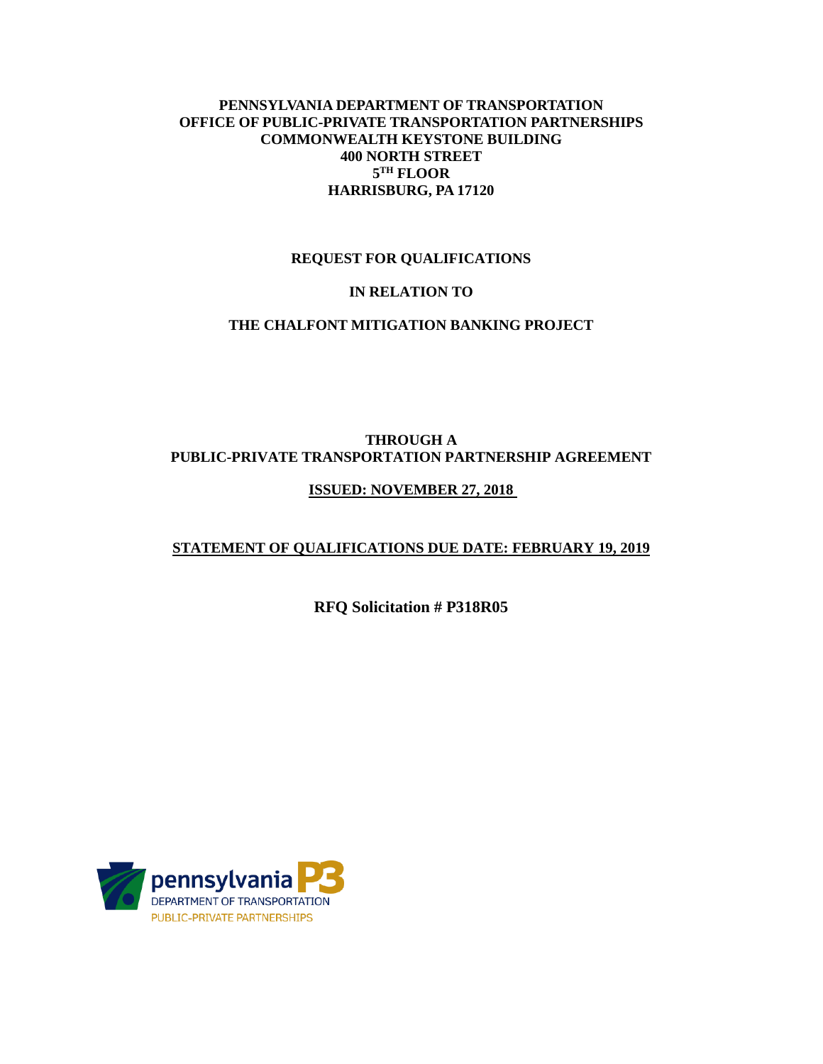**PENNSYLVANIA DEPARTMENT OF TRANSPORTATION**
**OFFICE OF PUBLIC-PRIVATE TRANSPORTATION PARTNERSHIPS**
**COMMONWEALTH KEYSTONE BUILDING**
**400 NORTH STREET**
**5TH FLOOR**
**HARRISBURG, PA 17120**

# REQUEST FOR QUALIFICATIONS

# IN RELATION TO

# THE CHALFONT MITIGATION BANKING PROJECT

**THROUGH A**
**PUBLIC-PRIVATE TRANSPORTATION PARTNERSHIP AGREEMENT**

**ISSUED: NOVEMBER 27, 2018**

**STATEMENT OF QUALIFICATIONS DUE DATE: FEBRUARY 19, 2019**

**RFQ Solicitation # P318R05**

pennsylvania P3
DEPARTMENT OF TRANSPORTATION
PUBLIC-PRIVATE PARTNERSHIPS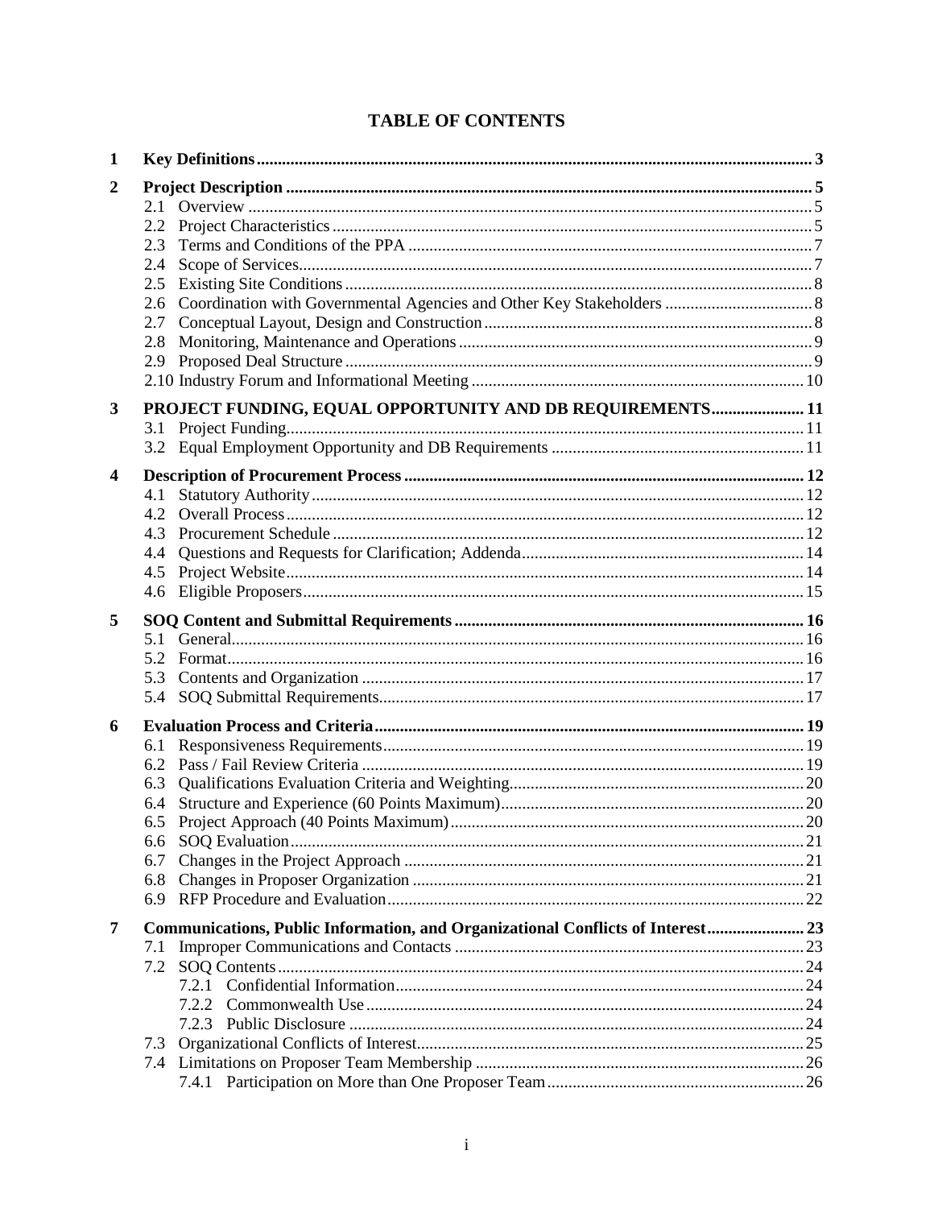# TABLE OF CONTENTS

| | | |
|---|---|---|
| **1** | **Key Definitions** | **3** |
| **2** | **Project Description** | **5** |
| | 2.1 Overview | 5 |
| | 2.2 Project Characteristics | 5 |
| | 2.3 Terms and Conditions of the PPA | 7 |
| | 2.4 Scope of Services | 7 |
| | 2.5 Existing Site Conditions | 8 |
| | 2.6 Coordination with Governmental Agencies and Other Key Stakeholders | 8 |
| | 2.7 Conceptual Layout, Design and Construction | 8 |
| | 2.8 Monitoring, Maintenance and Operations | 9 |
| | 2.9 Proposed Deal Structure | 9 |
| | 2.10 Industry Forum and Informational Meeting | 10 |
| **3** | **PROJECT FUNDING, EQUAL OPPORTUNITY AND DB REQUIREMENTS** | **11** |
| | 3.1 Project Funding | 11 |
| | 3.2 Equal Employment Opportunity and DB Requirements | 11 |
| **4** | **Description of Procurement Process** | **12** |
| | 4.1 Statutory Authority | 12 |
| | 4.2 Overall Process | 12 |
| | 4.3 Procurement Schedule | 12 |
| | 4.4 Questions and Requests for Clarification; Addenda | 14 |
| | 4.5 Project Website | 14 |
| | 4.6 Eligible Proposers | 15 |
| **5** | **SOQ Content and Submittal Requirements** | **16** |
| | 5.1 General | 16 |
| | 5.2 Format | 16 |
| | 5.3 Contents and Organization | 17 |
| | 5.4 SOQ Submittal Requirements | 17 |
| **6** | **Evaluation Process and Criteria** | **19** |
| | 6.1 Responsiveness Requirements | 19 |
| | 6.2 Pass / Fail Review Criteria | 19 |
| | 6.3 Qualifications Evaluation Criteria and Weighting | 20 |
| | 6.4 Structure and Experience (60 Points Maximum) | 20 |
| | 6.5 Project Approach (40 Points Maximum) | 20 |
| | 6.6 SOQ Evaluation | 21 |
| | 6.7 Changes in the Project Approach | 21 |
| | 6.8 Changes in Proposer Organization | 21 |
| | 6.9 RFP Procedure and Evaluation | 22 |
| **7** | **Communications, Public Information, and Organizational Conflicts of Interest** | **23** |
| | 7.1 Improper Communications and Contacts | 23 |
| | 7.2 SOQ Contents | 24 |
| | 7.2.1 Confidential Information | 24 |
| | 7.2.2 Commonwealth Use | 24 |
| | 7.2.3 Public Disclosure | 24 |
| | 7.3 Organizational Conflicts of Interest | 25 |
| | 7.4 Limitations on Proposer Team Membership | 26 |
| | 7.4.1 Participation on More than One Proposer Team | 26 |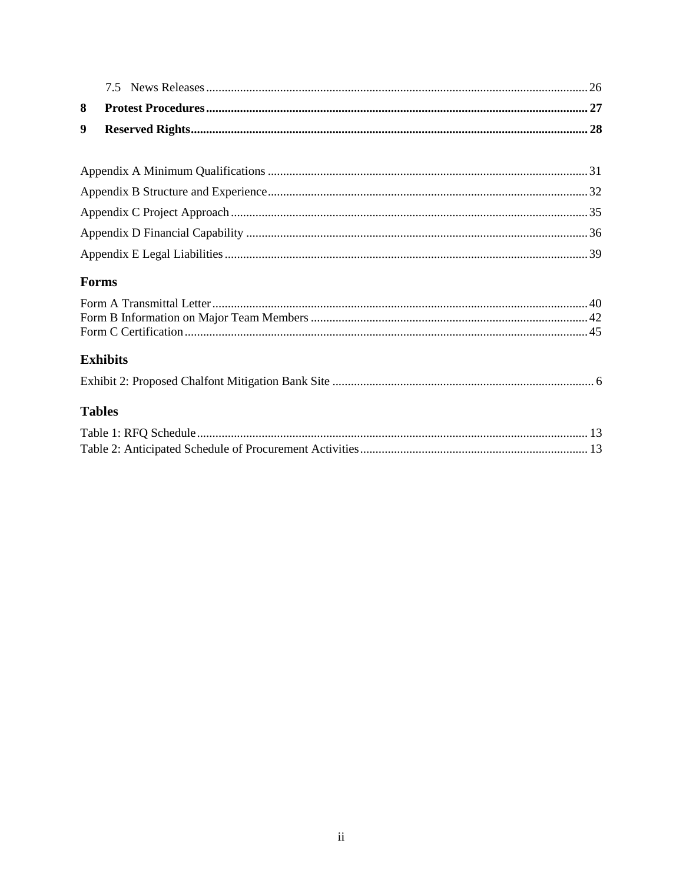7.5 News Releases ........................................................................................................................... 26

**8 Protest Procedures ........................................................................................................................... 27**

**9 Reserved Rights ................................................................................................................................. 28**

Appendix A Minimum Qualifications ....................................................................................................... 31

Appendix B Structure and Experience ....................................................................................................... 32

Appendix C Project Approach ................................................................................................................... 35

Appendix D Financial Capability .............................................................................................................. 36

Appendix E Legal Liabilities ..................................................................................................................... 39

## Forms

Form A Transmittal Letter ......................................................................................................................... 40

Form B Information on Major Team Members .......................................................................................... 42

Form C Certification .................................................................................................................................. 45

## Exhibits

Exhibit 2: Proposed Chalfont Mitigation Bank Site .................................................................................... 6

## Tables

Table 1: RFQ Schedule .............................................................................................................................. 13

Table 2: Anticipated Schedule of Procurement Activities .......................................................................... 13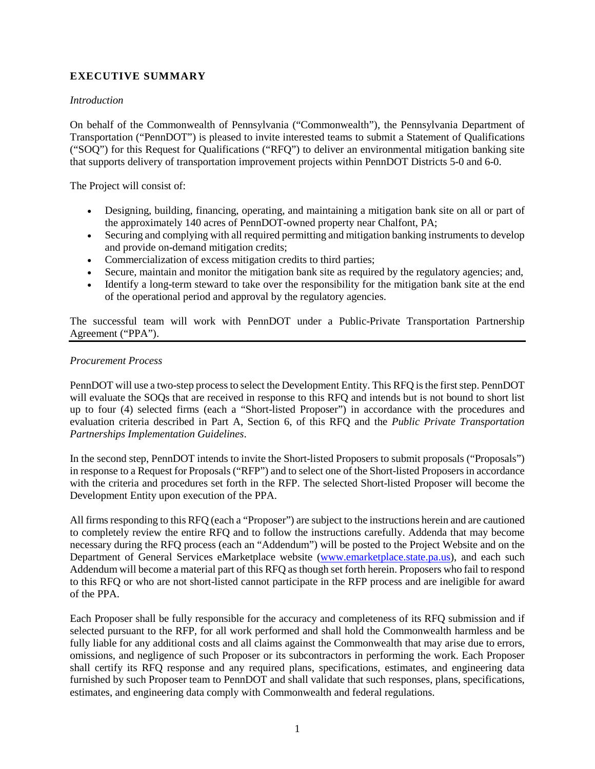## EXECUTIVE SUMMARY

*Introduction*

On behalf of the Commonwealth of Pennsylvania ("Commonwealth"), the Pennsylvania Department of Transportation ("PennDOT") is pleased to invite interested teams to submit a Statement of Qualifications ("SOQ") for this Request for Qualifications ("RFQ") to deliver an environmental mitigation banking site that supports delivery of transportation improvement projects within PennDOT Districts 5-0 and 6-0.

The Project will consist of:

- Designing, building, financing, operating, and maintaining a mitigation bank site on all or part of the approximately 140 acres of PennDOT-owned property near Chalfont, PA;
- Securing and complying with all required permitting and mitigation banking instruments to develop and provide on-demand mitigation credits;
- Commercialization of excess mitigation credits to third parties;
- Secure, maintain and monitor the mitigation bank site as required by the regulatory agencies; and,
- Identify a long-term steward to take over the responsibility for the mitigation bank site at the end of the operational period and approval by the regulatory agencies.

The successful team will work with PennDOT under a Public-Private Transportation Partnership Agreement ("PPA").

---

*Procurement Process*

PennDOT will use a two-step process to select the Development Entity. This RFQ is the first step. PennDOT will evaluate the SOQs that are received in response to this RFQ and intends but is not bound to short list up to four (4) selected firms (each a "Short-listed Proposer") in accordance with the procedures and evaluation criteria described in Part A, Section 6, of this RFQ and the *Public Private Transportation Partnerships Implementation Guidelines*.

In the second step, PennDOT intends to invite the Short-listed Proposers to submit proposals ("Proposals") in response to a Request for Proposals ("RFP") and to select one of the Short-listed Proposers in accordance with the criteria and procedures set forth in the RFP. The selected Short-listed Proposer will become the Development Entity upon execution of the PPA.

All firms responding to this RFQ (each a "Proposer") are subject to the instructions herein and are cautioned to completely review the entire RFQ and to follow the instructions carefully. Addenda that may become necessary during the RFQ process (each an "Addendum") will be posted to the Project Website and on the Department of General Services eMarketplace website (www.emarketplace.state.pa.us), and each such Addendum will become a material part of this RFQ as though set forth herein. Proposers who fail to respond to this RFQ or who are not short-listed cannot participate in the RFP process and are ineligible for award of the PPA.

Each Proposer shall be fully responsible for the accuracy and completeness of its RFQ submission and if selected pursuant to the RFP, for all work performed and shall hold the Commonwealth harmless and be fully liable for any additional costs and all claims against the Commonwealth that may arise due to errors, omissions, and negligence of such Proposer or its subcontractors in performing the work. Each Proposer shall certify its RFQ response and any required plans, specifications, estimates, and engineering data furnished by such Proposer team to PennDOT and shall validate that such responses, plans, specifications, estimates, and engineering data comply with Commonwealth and federal regulations.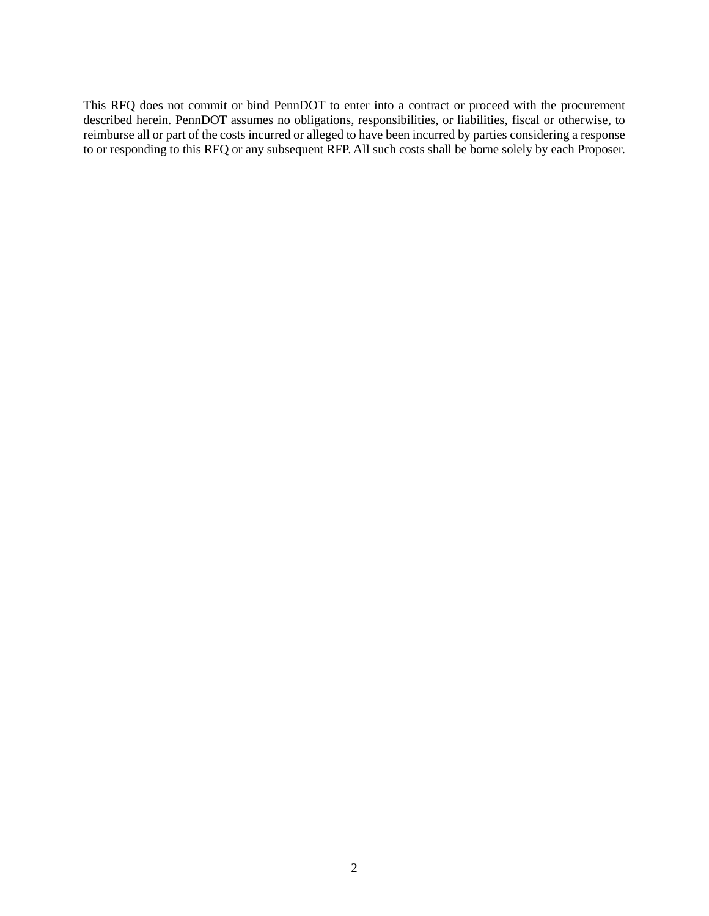This RFQ does not commit or bind PennDOT to enter into a contract or proceed with the procurement described herein. PennDOT assumes no obligations, responsibilities, or liabilities, fiscal or otherwise, to reimburse all or part of the costs incurred or alleged to have been incurred by parties considering a response to or responding to this RFQ or any subsequent RFP. All such costs shall be borne solely by each Proposer.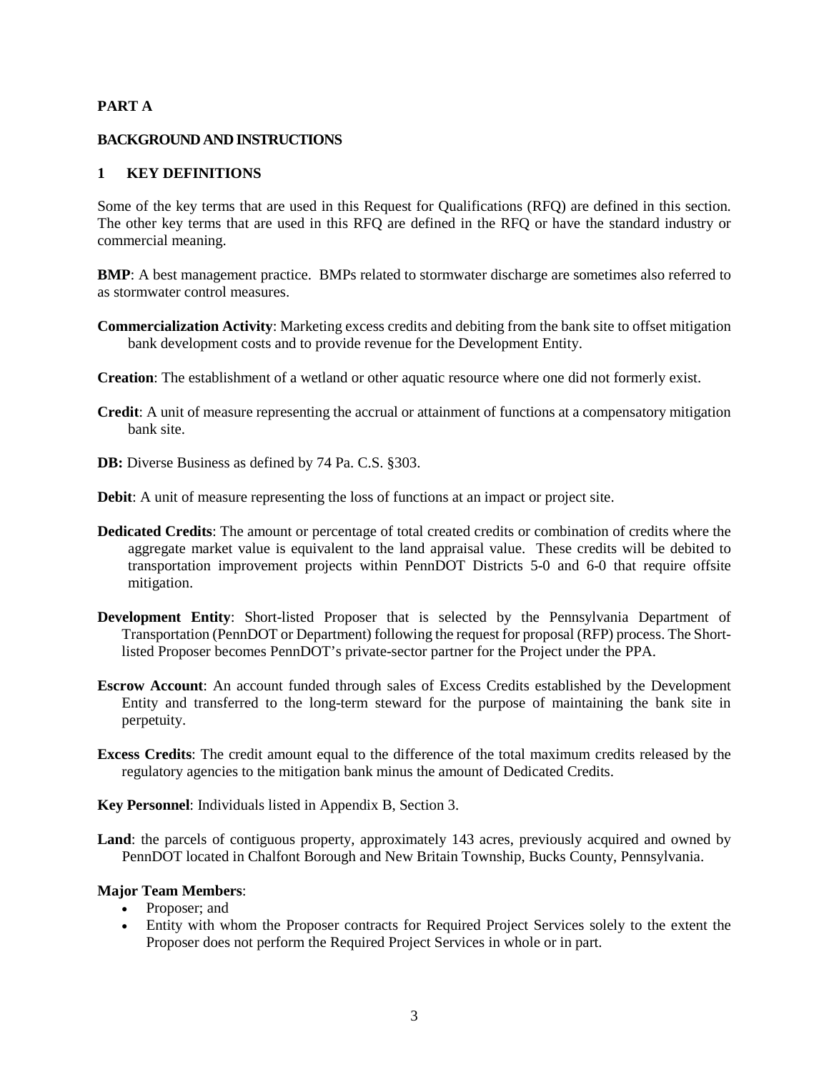**PART A**

**BACKGROUND AND INSTRUCTIONS**

## 1 KEY DEFINITIONS

Some of the key terms that are used in this Request for Qualifications (RFQ) are defined in this section. The other key terms that are used in this RFQ are defined in the RFQ or have the standard industry or commercial meaning.

**BMP**: A best management practice. BMPs related to stormwater discharge are sometimes also referred to as stormwater control measures.

**Commercialization Activity**: Marketing excess credits and debiting from the bank site to offset mitigation bank development costs and to provide revenue for the Development Entity.

**Creation**: The establishment of a wetland or other aquatic resource where one did not formerly exist.

**Credit**: A unit of measure representing the accrual or attainment of functions at a compensatory mitigation bank site.

**DB:** Diverse Business as defined by 74 Pa. C.S. §303.

**Debit**: A unit of measure representing the loss of functions at an impact or project site.

**Dedicated Credits**: The amount or percentage of total created credits or combination of credits where the aggregate market value is equivalent to the land appraisal value. These credits will be debited to transportation improvement projects within PennDOT Districts 5-0 and 6-0 that require offsite mitigation.

**Development Entity**: Short-listed Proposer that is selected by the Pennsylvania Department of Transportation (PennDOT or Department) following the request for proposal (RFP) process. The Short-listed Proposer becomes PennDOT's private-sector partner for the Project under the PPA.

**Escrow Account**: An account funded through sales of Excess Credits established by the Development Entity and transferred to the long-term steward for the purpose of maintaining the bank site in perpetuity.

**Excess Credits**: The credit amount equal to the difference of the total maximum credits released by the regulatory agencies to the mitigation bank minus the amount of Dedicated Credits.

**Key Personnel**: Individuals listed in Appendix B, Section 3.

**Land**: the parcels of contiguous property, approximately 143 acres, previously acquired and owned by PennDOT located in Chalfont Borough and New Britain Township, Bucks County, Pennsylvania.

**Major Team Members**:

- Proposer; and
- Entity with whom the Proposer contracts for Required Project Services solely to the extent the Proposer does not perform the Required Project Services in whole or in part.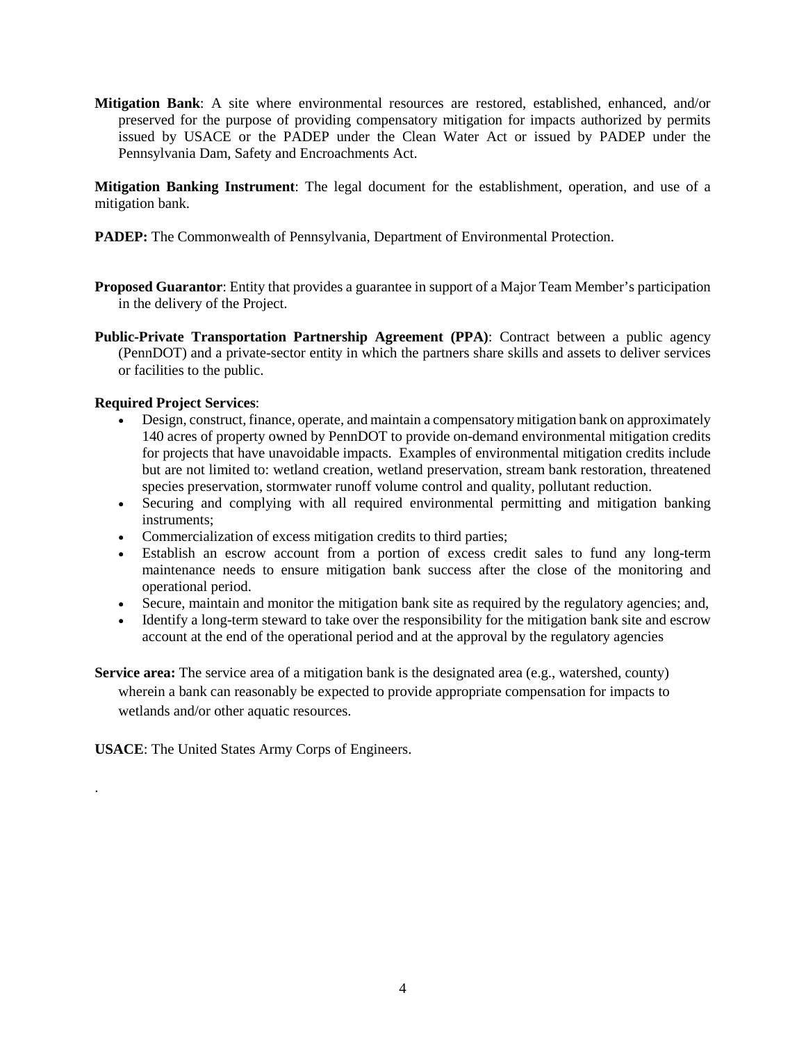**Mitigation Bank**: A site where environmental resources are restored, established, enhanced, and/or preserved for the purpose of providing compensatory mitigation for impacts authorized by permits issued by USACE or the PADEP under the Clean Water Act or issued by PADEP under the Pennsylvania Dam, Safety and Encroachments Act.

**Mitigation Banking Instrument**: The legal document for the establishment, operation, and use of a mitigation bank.

**PADEP:** The Commonwealth of Pennsylvania, Department of Environmental Protection.

**Proposed Guarantor**: Entity that provides a guarantee in support of a Major Team Member's participation in the delivery of the Project.

**Public-Private Transportation Partnership Agreement (PPA)**: Contract between a public agency (PennDOT) and a private-sector entity in which the partners share skills and assets to deliver services or facilities to the public.

**Required Project Services**:

- Design, construct, finance, operate, and maintain a compensatory mitigation bank on approximately 140 acres of property owned by PennDOT to provide on-demand environmental mitigation credits for projects that have unavoidable impacts. Examples of environmental mitigation credits include but are not limited to: wetland creation, wetland preservation, stream bank restoration, threatened species preservation, stormwater runoff volume control and quality, pollutant reduction.
- Securing and complying with all required environmental permitting and mitigation banking instruments;
- Commercialization of excess mitigation credits to third parties;
- Establish an escrow account from a portion of excess credit sales to fund any long-term maintenance needs to ensure mitigation bank success after the close of the monitoring and operational period.
- Secure, maintain and monitor the mitigation bank site as required by the regulatory agencies; and,
- Identify a long-term steward to take over the responsibility for the mitigation bank site and escrow account at the end of the operational period and at the approval by the regulatory agencies

**Service area:** The service area of a mitigation bank is the designated area (e.g., watershed, county) wherein a bank can reasonably be expected to provide appropriate compensation for impacts to wetlands and/or other aquatic resources.

**USACE**: The United States Army Corps of Engineers.

.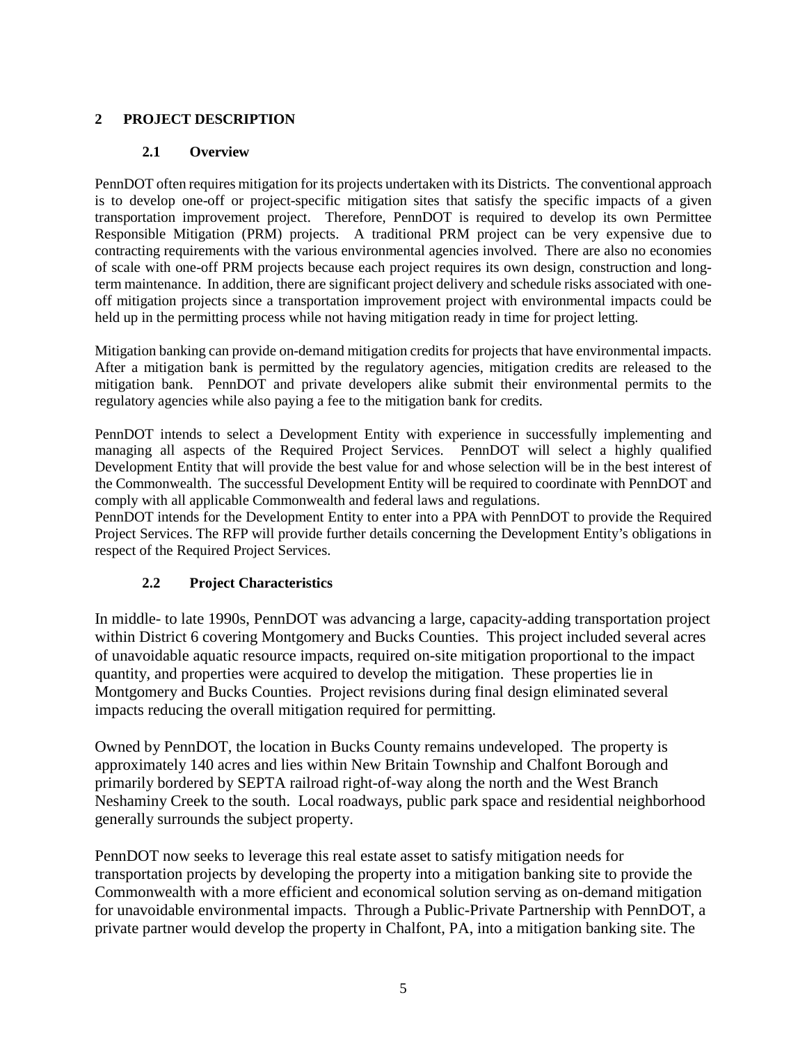## 2 PROJECT DESCRIPTION

### 2.1 Overview

PennDOT often requires mitigation for its projects undertaken with its Districts. The conventional approach is to develop one-off or project-specific mitigation sites that satisfy the specific impacts of a given transportation improvement project. Therefore, PennDOT is required to develop its own Permittee Responsible Mitigation (PRM) projects. A traditional PRM project can be very expensive due to contracting requirements with the various environmental agencies involved. There are also no economies of scale with one-off PRM projects because each project requires its own design, construction and long-term maintenance. In addition, there are significant project delivery and schedule risks associated with one-off mitigation projects since a transportation improvement project with environmental impacts could be held up in the permitting process while not having mitigation ready in time for project letting.

Mitigation banking can provide on-demand mitigation credits for projects that have environmental impacts. After a mitigation bank is permitted by the regulatory agencies, mitigation credits are released to the mitigation bank. PennDOT and private developers alike submit their environmental permits to the regulatory agencies while also paying a fee to the mitigation bank for credits.

PennDOT intends to select a Development Entity with experience in successfully implementing and managing all aspects of the Required Project Services. PennDOT will select a highly qualified Development Entity that will provide the best value for and whose selection will be in the best interest of the Commonwealth. The successful Development Entity will be required to coordinate with PennDOT and comply with all applicable Commonwealth and federal laws and regulations.

PennDOT intends for the Development Entity to enter into a PPA with PennDOT to provide the Required Project Services. The RFP will provide further details concerning the Development Entity's obligations in respect of the Required Project Services.

### 2.2 Project Characteristics

In middle- to late 1990s, PennDOT was advancing a large, capacity-adding transportation project within District 6 covering Montgomery and Bucks Counties. This project included several acres of unavoidable aquatic resource impacts, required on-site mitigation proportional to the impact quantity, and properties were acquired to develop the mitigation. These properties lie in Montgomery and Bucks Counties. Project revisions during final design eliminated several impacts reducing the overall mitigation required for permitting.

Owned by PennDOT, the location in Bucks County remains undeveloped. The property is approximately 140 acres and lies within New Britain Township and Chalfont Borough and primarily bordered by SEPTA railroad right-of-way along the north and the West Branch Neshaminy Creek to the south. Local roadways, public park space and residential neighborhood generally surrounds the subject property.

PennDOT now seeks to leverage this real estate asset to satisfy mitigation needs for transportation projects by developing the property into a mitigation banking site to provide the Commonwealth with a more efficient and economical solution serving as on-demand mitigation for unavoidable environmental impacts. Through a Public-Private Partnership with PennDOT, a private partner would develop the property in Chalfont, PA, into a mitigation banking site. The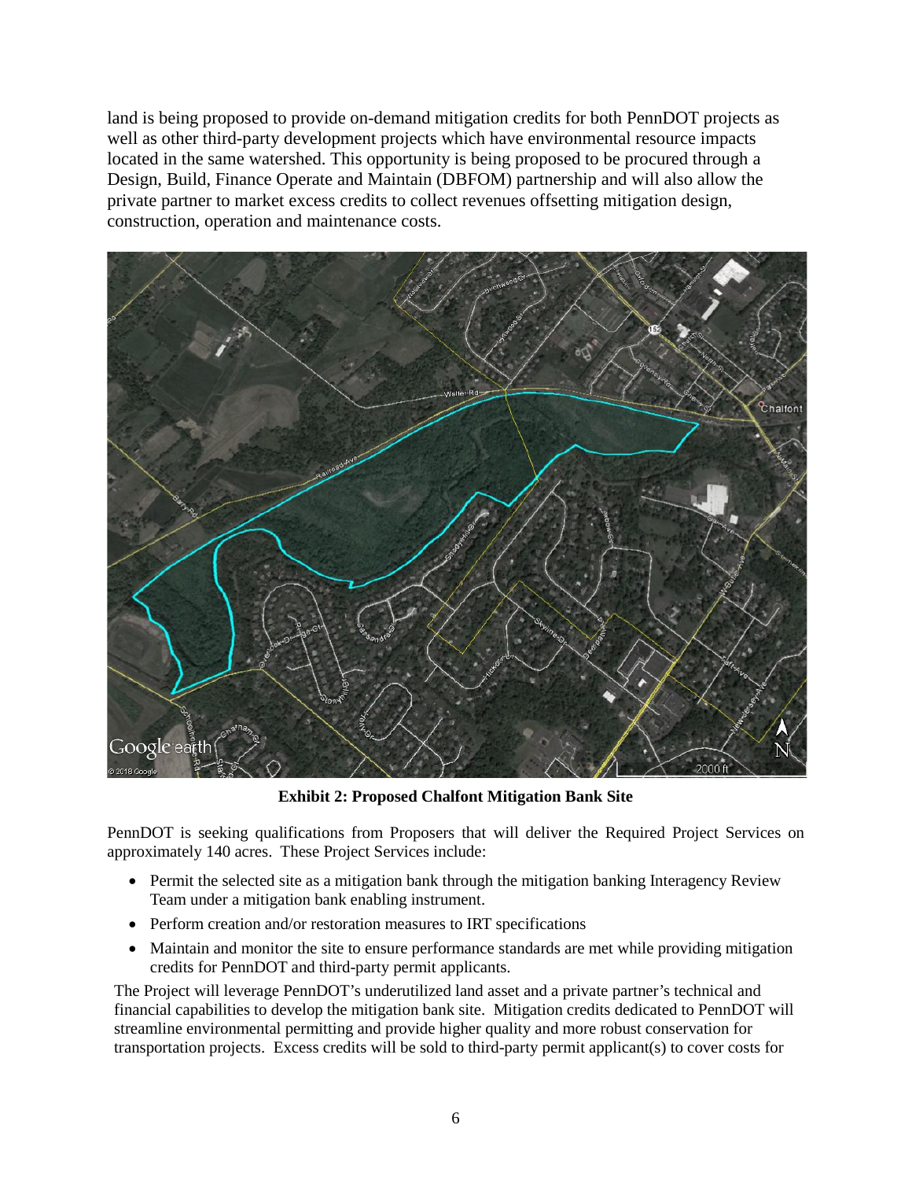land is being proposed to provide on-demand mitigation credits for both PennDOT projects as well as other third-party development projects which have environmental resource impacts located in the same watershed. This opportunity is being proposed to be procured through a Design, Build, Finance Operate and Maintain (DBFOM) partnership and will also allow the private partner to market excess credits to collect revenues offsetting mitigation design, construction, operation and maintenance costs.

**Exhibit 2: Proposed Chalfont Mitigation Bank Site**

PennDOT is seeking qualifications from Proposers that will deliver the Required Project Services on approximately 140 acres. These Project Services include:

- Permit the selected site as a mitigation bank through the mitigation banking Interagency Review Team under a mitigation bank enabling instrument.
- Perform creation and/or restoration measures to IRT specifications
- Maintain and monitor the site to ensure performance standards are met while providing mitigation credits for PennDOT and third-party permit applicants.

The Project will leverage PennDOT's underutilized land asset and a private partner's technical and financial capabilities to develop the mitigation bank site. Mitigation credits dedicated to PennDOT will streamline environmental permitting and provide higher quality and more robust conservation for transportation projects. Excess credits will be sold to third-party permit applicant(s) to cover costs for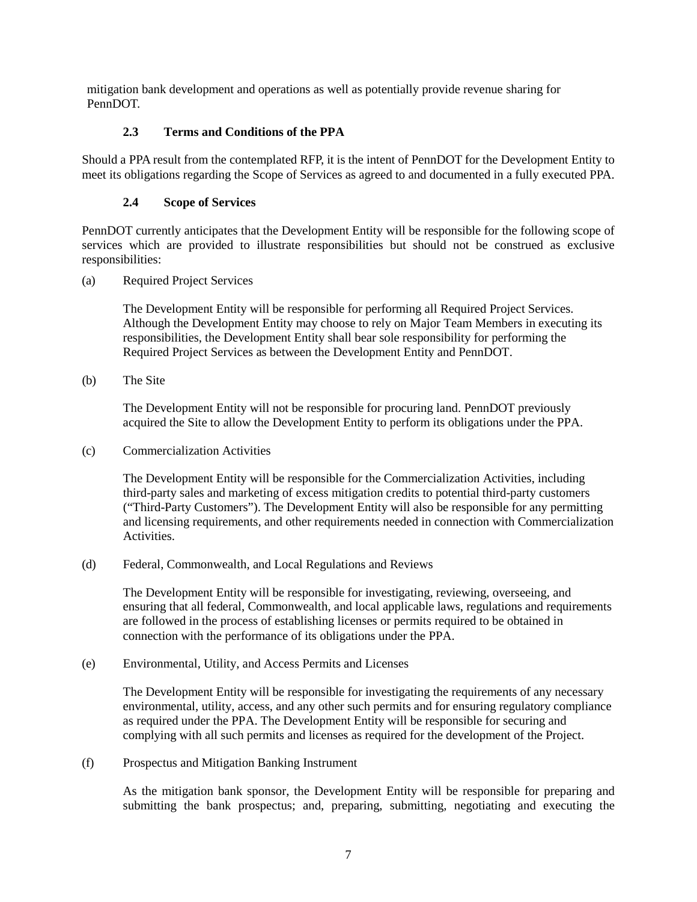mitigation bank development and operations as well as potentially provide revenue sharing for PennDOT.

### 2.3 Terms and Conditions of the PPA

Should a PPA result from the contemplated RFP, it is the intent of PennDOT for the Development Entity to meet its obligations regarding the Scope of Services as agreed to and documented in a fully executed PPA.

### 2.4 Scope of Services

PennDOT currently anticipates that the Development Entity will be responsible for the following scope of services which are provided to illustrate responsibilities but should not be construed as exclusive responsibilities:

(a) Required Project Services

The Development Entity will be responsible for performing all Required Project Services. Although the Development Entity may choose to rely on Major Team Members in executing its responsibilities, the Development Entity shall bear sole responsibility for performing the Required Project Services as between the Development Entity and PennDOT.

(b) The Site

The Development Entity will not be responsible for procuring land. PennDOT previously acquired the Site to allow the Development Entity to perform its obligations under the PPA.

(c) Commercialization Activities

The Development Entity will be responsible for the Commercialization Activities, including third-party sales and marketing of excess mitigation credits to potential third-party customers ("Third-Party Customers"). The Development Entity will also be responsible for any permitting and licensing requirements, and other requirements needed in connection with Commercialization Activities.

(d) Federal, Commonwealth, and Local Regulations and Reviews

The Development Entity will be responsible for investigating, reviewing, overseeing, and ensuring that all federal, Commonwealth, and local applicable laws, regulations and requirements are followed in the process of establishing licenses or permits required to be obtained in connection with the performance of its obligations under the PPA.

(e) Environmental, Utility, and Access Permits and Licenses

The Development Entity will be responsible for investigating the requirements of any necessary environmental, utility, access, and any other such permits and for ensuring regulatory compliance as required under the PPA. The Development Entity will be responsible for securing and complying with all such permits and licenses as required for the development of the Project.

(f) Prospectus and Mitigation Banking Instrument

As the mitigation bank sponsor, the Development Entity will be responsible for preparing and submitting the bank prospectus; and, preparing, submitting, negotiating and executing the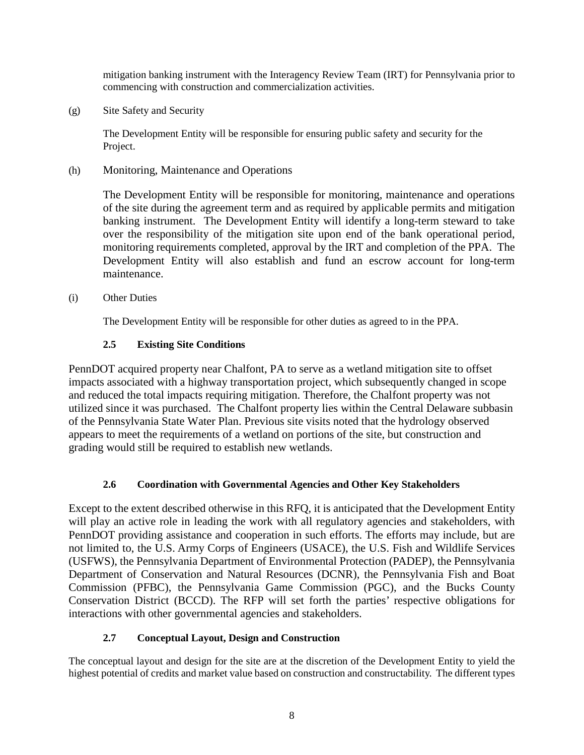mitigation banking instrument with the Interagency Review Team (IRT) for Pennsylvania prior to commencing with construction and commercialization activities.

(g) Site Safety and Security

The Development Entity will be responsible for ensuring public safety and security for the Project.

(h) Monitoring, Maintenance and Operations

The Development Entity will be responsible for monitoring, maintenance and operations of the site during the agreement term and as required by applicable permits and mitigation banking instrument. The Development Entity will identify a long-term steward to take over the responsibility of the mitigation site upon end of the bank operational period, monitoring requirements completed, approval by the IRT and completion of the PPA. The Development Entity will also establish and fund an escrow account for long-term maintenance.

(i) Other Duties

The Development Entity will be responsible for other duties as agreed to in the PPA.

### 2.5 Existing Site Conditions

PennDOT acquired property near Chalfont, PA to serve as a wetland mitigation site to offset impacts associated with a highway transportation project, which subsequently changed in scope and reduced the total impacts requiring mitigation. Therefore, the Chalfont property was not utilized since it was purchased. The Chalfont property lies within the Central Delaware subbasin of the Pennsylvania State Water Plan. Previous site visits noted that the hydrology observed appears to meet the requirements of a wetland on portions of the site, but construction and grading would still be required to establish new wetlands.

### 2.6 Coordination with Governmental Agencies and Other Key Stakeholders

Except to the extent described otherwise in this RFQ, it is anticipated that the Development Entity will play an active role in leading the work with all regulatory agencies and stakeholders, with PennDOT providing assistance and cooperation in such efforts. The efforts may include, but are not limited to, the U.S. Army Corps of Engineers (USACE), the U.S. Fish and Wildlife Services (USFWS), the Pennsylvania Department of Environmental Protection (PADEP), the Pennsylvania Department of Conservation and Natural Resources (DCNR), the Pennsylvania Fish and Boat Commission (PFBC), the Pennsylvania Game Commission (PGC), and the Bucks County Conservation District (BCCD). The RFP will set forth the parties' respective obligations for interactions with other governmental agencies and stakeholders.

### 2.7 Conceptual Layout, Design and Construction

The conceptual layout and design for the site are at the discretion of the Development Entity to yield the highest potential of credits and market value based on construction and constructability. The different types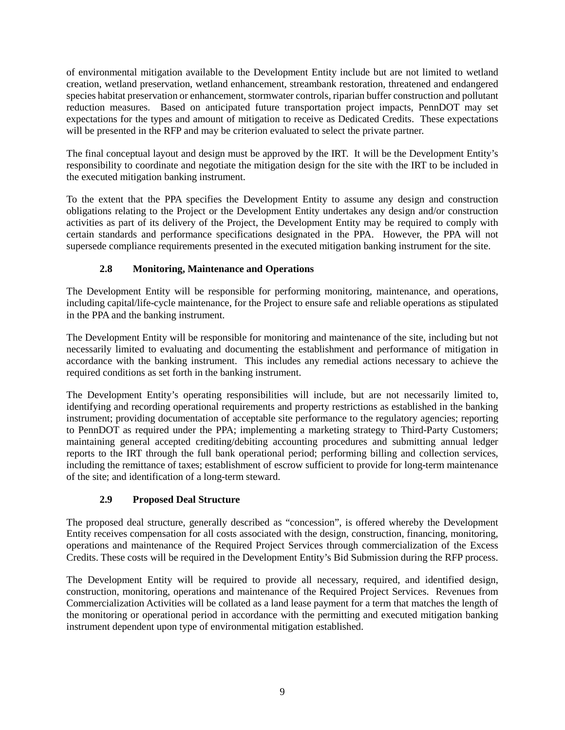of environmental mitigation available to the Development Entity include but are not limited to wetland creation, wetland preservation, wetland enhancement, streambank restoration, threatened and endangered species habitat preservation or enhancement, stormwater controls, riparian buffer construction and pollutant reduction measures. Based on anticipated future transportation project impacts, PennDOT may set expectations for the types and amount of mitigation to receive as Dedicated Credits. These expectations will be presented in the RFP and may be criterion evaluated to select the private partner.

The final conceptual layout and design must be approved by the IRT. It will be the Development Entity's responsibility to coordinate and negotiate the mitigation design for the site with the IRT to be included in the executed mitigation banking instrument.

To the extent that the PPA specifies the Development Entity to assume any design and construction obligations relating to the Project or the Development Entity undertakes any design and/or construction activities as part of its delivery of the Project, the Development Entity may be required to comply with certain standards and performance specifications designated in the PPA. However, the PPA will not supersede compliance requirements presented in the executed mitigation banking instrument for the site.

### 2.8 Monitoring, Maintenance and Operations

The Development Entity will be responsible for performing monitoring, maintenance, and operations, including capital/life-cycle maintenance, for the Project to ensure safe and reliable operations as stipulated in the PPA and the banking instrument.

The Development Entity will be responsible for monitoring and maintenance of the site, including but not necessarily limited to evaluating and documenting the establishment and performance of mitigation in accordance with the banking instrument. This includes any remedial actions necessary to achieve the required conditions as set forth in the banking instrument.

The Development Entity's operating responsibilities will include, but are not necessarily limited to, identifying and recording operational requirements and property restrictions as established in the banking instrument; providing documentation of acceptable site performance to the regulatory agencies; reporting to PennDOT as required under the PPA; implementing a marketing strategy to Third-Party Customers; maintaining general accepted crediting/debiting accounting procedures and submitting annual ledger reports to the IRT through the full bank operational period; performing billing and collection services, including the remittance of taxes; establishment of escrow sufficient to provide for long-term maintenance of the site; and identification of a long-term steward.

### 2.9 Proposed Deal Structure

The proposed deal structure, generally described as "concession", is offered whereby the Development Entity receives compensation for all costs associated with the design, construction, financing, monitoring, operations and maintenance of the Required Project Services through commercialization of the Excess Credits. These costs will be required in the Development Entity's Bid Submission during the RFP process.

The Development Entity will be required to provide all necessary, required, and identified design, construction, monitoring, operations and maintenance of the Required Project Services. Revenues from Commercialization Activities will be collated as a land lease payment for a term that matches the length of the monitoring or operational period in accordance with the permitting and executed mitigation banking instrument dependent upon type of environmental mitigation established.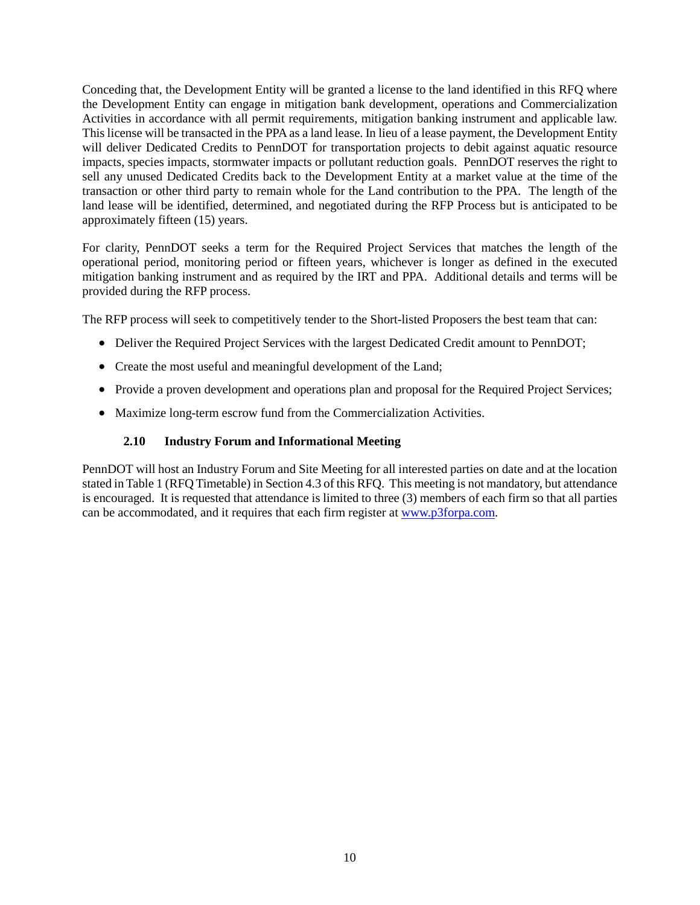Conceding that, the Development Entity will be granted a license to the land identified in this RFQ where the Development Entity can engage in mitigation bank development, operations and Commercialization Activities in accordance with all permit requirements, mitigation banking instrument and applicable law. This license will be transacted in the PPA as a land lease. In lieu of a lease payment, the Development Entity will deliver Dedicated Credits to PennDOT for transportation projects to debit against aquatic resource impacts, species impacts, stormwater impacts or pollutant reduction goals. PennDOT reserves the right to sell any unused Dedicated Credits back to the Development Entity at a market value at the time of the transaction or other third party to remain whole for the Land contribution to the PPA. The length of the land lease will be identified, determined, and negotiated during the RFP Process but is anticipated to be approximately fifteen (15) years.

For clarity, PennDOT seeks a term for the Required Project Services that matches the length of the operational period, monitoring period or fifteen years, whichever is longer as defined in the executed mitigation banking instrument and as required by the IRT and PPA. Additional details and terms will be provided during the RFP process.

The RFP process will seek to competitively tender to the Short-listed Proposers the best team that can:

- Deliver the Required Project Services with the largest Dedicated Credit amount to PennDOT;
- Create the most useful and meaningful development of the Land;
- Provide a proven development and operations plan and proposal for the Required Project Services;
- Maximize long-term escrow fund from the Commercialization Activities.

### 2.10 Industry Forum and Informational Meeting

PennDOT will host an Industry Forum and Site Meeting for all interested parties on date and at the location stated in Table 1 (RFQ Timetable) in Section 4.3 of this RFQ. This meeting is not mandatory, but attendance is encouraged. It is requested that attendance is limited to three (3) members of each firm so that all parties can be accommodated, and it requires that each firm register at www.p3forpa.com.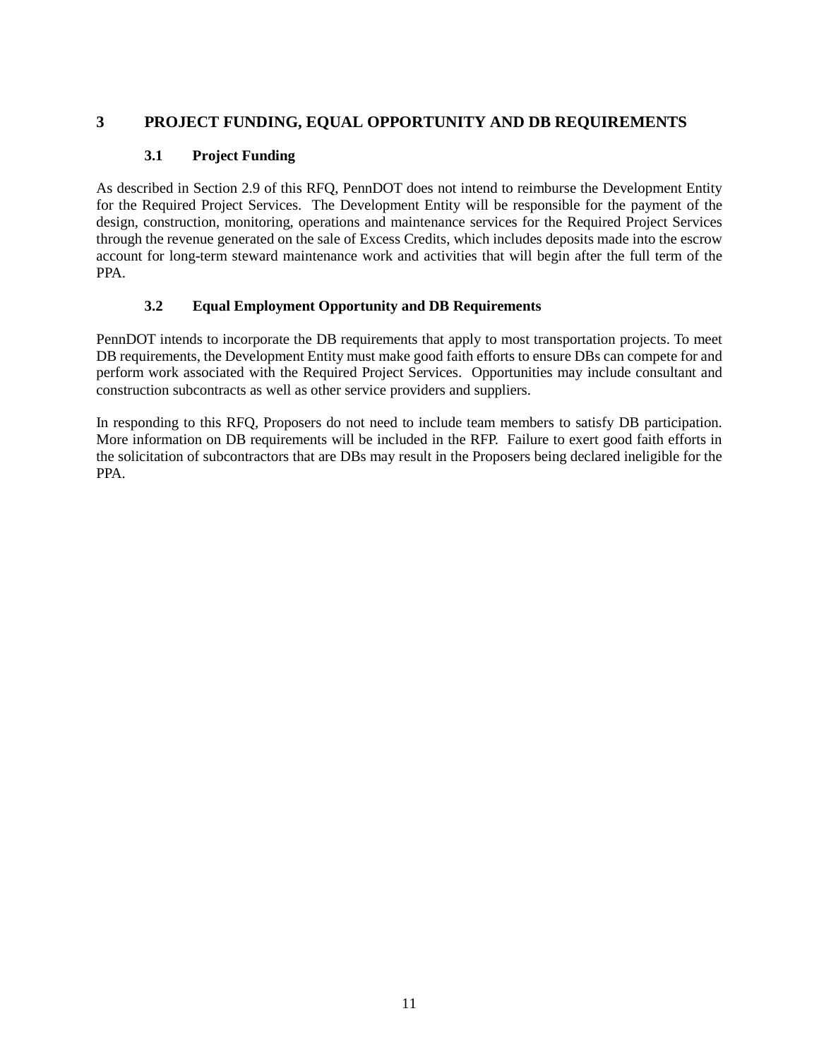# 3 PROJECT FUNDING, EQUAL OPPORTUNITY AND DB REQUIREMENTS

## 3.1 Project Funding

As described in Section 2.9 of this RFQ, PennDOT does not intend to reimburse the Development Entity for the Required Project Services. The Development Entity will be responsible for the payment of the design, construction, monitoring, operations and maintenance services for the Required Project Services through the revenue generated on the sale of Excess Credits, which includes deposits made into the escrow account for long-term steward maintenance work and activities that will begin after the full term of the PPA.

## 3.2 Equal Employment Opportunity and DB Requirements

PennDOT intends to incorporate the DB requirements that apply to most transportation projects. To meet DB requirements, the Development Entity must make good faith efforts to ensure DBs can compete for and perform work associated with the Required Project Services. Opportunities may include consultant and construction subcontracts as well as other service providers and suppliers.

In responding to this RFQ, Proposers do not need to include team members to satisfy DB participation. More information on DB requirements will be included in the RFP. Failure to exert good faith efforts in the solicitation of subcontractors that are DBs may result in the Proposers being declared ineligible for the PPA.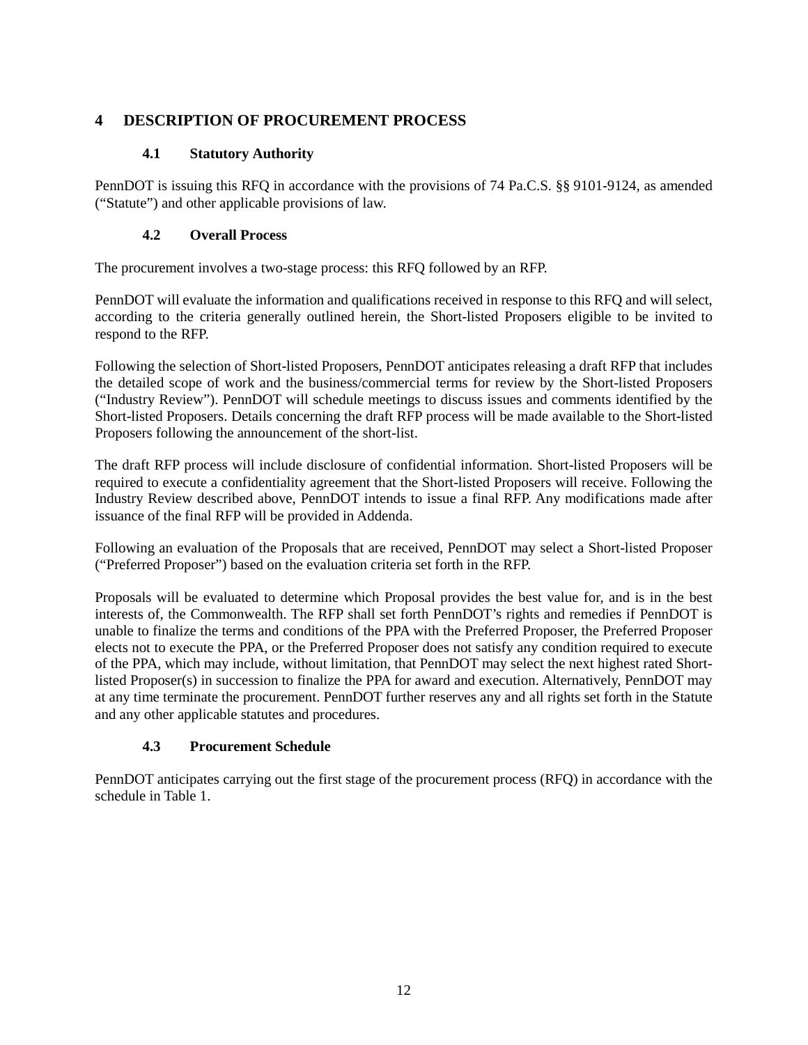# 4 DESCRIPTION OF PROCUREMENT PROCESS

## 4.1 Statutory Authority

PennDOT is issuing this RFQ in accordance with the provisions of 74 Pa.C.S. §§ 9101-9124, as amended ("Statute") and other applicable provisions of law.

## 4.2 Overall Process

The procurement involves a two-stage process: this RFQ followed by an RFP.

PennDOT will evaluate the information and qualifications received in response to this RFQ and will select, according to the criteria generally outlined herein, the Short-listed Proposers eligible to be invited to respond to the RFP.

Following the selection of Short-listed Proposers, PennDOT anticipates releasing a draft RFP that includes the detailed scope of work and the business/commercial terms for review by the Short-listed Proposers ("Industry Review"). PennDOT will schedule meetings to discuss issues and comments identified by the Short-listed Proposers. Details concerning the draft RFP process will be made available to the Short-listed Proposers following the announcement of the short-list.

The draft RFP process will include disclosure of confidential information. Short-listed Proposers will be required to execute a confidentiality agreement that the Short-listed Proposers will receive. Following the Industry Review described above, PennDOT intends to issue a final RFP. Any modifications made after issuance of the final RFP will be provided in Addenda.

Following an evaluation of the Proposals that are received, PennDOT may select a Short-listed Proposer ("Preferred Proposer") based on the evaluation criteria set forth in the RFP.

Proposals will be evaluated to determine which Proposal provides the best value for, and is in the best interests of, the Commonwealth. The RFP shall set forth PennDOT's rights and remedies if PennDOT is unable to finalize the terms and conditions of the PPA with the Preferred Proposer, the Preferred Proposer elects not to execute the PPA, or the Preferred Proposer does not satisfy any condition required to execute of the PPA, which may include, without limitation, that PennDOT may select the next highest rated Short-listed Proposer(s) in succession to finalize the PPA for award and execution. Alternatively, PennDOT may at any time terminate the procurement. PennDOT further reserves any and all rights set forth in the Statute and any other applicable statutes and procedures.

## 4.3 Procurement Schedule

PennDOT anticipates carrying out the first stage of the procurement process (RFQ) in accordance with the schedule in Table 1.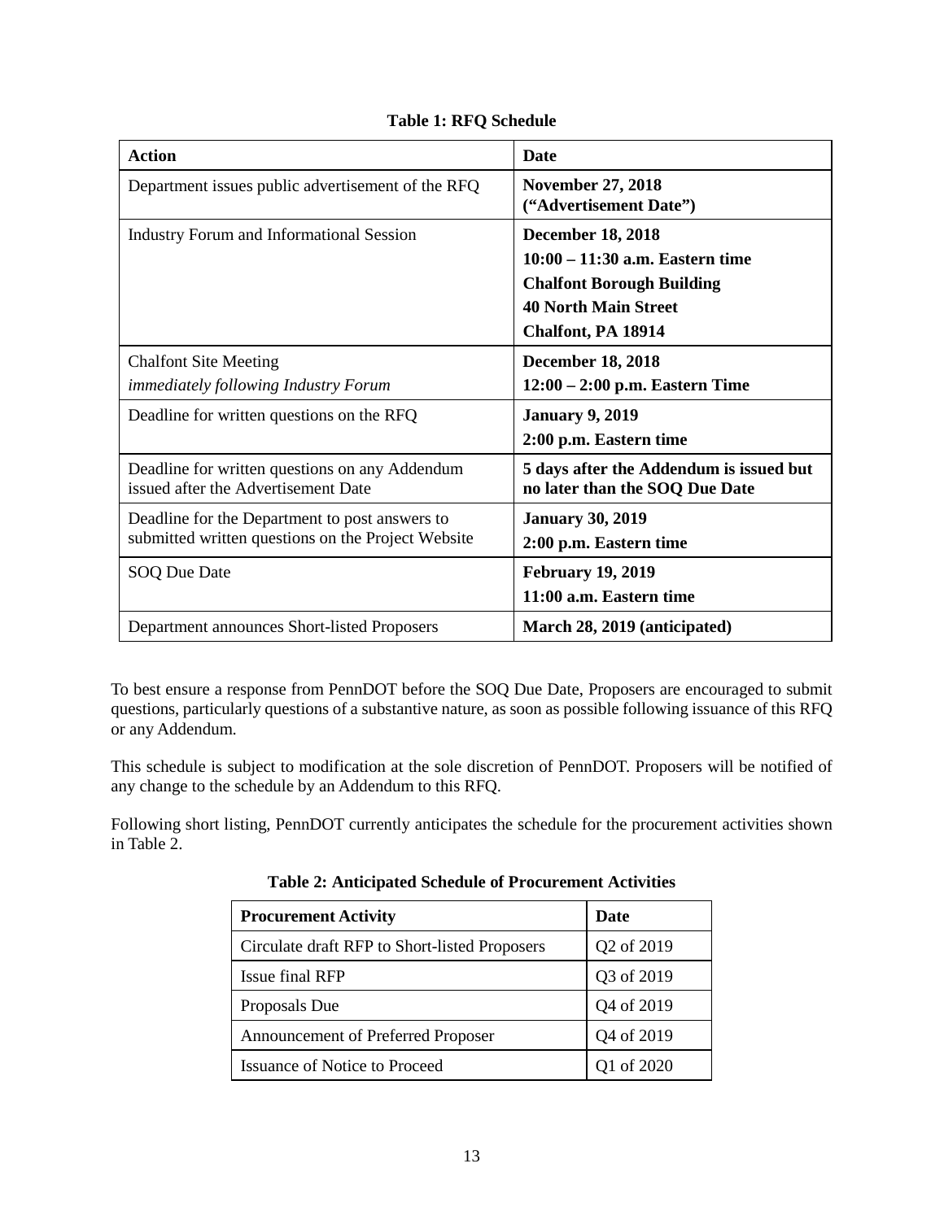**Table 1: RFQ Schedule**

| Action | Date |
|---|---|
| Department issues public advertisement of the RFQ | **November 27, 2018 (“Advertisement Date”)** |
| Industry Forum and Informational Session | **December 18, 2018**<br>**10:00 – 11:30 a.m. Eastern time**<br>**Chalfont Borough Building**<br>**40 North Main Street**<br>**Chalfont, PA 18914** |
| Chalfont Site Meeting<br>*immediately following Industry Forum* | **December 18, 2018**<br>**12:00 – 2:00 p.m. Eastern Time** |
| Deadline for written questions on the RFQ | **January 9, 2019**<br>**2:00 p.m. Eastern time** |
| Deadline for written questions on any Addendum issued after the Advertisement Date | **5 days after the Addendum is issued but no later than the SOQ Due Date** |
| Deadline for the Department to post answers to submitted written questions on the Project Website | **January 30, 2019**<br>**2:00 p.m. Eastern time** |
| SOQ Due Date | **February 19, 2019**<br>**11:00 a.m. Eastern time** |
| Department announces Short-listed Proposers | **March 28, 2019 (anticipated)** |

To best ensure a response from PennDOT before the SOQ Due Date, Proposers are encouraged to submit questions, particularly questions of a substantive nature, as soon as possible following issuance of this RFQ or any Addendum.

This schedule is subject to modification at the sole discretion of PennDOT. Proposers will be notified of any change to the schedule by an Addendum to this RFQ.

Following short listing, PennDOT currently anticipates the schedule for the procurement activities shown in Table 2.

**Table 2: Anticipated Schedule of Procurement Activities**

| Procurement Activity | Date |
|---|---|
| Circulate draft RFP to Short-listed Proposers | Q2 of 2019 |
| Issue final RFP | Q3 of 2019 |
| Proposals Due | Q4 of 2019 |
| Announcement of Preferred Proposer | Q4 of 2019 |
| Issuance of Notice to Proceed | Q1 of 2020 |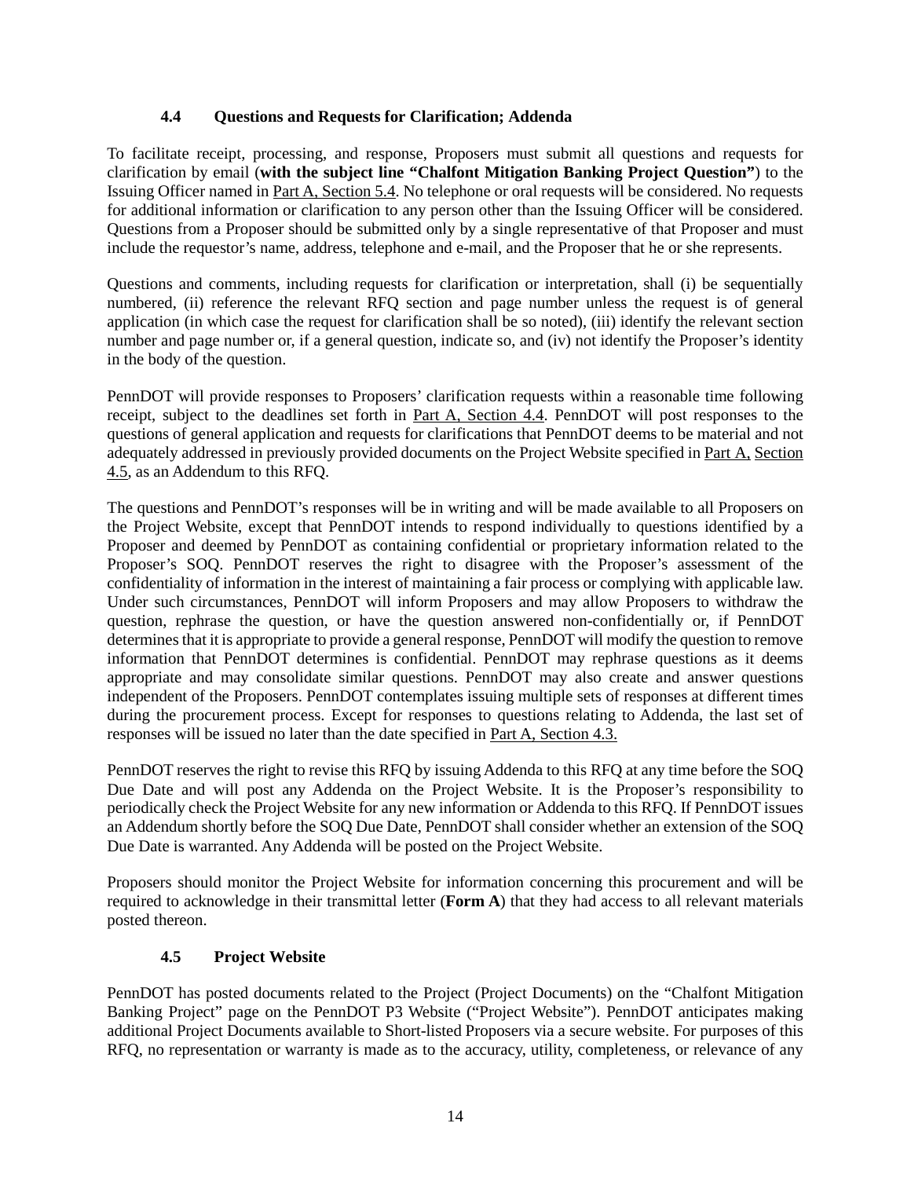### 4.4 Questions and Requests for Clarification; Addenda

To facilitate receipt, processing, and response, Proposers must submit all questions and requests for clarification by email (**with the subject line "Chalfont Mitigation Banking Project Question"**) to the Issuing Officer named in Part A, Section 5.4. No telephone or oral requests will be considered. No requests for additional information or clarification to any person other than the Issuing Officer will be considered. Questions from a Proposer should be submitted only by a single representative of that Proposer and must include the requestor's name, address, telephone and e-mail, and the Proposer that he or she represents.

Questions and comments, including requests for clarification or interpretation, shall (i) be sequentially numbered, (ii) reference the relevant RFQ section and page number unless the request is of general application (in which case the request for clarification shall be so noted), (iii) identify the relevant section number and page number or, if a general question, indicate so, and (iv) not identify the Proposer's identity in the body of the question.

PennDOT will provide responses to Proposers' clarification requests within a reasonable time following receipt, subject to the deadlines set forth in Part A, Section 4.4. PennDOT will post responses to the questions of general application and requests for clarifications that PennDOT deems to be material and not adequately addressed in previously provided documents on the Project Website specified in Part A, Section 4.5, as an Addendum to this RFQ.

The questions and PennDOT's responses will be in writing and will be made available to all Proposers on the Project Website, except that PennDOT intends to respond individually to questions identified by a Proposer and deemed by PennDOT as containing confidential or proprietary information related to the Proposer's SOQ. PennDOT reserves the right to disagree with the Proposer's assessment of the confidentiality of information in the interest of maintaining a fair process or complying with applicable law. Under such circumstances, PennDOT will inform Proposers and may allow Proposers to withdraw the question, rephrase the question, or have the question answered non-confidentially or, if PennDOT determines that it is appropriate to provide a general response, PennDOT will modify the question to remove information that PennDOT determines is confidential. PennDOT may rephrase questions as it deems appropriate and may consolidate similar questions. PennDOT may also create and answer questions independent of the Proposers. PennDOT contemplates issuing multiple sets of responses at different times during the procurement process. Except for responses to questions relating to Addenda, the last set of responses will be issued no later than the date specified in Part A, Section 4.3.

PennDOT reserves the right to revise this RFQ by issuing Addenda to this RFQ at any time before the SOQ Due Date and will post any Addenda on the Project Website. It is the Proposer's responsibility to periodically check the Project Website for any new information or Addenda to this RFQ. If PennDOT issues an Addendum shortly before the SOQ Due Date, PennDOT shall consider whether an extension of the SOQ Due Date is warranted. Any Addenda will be posted on the Project Website.

Proposers should monitor the Project Website for information concerning this procurement and will be required to acknowledge in their transmittal letter (**Form A**) that they had access to all relevant materials posted thereon.

### 4.5 Project Website

PennDOT has posted documents related to the Project (Project Documents) on the "Chalfont Mitigation Banking Project" page on the PennDOT P3 Website ("Project Website"). PennDOT anticipates making additional Project Documents available to Short-listed Proposers via a secure website. For purposes of this RFQ, no representation or warranty is made as to the accuracy, utility, completeness, or relevance of any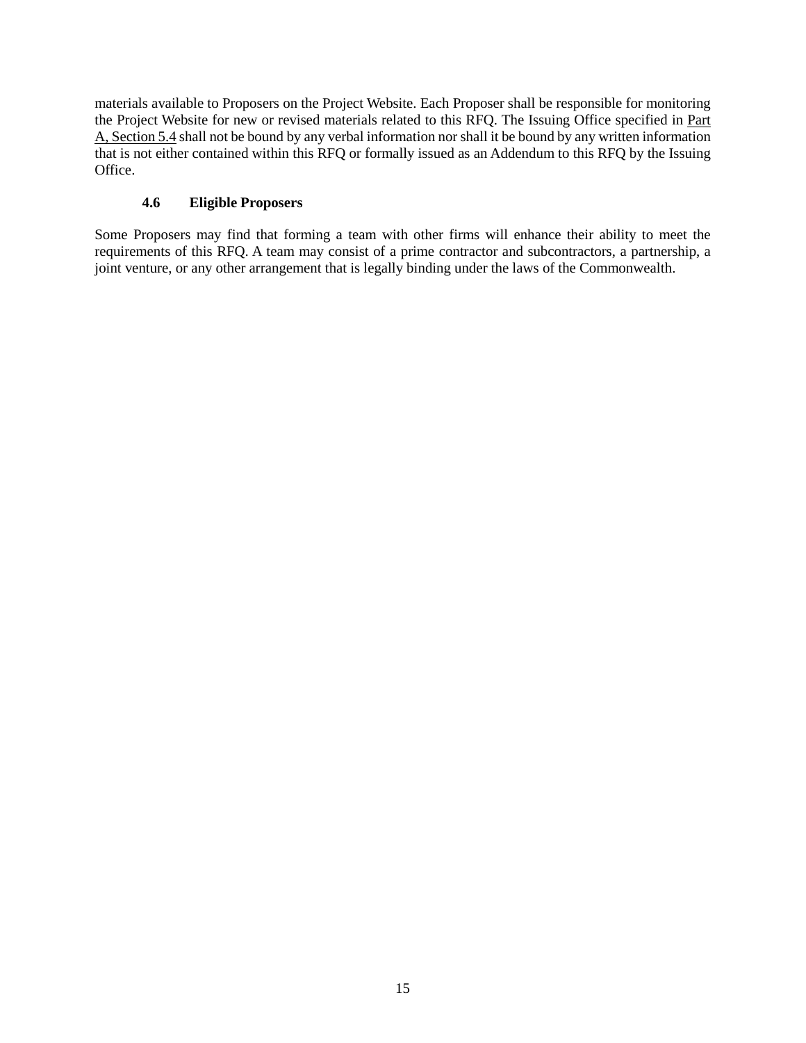materials available to Proposers on the Project Website. Each Proposer shall be responsible for monitoring the Project Website for new or revised materials related to this RFQ. The Issuing Office specified in Part A, Section 5.4 shall not be bound by any verbal information nor shall it be bound by any written information that is not either contained within this RFQ or formally issued as an Addendum to this RFQ by the Issuing Office.

### 4.6 Eligible Proposers

Some Proposers may find that forming a team with other firms will enhance their ability to meet the requirements of this RFQ. A team may consist of a prime contractor and subcontractors, a partnership, a joint venture, or any other arrangement that is legally binding under the laws of the Commonwealth.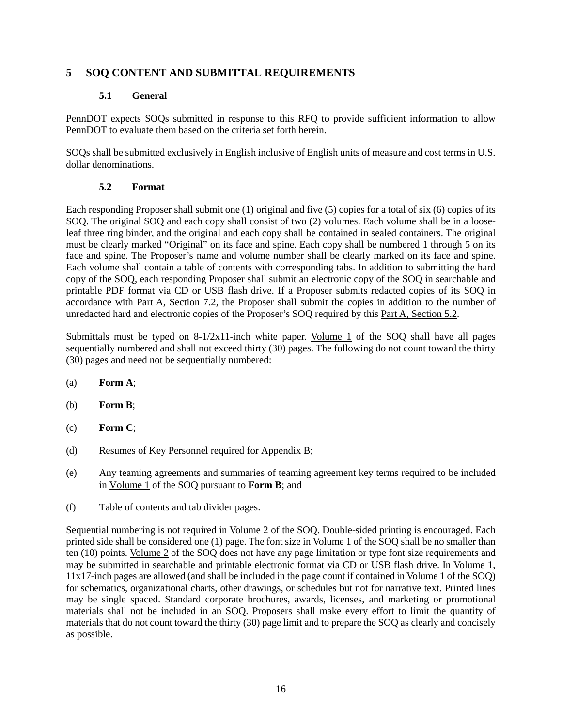# 5 SOQ CONTENT AND SUBMITTAL REQUIREMENTS

## 5.1 General

PennDOT expects SOQs submitted in response to this RFQ to provide sufficient information to allow PennDOT to evaluate them based on the criteria set forth herein.

SOQs shall be submitted exclusively in English inclusive of English units of measure and cost terms in U.S. dollar denominations.

## 5.2 Format

Each responding Proposer shall submit one (1) original and five (5) copies for a total of six (6) copies of its SOQ. The original SOQ and each copy shall consist of two (2) volumes. Each volume shall be in a loose-leaf three ring binder, and the original and each copy shall be contained in sealed containers. The original must be clearly marked "Original" on its face and spine. Each copy shall be numbered 1 through 5 on its face and spine. The Proposer's name and volume number shall be clearly marked on its face and spine. Each volume shall contain a table of contents with corresponding tabs. In addition to submitting the hard copy of the SOQ, each responding Proposer shall submit an electronic copy of the SOQ in searchable and printable PDF format via CD or USB flash drive. If a Proposer submits redacted copies of its SOQ in accordance with Part A, Section 7.2, the Proposer shall submit the copies in addition to the number of unredacted hard and electronic copies of the Proposer's SOQ required by this Part A, Section 5.2.

Submittals must be typed on 8-1/2x11-inch white paper. Volume 1 of the SOQ shall have all pages sequentially numbered and shall not exceed thirty (30) pages. The following do not count toward the thirty (30) pages and need not be sequentially numbered:

(a) **Form A**;

(b) **Form B**;

(c) **Form C**;

(d) Resumes of Key Personnel required for Appendix B;

(e) Any teaming agreements and summaries of teaming agreement key terms required to be included in Volume 1 of the SOQ pursuant to **Form B**; and

(f) Table of contents and tab divider pages.

Sequential numbering is not required in Volume 2 of the SOQ. Double-sided printing is encouraged. Each printed side shall be considered one (1) page. The font size in Volume 1 of the SOQ shall be no smaller than ten (10) points. Volume 2 of the SOQ does not have any page limitation or type font size requirements and may be submitted in searchable and printable electronic format via CD or USB flash drive. In Volume 1, 11x17-inch pages are allowed (and shall be included in the page count if contained in Volume 1 of the SOQ) for schematics, organizational charts, other drawings, or schedules but not for narrative text. Printed lines may be single spaced. Standard corporate brochures, awards, licenses, and marketing or promotional materials shall not be included in an SOQ. Proposers shall make every effort to limit the quantity of materials that do not count toward the thirty (30) page limit and to prepare the SOQ as clearly and concisely as possible.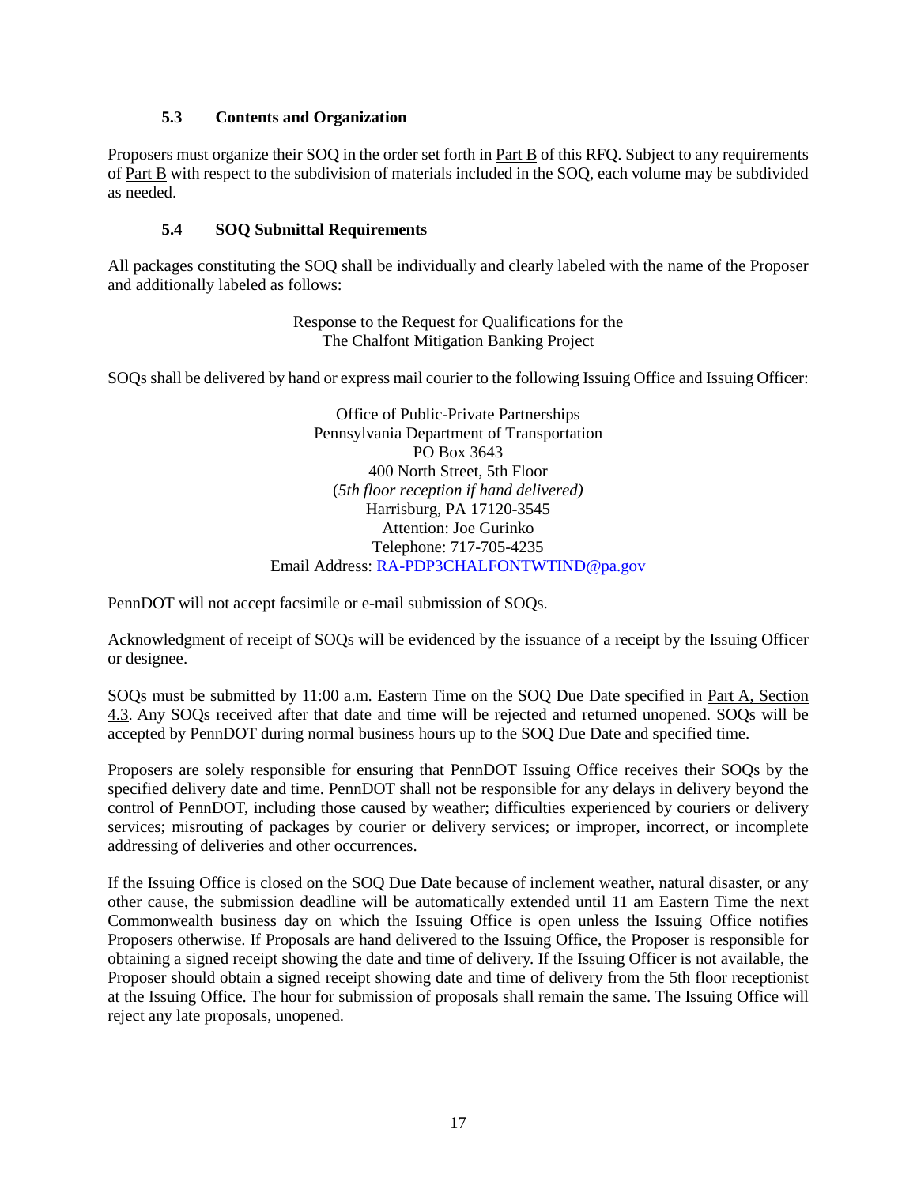### 5.3 Contents and Organization

Proposers must organize their SOQ in the order set forth in Part B of this RFQ. Subject to any requirements of Part B with respect to the subdivision of materials included in the SOQ, each volume may be subdivided as needed.

### 5.4 SOQ Submittal Requirements

All packages constituting the SOQ shall be individually and clearly labeled with the name of the Proposer and additionally labeled as follows:

Response to the Request for Qualifications for the
The Chalfont Mitigation Banking Project

SOQs shall be delivered by hand or express mail courier to the following Issuing Office and Issuing Officer:

Office of Public-Private Partnerships
Pennsylvania Department of Transportation
PO Box 3643
400 North Street, 5th Floor
(*5th floor reception if hand delivered)*
Harrisburg, PA 17120-3545
Attention: Joe Gurinko
Telephone: 717-705-4235
Email Address: RA-PDP3CHALFONTWTIND@pa.gov

PennDOT will not accept facsimile or e-mail submission of SOQs.

Acknowledgment of receipt of SOQs will be evidenced by the issuance of a receipt by the Issuing Officer or designee.

SOQs must be submitted by 11:00 a.m. Eastern Time on the SOQ Due Date specified in Part A, Section 4.3. Any SOQs received after that date and time will be rejected and returned unopened. SOQs will be accepted by PennDOT during normal business hours up to the SOQ Due Date and specified time.

Proposers are solely responsible for ensuring that PennDOT Issuing Office receives their SOQs by the specified delivery date and time. PennDOT shall not be responsible for any delays in delivery beyond the control of PennDOT, including those caused by weather; difficulties experienced by couriers or delivery services; misrouting of packages by courier or delivery services; or improper, incorrect, or incomplete addressing of deliveries and other occurrences.

If the Issuing Office is closed on the SOQ Due Date because of inclement weather, natural disaster, or any other cause, the submission deadline will be automatically extended until 11 am Eastern Time the next Commonwealth business day on which the Issuing Office is open unless the Issuing Office notifies Proposers otherwise. If Proposals are hand delivered to the Issuing Office, the Proposer is responsible for obtaining a signed receipt showing the date and time of delivery. If the Issuing Officer is not available, the Proposer should obtain a signed receipt showing date and time of delivery from the 5th floor receptionist at the Issuing Office. The hour for submission of proposals shall remain the same. The Issuing Office will reject any late proposals, unopened.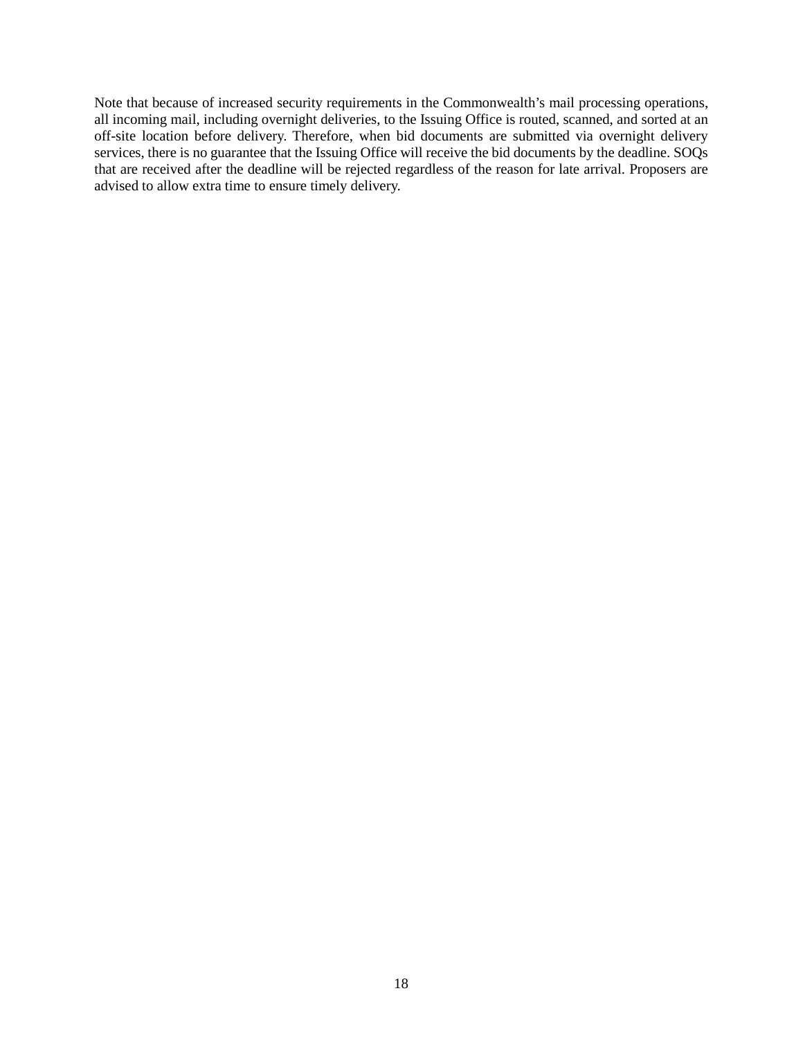Note that because of increased security requirements in the Commonwealth's mail processing operations, all incoming mail, including overnight deliveries, to the Issuing Office is routed, scanned, and sorted at an off-site location before delivery. Therefore, when bid documents are submitted via overnight delivery services, there is no guarantee that the Issuing Office will receive the bid documents by the deadline. SOQs that are received after the deadline will be rejected regardless of the reason for late arrival. Proposers are advised to allow extra time to ensure timely delivery.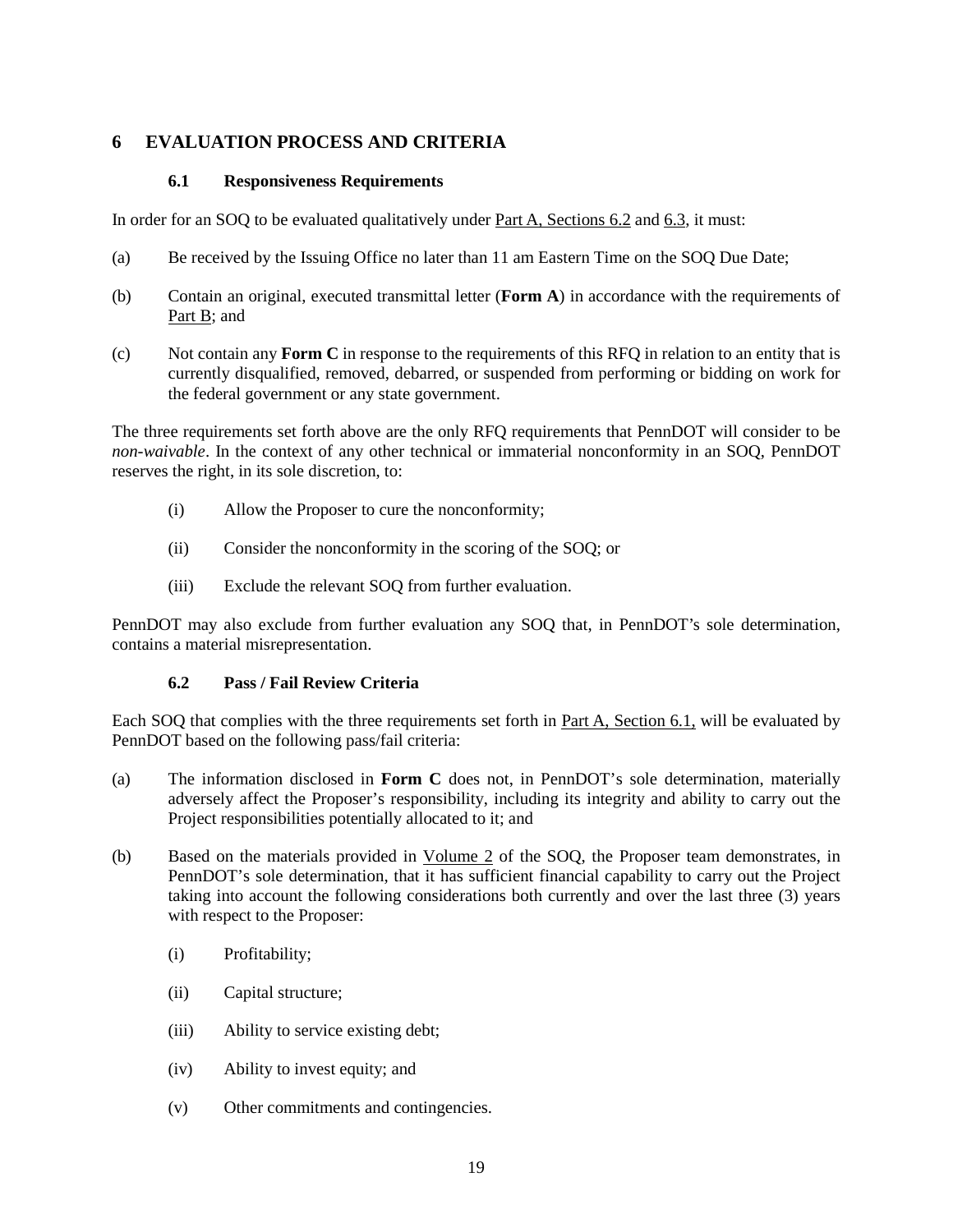# 6 EVALUATION PROCESS AND CRITERIA

## 6.1 Responsiveness Requirements

In order for an SOQ to be evaluated qualitatively under Part A, Sections 6.2 and 6.3, it must:

(a) Be received by the Issuing Office no later than 11 am Eastern Time on the SOQ Due Date;

(b) Contain an original, executed transmittal letter (**Form A**) in accordance with the requirements of Part B; and

(c) Not contain any **Form C** in response to the requirements of this RFQ in relation to an entity that is currently disqualified, removed, debarred, or suspended from performing or bidding on work for the federal government or any state government.

The three requirements set forth above are the only RFQ requirements that PennDOT will consider to be *non-waivable*. In the context of any other technical or immaterial nonconformity in an SOQ, PennDOT reserves the right, in its sole discretion, to:

(i) Allow the Proposer to cure the nonconformity;

(ii) Consider the nonconformity in the scoring of the SOQ; or

(iii) Exclude the relevant SOQ from further evaluation.

PennDOT may also exclude from further evaluation any SOQ that, in PennDOT's sole determination, contains a material misrepresentation.

## 6.2 Pass / Fail Review Criteria

Each SOQ that complies with the three requirements set forth in Part A, Section 6.1, will be evaluated by PennDOT based on the following pass/fail criteria:

(a) The information disclosed in **Form C** does not, in PennDOT's sole determination, materially adversely affect the Proposer's responsibility, including its integrity and ability to carry out the Project responsibilities potentially allocated to it; and

(b) Based on the materials provided in Volume 2 of the SOQ, the Proposer team demonstrates, in PennDOT's sole determination, that it has sufficient financial capability to carry out the Project taking into account the following considerations both currently and over the last three (3) years with respect to the Proposer:

(i) Profitability;

(ii) Capital structure;

(iii) Ability to service existing debt;

(iv) Ability to invest equity; and

(v) Other commitments and contingencies.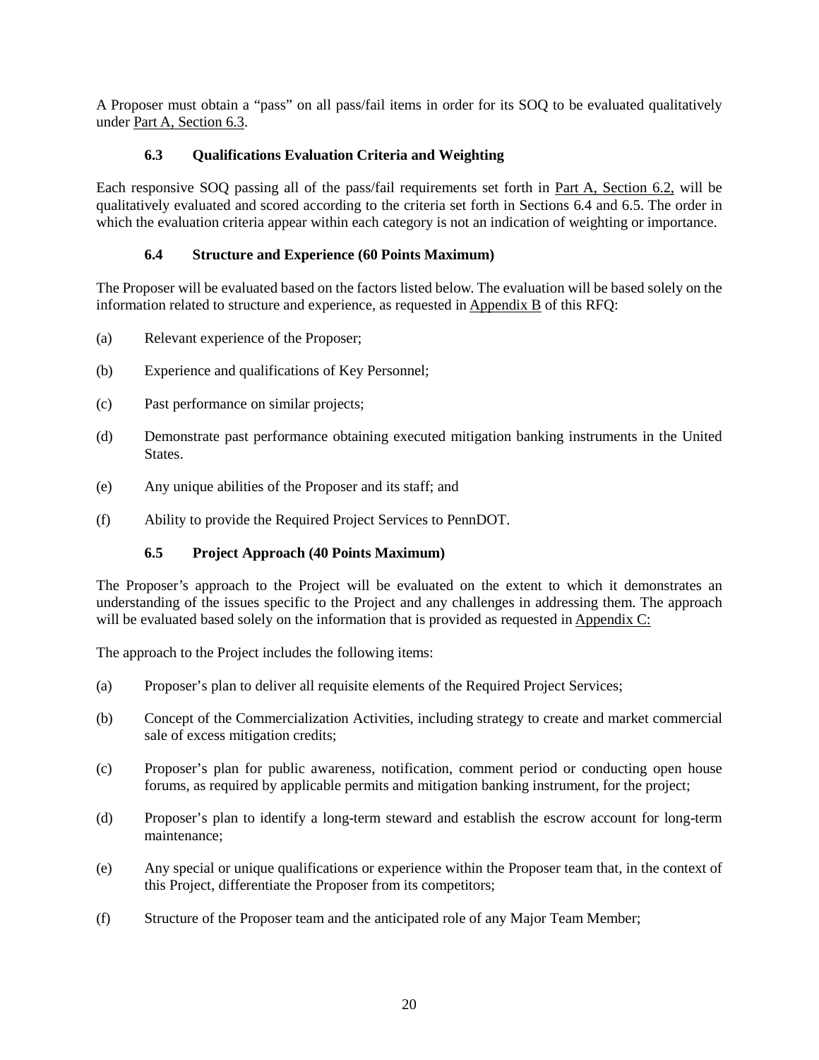A Proposer must obtain a "pass" on all pass/fail items in order for its SOQ to be evaluated qualitatively under Part A, Section 6.3.

### 6.3 Qualifications Evaluation Criteria and Weighting

Each responsive SOQ passing all of the pass/fail requirements set forth in Part A, Section 6.2, will be qualitatively evaluated and scored according to the criteria set forth in Sections 6.4 and 6.5. The order in which the evaluation criteria appear within each category is not an indication of weighting or importance.

### 6.4 Structure and Experience (60 Points Maximum)

The Proposer will be evaluated based on the factors listed below. The evaluation will be based solely on the information related to structure and experience, as requested in Appendix B of this RFQ:

(a) Relevant experience of the Proposer;

(b) Experience and qualifications of Key Personnel;

(c) Past performance on similar projects;

(d) Demonstrate past performance obtaining executed mitigation banking instruments in the United States.

(e) Any unique abilities of the Proposer and its staff; and

(f) Ability to provide the Required Project Services to PennDOT.

### 6.5 Project Approach (40 Points Maximum)

The Proposer's approach to the Project will be evaluated on the extent to which it demonstrates an understanding of the issues specific to the Project and any challenges in addressing them. The approach will be evaluated based solely on the information that is provided as requested in Appendix C:

The approach to the Project includes the following items:

(a) Proposer's plan to deliver all requisite elements of the Required Project Services;

(b) Concept of the Commercialization Activities, including strategy to create and market commercial sale of excess mitigation credits;

(c) Proposer's plan for public awareness, notification, comment period or conducting open house forums, as required by applicable permits and mitigation banking instrument, for the project;

(d) Proposer's plan to identify a long-term steward and establish the escrow account for long-term maintenance;

(e) Any special or unique qualifications or experience within the Proposer team that, in the context of this Project, differentiate the Proposer from its competitors;

(f) Structure of the Proposer team and the anticipated role of any Major Team Member;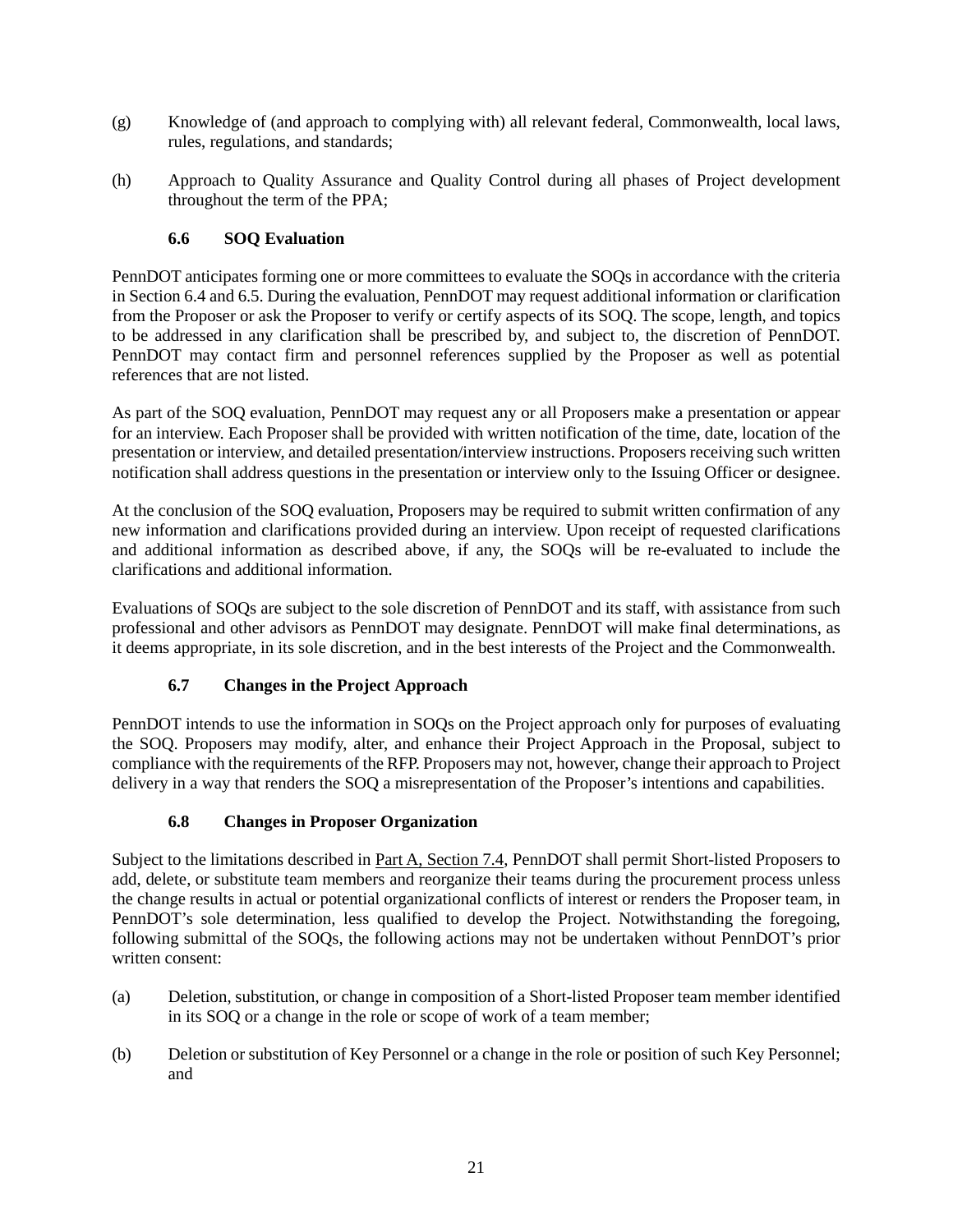(g) Knowledge of (and approach to complying with) all relevant federal, Commonwealth, local laws, rules, regulations, and standards;

(h) Approach to Quality Assurance and Quality Control during all phases of Project development throughout the term of the PPA;

### 6.6 SOQ Evaluation

PennDOT anticipates forming one or more committees to evaluate the SOQs in accordance with the criteria in Section 6.4 and 6.5. During the evaluation, PennDOT may request additional information or clarification from the Proposer or ask the Proposer to verify or certify aspects of its SOQ. The scope, length, and topics to be addressed in any clarification shall be prescribed by, and subject to, the discretion of PennDOT. PennDOT may contact firm and personnel references supplied by the Proposer as well as potential references that are not listed.

As part of the SOQ evaluation, PennDOT may request any or all Proposers make a presentation or appear for an interview. Each Proposer shall be provided with written notification of the time, date, location of the presentation or interview, and detailed presentation/interview instructions. Proposers receiving such written notification shall address questions in the presentation or interview only to the Issuing Officer or designee.

At the conclusion of the SOQ evaluation, Proposers may be required to submit written confirmation of any new information and clarifications provided during an interview. Upon receipt of requested clarifications and additional information as described above, if any, the SOQs will be re-evaluated to include the clarifications and additional information.

Evaluations of SOQs are subject to the sole discretion of PennDOT and its staff, with assistance from such professional and other advisors as PennDOT may designate. PennDOT will make final determinations, as it deems appropriate, in its sole discretion, and in the best interests of the Project and the Commonwealth.

### 6.7 Changes in the Project Approach

PennDOT intends to use the information in SOQs on the Project approach only for purposes of evaluating the SOQ. Proposers may modify, alter, and enhance their Project Approach in the Proposal, subject to compliance with the requirements of the RFP. Proposers may not, however, change their approach to Project delivery in a way that renders the SOQ a misrepresentation of the Proposer's intentions and capabilities.

### 6.8 Changes in Proposer Organization

Subject to the limitations described in Part A, Section 7.4, PennDOT shall permit Short-listed Proposers to add, delete, or substitute team members and reorganize their teams during the procurement process unless the change results in actual or potential organizational conflicts of interest or renders the Proposer team, in PennDOT's sole determination, less qualified to develop the Project. Notwithstanding the foregoing, following submittal of the SOQs, the following actions may not be undertaken without PennDOT's prior written consent:

(a) Deletion, substitution, or change in composition of a Short-listed Proposer team member identified in its SOQ or a change in the role or scope of work of a team member;

(b) Deletion or substitution of Key Personnel or a change in the role or position of such Key Personnel; and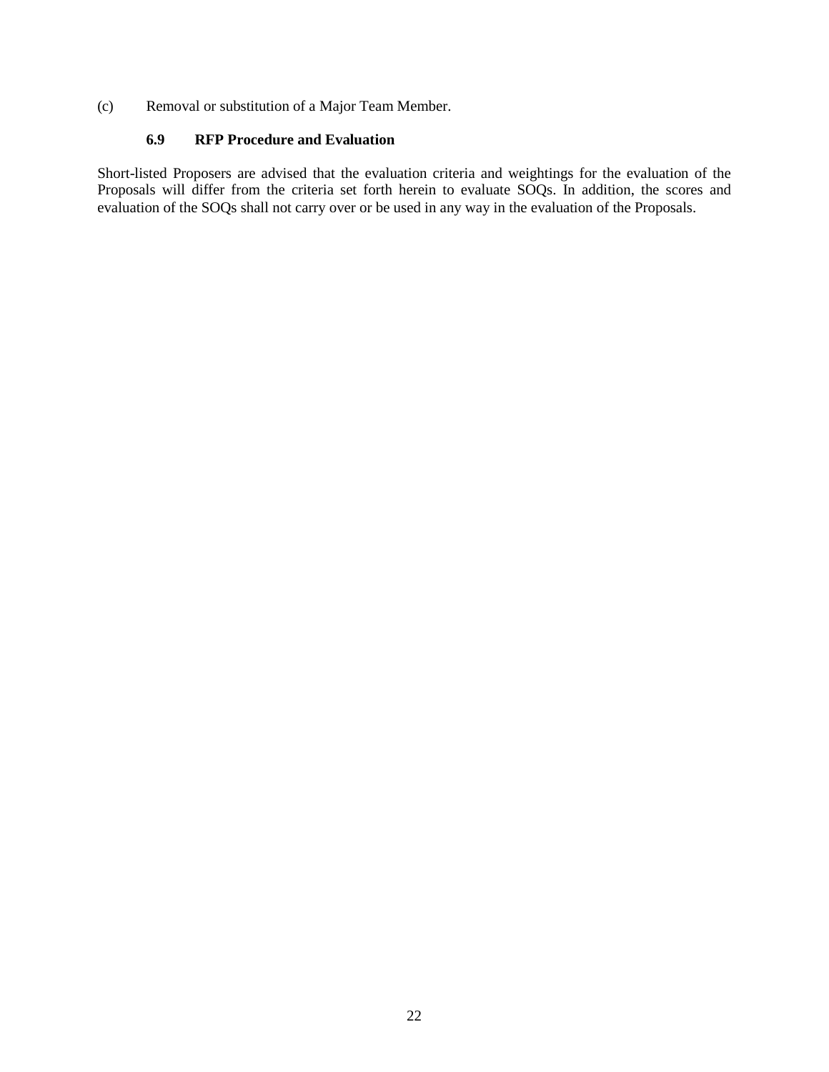(c) Removal or substitution of a Major Team Member.

### 6.9 RFP Procedure and Evaluation

Short-listed Proposers are advised that the evaluation criteria and weightings for the evaluation of the Proposals will differ from the criteria set forth herein to evaluate SOQs. In addition, the scores and evaluation of the SOQs shall not carry over or be used in any way in the evaluation of the Proposals.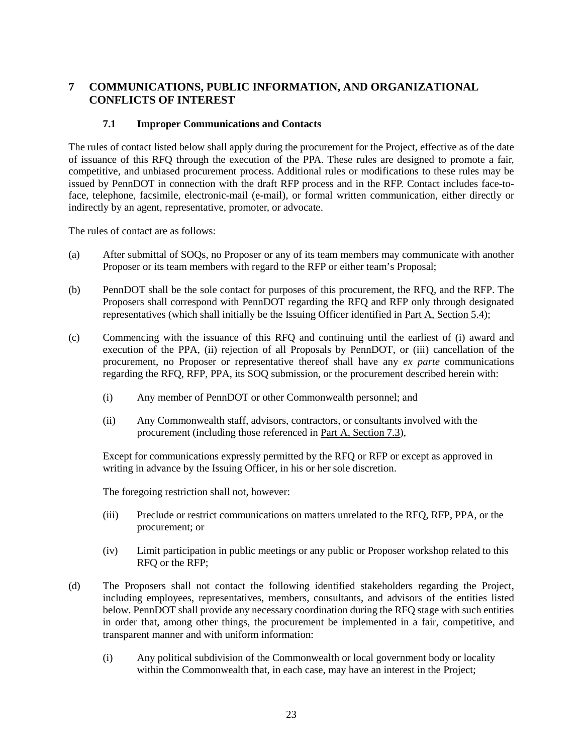# 7 COMMUNICATIONS, PUBLIC INFORMATION, AND ORGANIZATIONAL CONFLICTS OF INTEREST

## 7.1 Improper Communications and Contacts

The rules of contact listed below shall apply during the procurement for the Project, effective as of the date of issuance of this RFQ through the execution of the PPA. These rules are designed to promote a fair, competitive, and unbiased procurement process. Additional rules or modifications to these rules may be issued by PennDOT in connection with the draft RFP process and in the RFP. Contact includes face-to-face, telephone, facsimile, electronic-mail (e-mail), or formal written communication, either directly or indirectly by an agent, representative, promoter, or advocate.

The rules of contact are as follows:

(a) After submittal of SOQs, no Proposer or any of its team members may communicate with another Proposer or its team members with regard to the RFP or either team's Proposal;

(b) PennDOT shall be the sole contact for purposes of this procurement, the RFQ, and the RFP. The Proposers shall correspond with PennDOT regarding the RFQ and RFP only through designated representatives (which shall initially be the Issuing Officer identified in Part A, Section 5.4);

(c) Commencing with the issuance of this RFQ and continuing until the earliest of (i) award and execution of the PPA, (ii) rejection of all Proposals by PennDOT, or (iii) cancellation of the procurement, no Proposer or representative thereof shall have any *ex parte* communications regarding the RFQ, RFP, PPA, its SOQ submission, or the procurement described herein with:

   (i) Any member of PennDOT or other Commonwealth personnel; and

   (ii) Any Commonwealth staff, advisors, contractors, or consultants involved with the procurement (including those referenced in Part A, Section 7.3),

   Except for communications expressly permitted by the RFQ or RFP or except as approved in writing in advance by the Issuing Officer, in his or her sole discretion.

   The foregoing restriction shall not, however:

   (iii) Preclude or restrict communications on matters unrelated to the RFQ, RFP, PPA, or the procurement; or

   (iv) Limit participation in public meetings or any public or Proposer workshop related to this RFQ or the RFP;

(d) The Proposers shall not contact the following identified stakeholders regarding the Project, including employees, representatives, members, consultants, and advisors of the entities listed below. PennDOT shall provide any necessary coordination during the RFQ stage with such entities in order that, among other things, the procurement be implemented in a fair, competitive, and transparent manner and with uniform information:

   (i) Any political subdivision of the Commonwealth or local government body or locality within the Commonwealth that, in each case, may have an interest in the Project;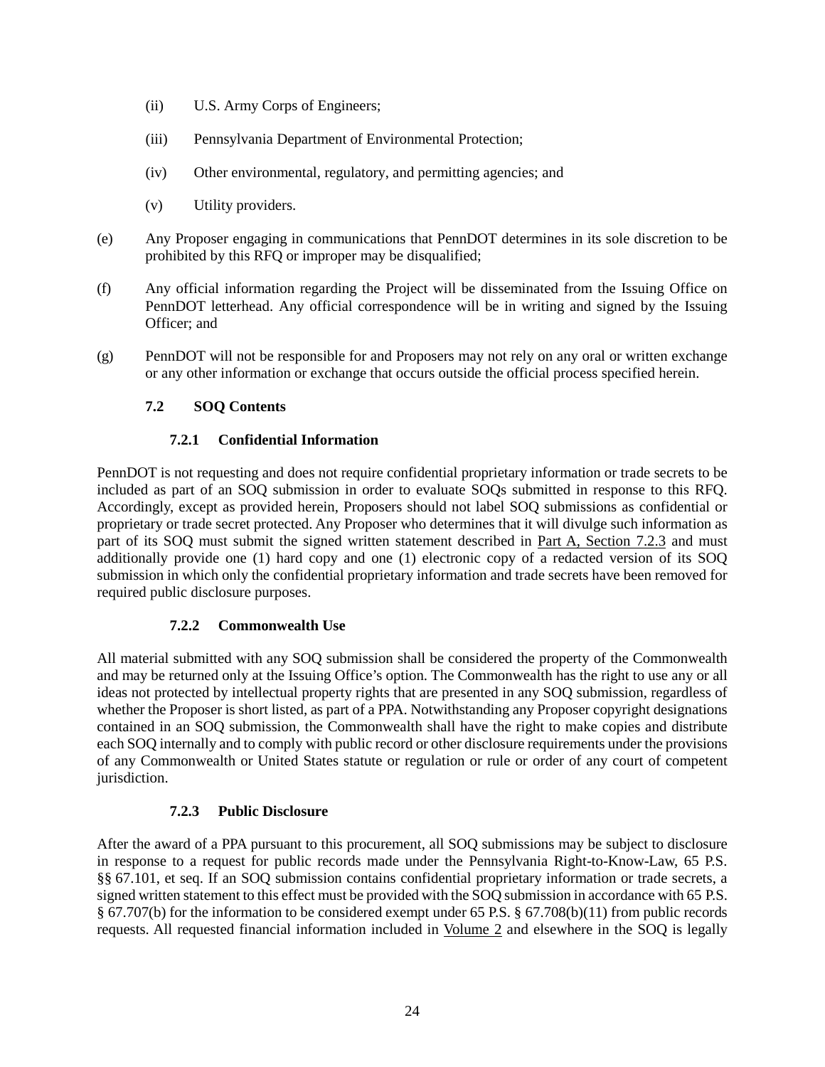(ii) U.S. Army Corps of Engineers;

(iii) Pennsylvania Department of Environmental Protection;

(iv) Other environmental, regulatory, and permitting agencies; and

(v) Utility providers.

(e) Any Proposer engaging in communications that PennDOT determines in its sole discretion to be prohibited by this RFQ or improper may be disqualified;

(f) Any official information regarding the Project will be disseminated from the Issuing Office on PennDOT letterhead. Any official correspondence will be in writing and signed by the Issuing Officer; and

(g) PennDOT will not be responsible for and Proposers may not rely on any oral or written exchange or any other information or exchange that occurs outside the official process specified herein.

### 7.2 SOQ Contents

#### 7.2.1 Confidential Information

PennDOT is not requesting and does not require confidential proprietary information or trade secrets to be included as part of an SOQ submission in order to evaluate SOQs submitted in response to this RFQ. Accordingly, except as provided herein, Proposers should not label SOQ submissions as confidential or proprietary or trade secret protected. Any Proposer who determines that it will divulge such information as part of its SOQ must submit the signed written statement described in Part A, Section 7.2.3 and must additionally provide one (1) hard copy and one (1) electronic copy of a redacted version of its SOQ submission in which only the confidential proprietary information and trade secrets have been removed for required public disclosure purposes.

#### 7.2.2 Commonwealth Use

All material submitted with any SOQ submission shall be considered the property of the Commonwealth and may be returned only at the Issuing Office's option. The Commonwealth has the right to use any or all ideas not protected by intellectual property rights that are presented in any SOQ submission, regardless of whether the Proposer is short listed, as part of a PPA. Notwithstanding any Proposer copyright designations contained in an SOQ submission, the Commonwealth shall have the right to make copies and distribute each SOQ internally and to comply with public record or other disclosure requirements under the provisions of any Commonwealth or United States statute or regulation or rule or order of any court of competent jurisdiction.

#### 7.2.3 Public Disclosure

After the award of a PPA pursuant to this procurement, all SOQ submissions may be subject to disclosure in response to a request for public records made under the Pennsylvania Right-to-Know-Law, 65 P.S. §§ 67.101, et seq. If an SOQ submission contains confidential proprietary information or trade secrets, a signed written statement to this effect must be provided with the SOQ submission in accordance with 65 P.S. § 67.707(b) for the information to be considered exempt under 65 P.S. § 67.708(b)(11) from public records requests. All requested financial information included in Volume 2 and elsewhere in the SOQ is legally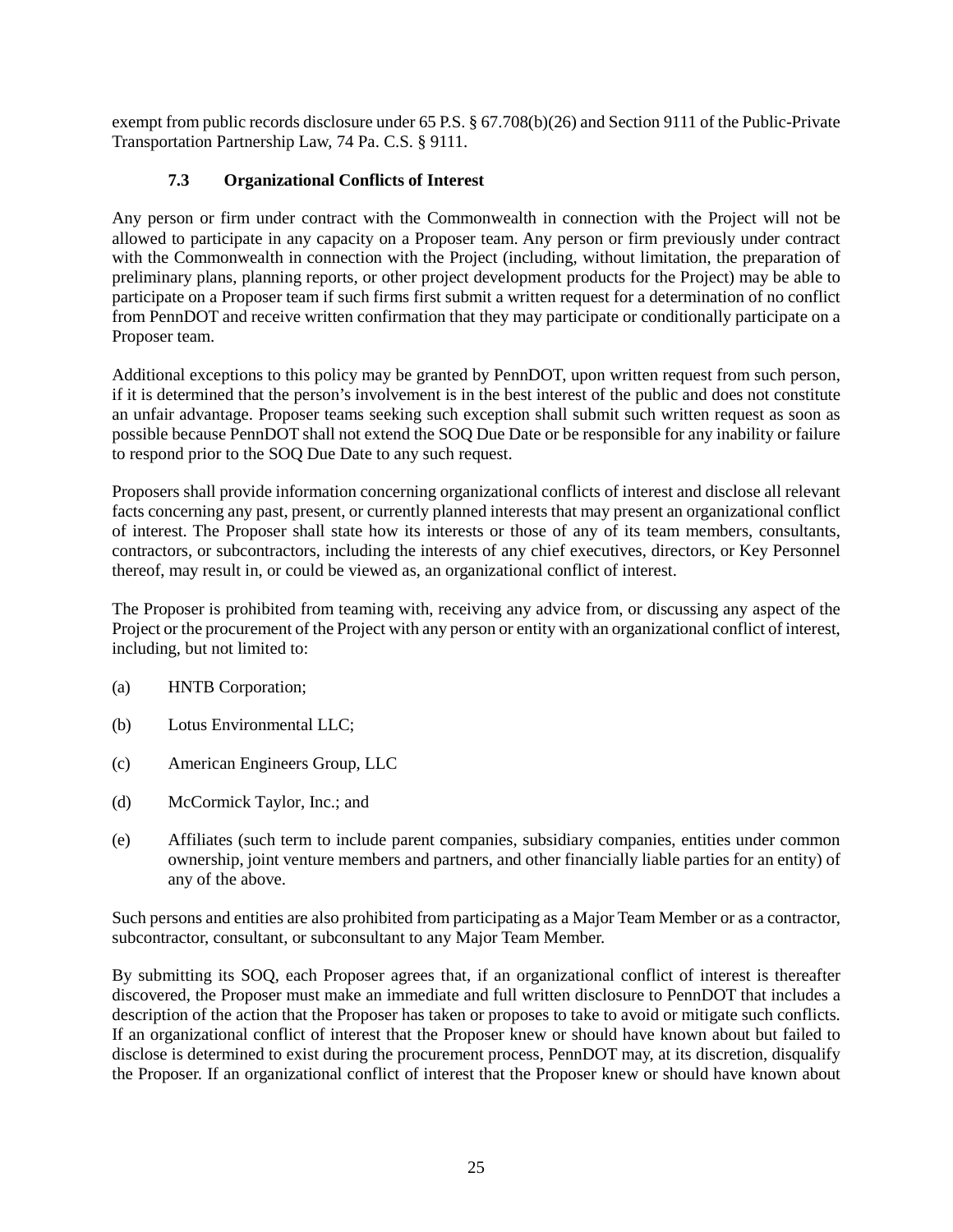exempt from public records disclosure under 65 P.S. § 67.708(b)(26) and Section 9111 of the Public-Private Transportation Partnership Law, 74 Pa. C.S. § 9111.

### 7.3 Organizational Conflicts of Interest

Any person or firm under contract with the Commonwealth in connection with the Project will not be allowed to participate in any capacity on a Proposer team. Any person or firm previously under contract with the Commonwealth in connection with the Project (including, without limitation, the preparation of preliminary plans, planning reports, or other project development products for the Project) may be able to participate on a Proposer team if such firms first submit a written request for a determination of no conflict from PennDOT and receive written confirmation that they may participate or conditionally participate on a Proposer team.

Additional exceptions to this policy may be granted by PennDOT, upon written request from such person, if it is determined that the person's involvement is in the best interest of the public and does not constitute an unfair advantage. Proposer teams seeking such exception shall submit such written request as soon as possible because PennDOT shall not extend the SOQ Due Date or be responsible for any inability or failure to respond prior to the SOQ Due Date to any such request.

Proposers shall provide information concerning organizational conflicts of interest and disclose all relevant facts concerning any past, present, or currently planned interests that may present an organizational conflict of interest. The Proposer shall state how its interests or those of any of its team members, consultants, contractors, or subcontractors, including the interests of any chief executives, directors, or Key Personnel thereof, may result in, or could be viewed as, an organizational conflict of interest.

The Proposer is prohibited from teaming with, receiving any advice from, or discussing any aspect of the Project or the procurement of the Project with any person or entity with an organizational conflict of interest, including, but not limited to:

(a) HNTB Corporation;

(b) Lotus Environmental LLC;

(c) American Engineers Group, LLC

(d) McCormick Taylor, Inc.; and

(e) Affiliates (such term to include parent companies, subsidiary companies, entities under common ownership, joint venture members and partners, and other financially liable parties for an entity) of any of the above.

Such persons and entities are also prohibited from participating as a Major Team Member or as a contractor, subcontractor, consultant, or subconsultant to any Major Team Member.

By submitting its SOQ, each Proposer agrees that, if an organizational conflict of interest is thereafter discovered, the Proposer must make an immediate and full written disclosure to PennDOT that includes a description of the action that the Proposer has taken or proposes to take to avoid or mitigate such conflicts. If an organizational conflict of interest that the Proposer knew or should have known about but failed to disclose is determined to exist during the procurement process, PennDOT may, at its discretion, disqualify the Proposer. If an organizational conflict of interest that the Proposer knew or should have known about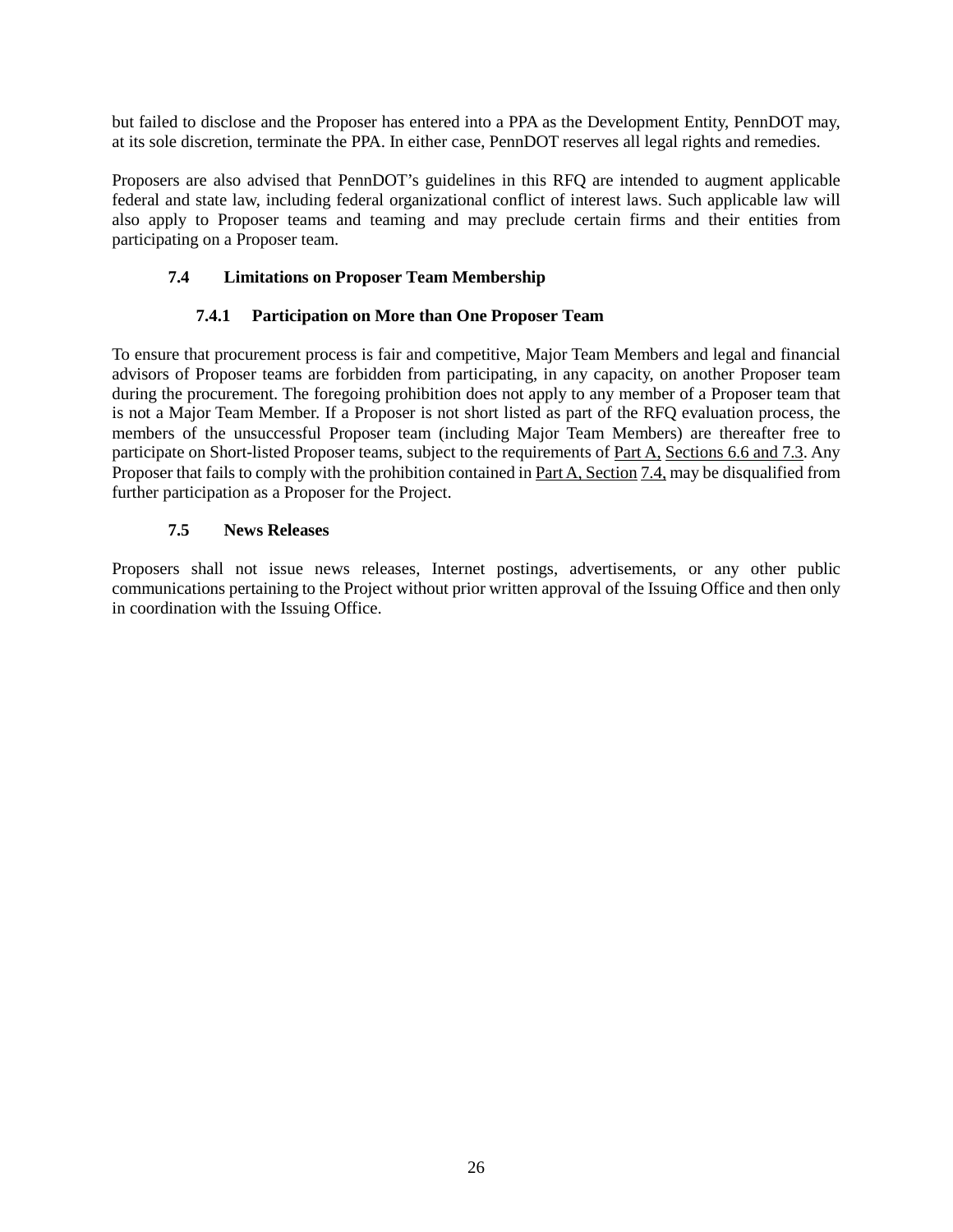but failed to disclose and the Proposer has entered into a PPA as the Development Entity, PennDOT may, at its sole discretion, terminate the PPA. In either case, PennDOT reserves all legal rights and remedies.

Proposers are also advised that PennDOT's guidelines in this RFQ are intended to augment applicable federal and state law, including federal organizational conflict of interest laws. Such applicable law will also apply to Proposer teams and teaming and may preclude certain firms and their entities from participating on a Proposer team.

### 7.4 Limitations on Proposer Team Membership

#### 7.4.1 Participation on More than One Proposer Team

To ensure that procurement process is fair and competitive, Major Team Members and legal and financial advisors of Proposer teams are forbidden from participating, in any capacity, on another Proposer team during the procurement. The foregoing prohibition does not apply to any member of a Proposer team that is not a Major Team Member. If a Proposer is not short listed as part of the RFQ evaluation process, the members of the unsuccessful Proposer team (including Major Team Members) are thereafter free to participate on Short-listed Proposer teams, subject to the requirements of Part A, Sections 6.6 and 7.3. Any Proposer that fails to comply with the prohibition contained in Part A, Section 7.4, may be disqualified from further participation as a Proposer for the Project.

### 7.5 News Releases

Proposers shall not issue news releases, Internet postings, advertisements, or any other public communications pertaining to the Project without prior written approval of the Issuing Office and then only in coordination with the Issuing Office.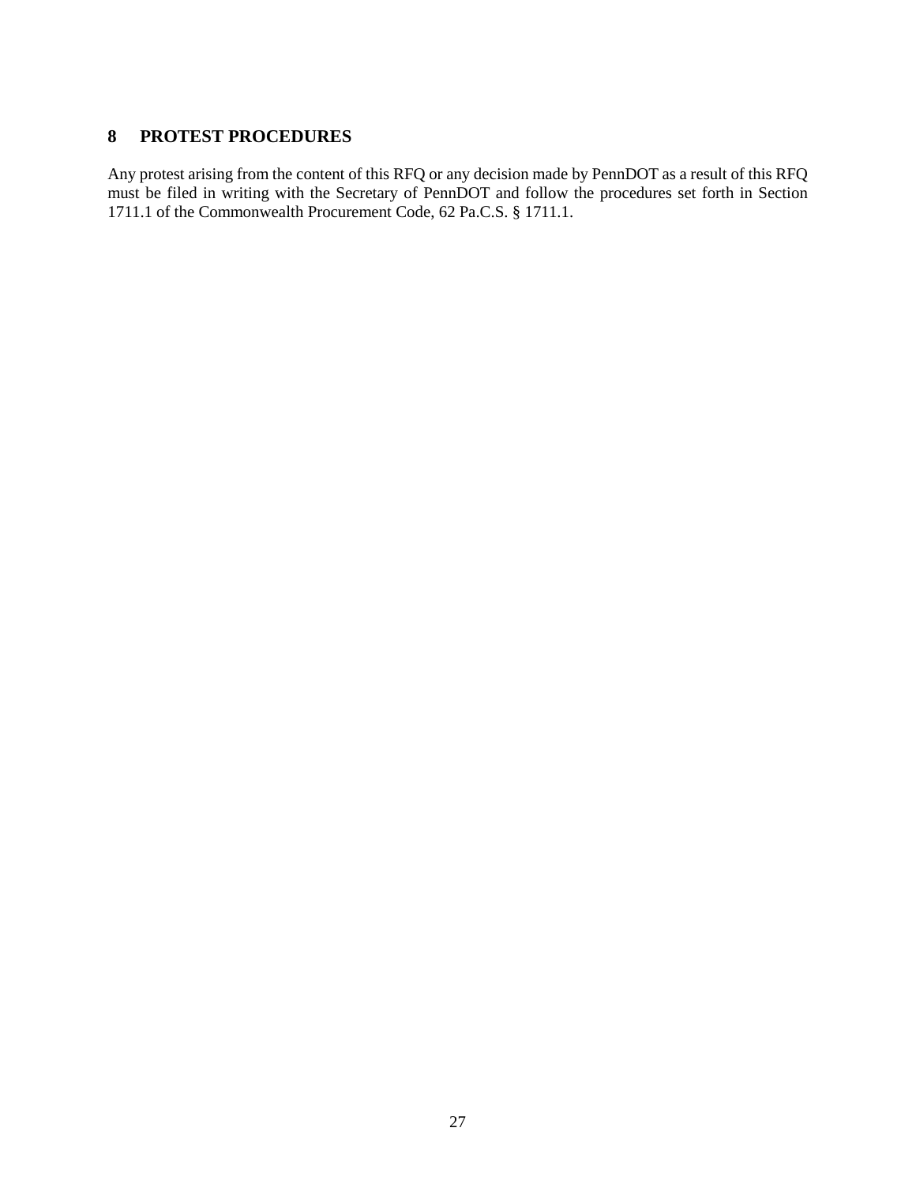# 8 PROTEST PROCEDURES

Any protest arising from the content of this RFQ or any decision made by PennDOT as a result of this RFQ must be filed in writing with the Secretary of PennDOT and follow the procedures set forth in Section 1711.1 of the Commonwealth Procurement Code, 62 Pa.C.S. § 1711.1.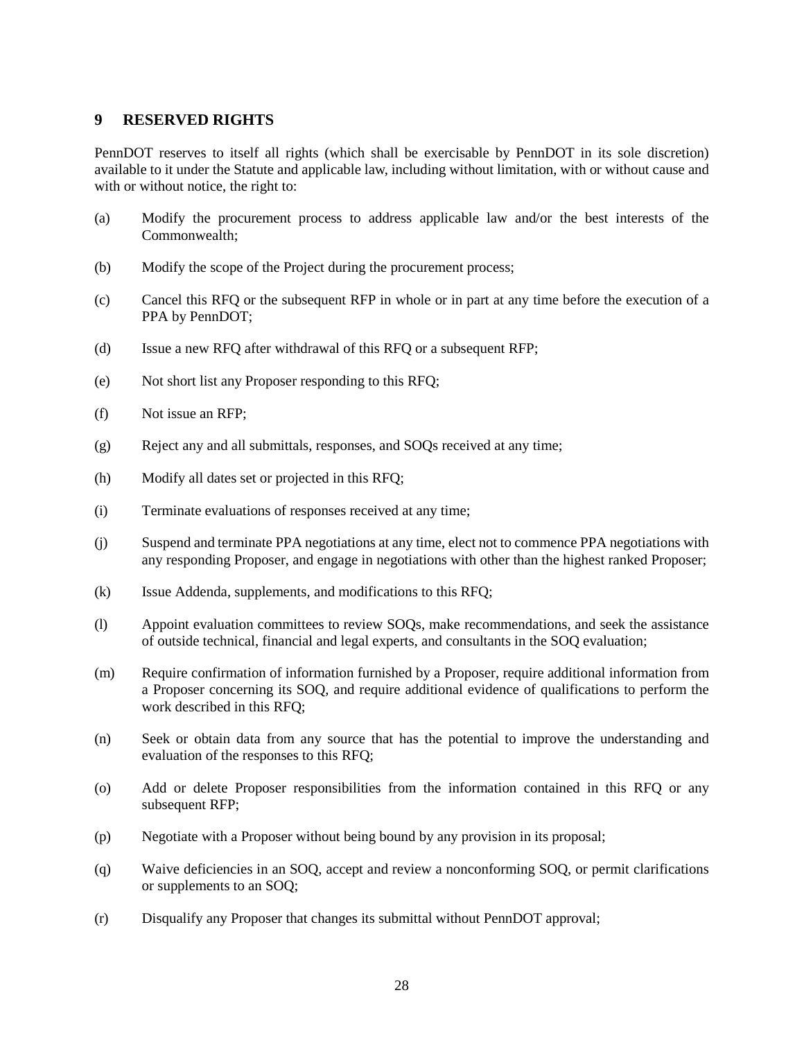## 9 RESERVED RIGHTS

PennDOT reserves to itself all rights (which shall be exercisable by PennDOT in its sole discretion) available to it under the Statute and applicable law, including without limitation, with or without cause and with or without notice, the right to:

(a) Modify the procurement process to address applicable law and/or the best interests of the Commonwealth;

(b) Modify the scope of the Project during the procurement process;

(c) Cancel this RFQ or the subsequent RFP in whole or in part at any time before the execution of a PPA by PennDOT;

(d) Issue a new RFQ after withdrawal of this RFQ or a subsequent RFP;

(e) Not short list any Proposer responding to this RFQ;

(f) Not issue an RFP;

(g) Reject any and all submittals, responses, and SOQs received at any time;

(h) Modify all dates set or projected in this RFQ;

(i) Terminate evaluations of responses received at any time;

(j) Suspend and terminate PPA negotiations at any time, elect not to commence PPA negotiations with any responding Proposer, and engage in negotiations with other than the highest ranked Proposer;

(k) Issue Addenda, supplements, and modifications to this RFQ;

(l) Appoint evaluation committees to review SOQs, make recommendations, and seek the assistance of outside technical, financial and legal experts, and consultants in the SOQ evaluation;

(m) Require confirmation of information furnished by a Proposer, require additional information from a Proposer concerning its SOQ, and require additional evidence of qualifications to perform the work described in this RFQ;

(n) Seek or obtain data from any source that has the potential to improve the understanding and evaluation of the responses to this RFQ;

(o) Add or delete Proposer responsibilities from the information contained in this RFQ or any subsequent RFP;

(p) Negotiate with a Proposer without being bound by any provision in its proposal;

(q) Waive deficiencies in an SOQ, accept and review a nonconforming SOQ, or permit clarifications or supplements to an SOQ;

(r) Disqualify any Proposer that changes its submittal without PennDOT approval;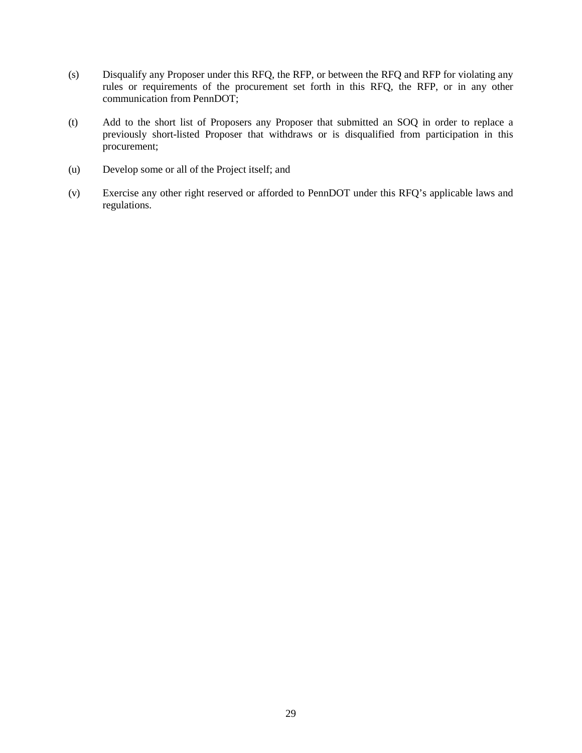(s) Disqualify any Proposer under this RFQ, the RFP, or between the RFQ and RFP for violating any rules or requirements of the procurement set forth in this RFQ, the RFP, or in any other communication from PennDOT;

(t) Add to the short list of Proposers any Proposer that submitted an SOQ in order to replace a previously short-listed Proposer that withdraws or is disqualified from participation in this procurement;

(u) Develop some or all of the Project itself; and

(v) Exercise any other right reserved or afforded to PennDOT under this RFQ's applicable laws and regulations.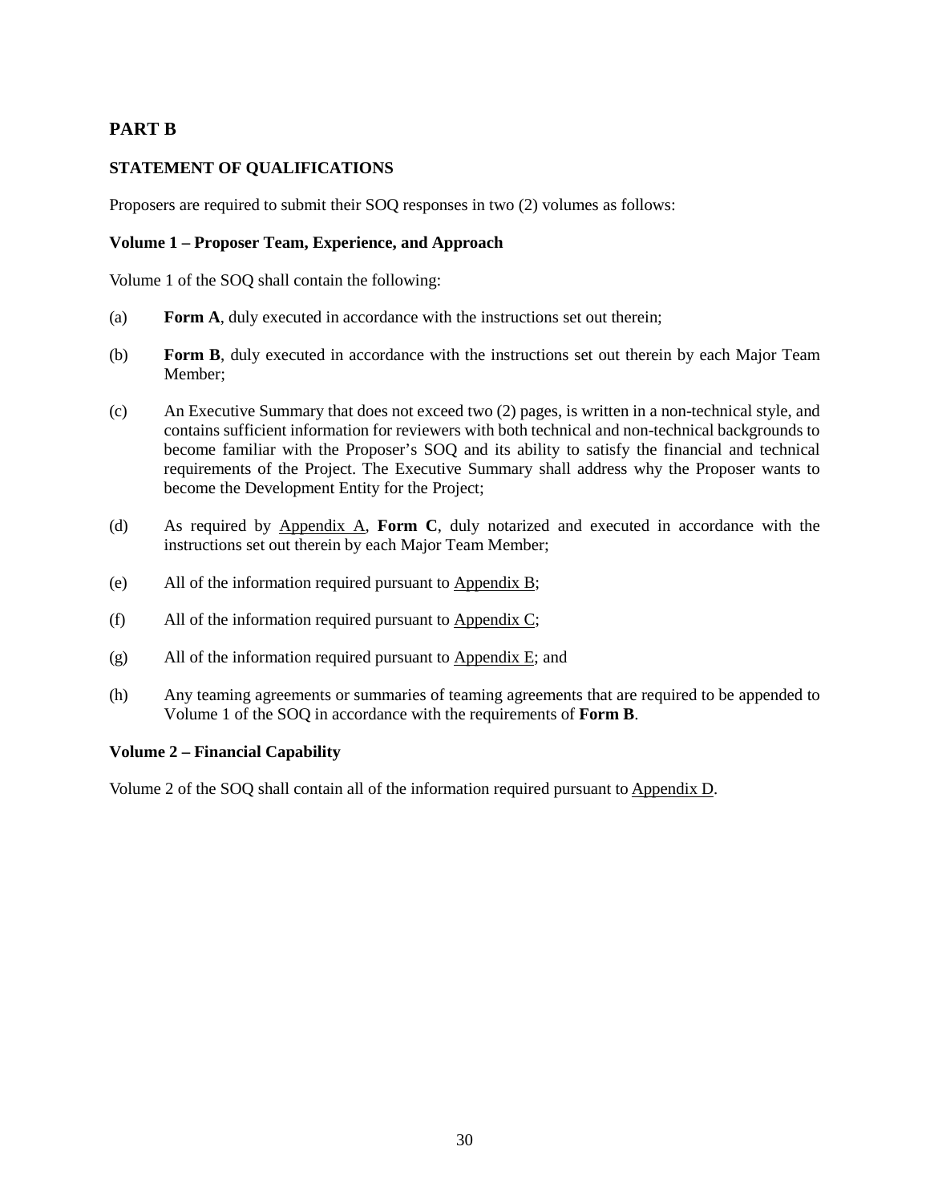## PART B

### STATEMENT OF QUALIFICATIONS

Proposers are required to submit their SOQ responses in two (2) volumes as follows:

#### Volume 1 – Proposer Team, Experience, and Approach

Volume 1 of the SOQ shall contain the following:

(a) **Form A**, duly executed in accordance with the instructions set out therein;

(b) **Form B**, duly executed in accordance with the instructions set out therein by each Major Team Member;

(c) An Executive Summary that does not exceed two (2) pages, is written in a non-technical style, and contains sufficient information for reviewers with both technical and non-technical backgrounds to become familiar with the Proposer's SOQ and its ability to satisfy the financial and technical requirements of the Project. The Executive Summary shall address why the Proposer wants to become the Development Entity for the Project;

(d) As required by Appendix A, **Form C**, duly notarized and executed in accordance with the instructions set out therein by each Major Team Member;

(e) All of the information required pursuant to Appendix B;

(f) All of the information required pursuant to Appendix C;

(g) All of the information required pursuant to Appendix E; and

(h) Any teaming agreements or summaries of teaming agreements that are required to be appended to Volume 1 of the SOQ in accordance with the requirements of **Form B**.

#### Volume 2 – Financial Capability

Volume 2 of the SOQ shall contain all of the information required pursuant to Appendix D.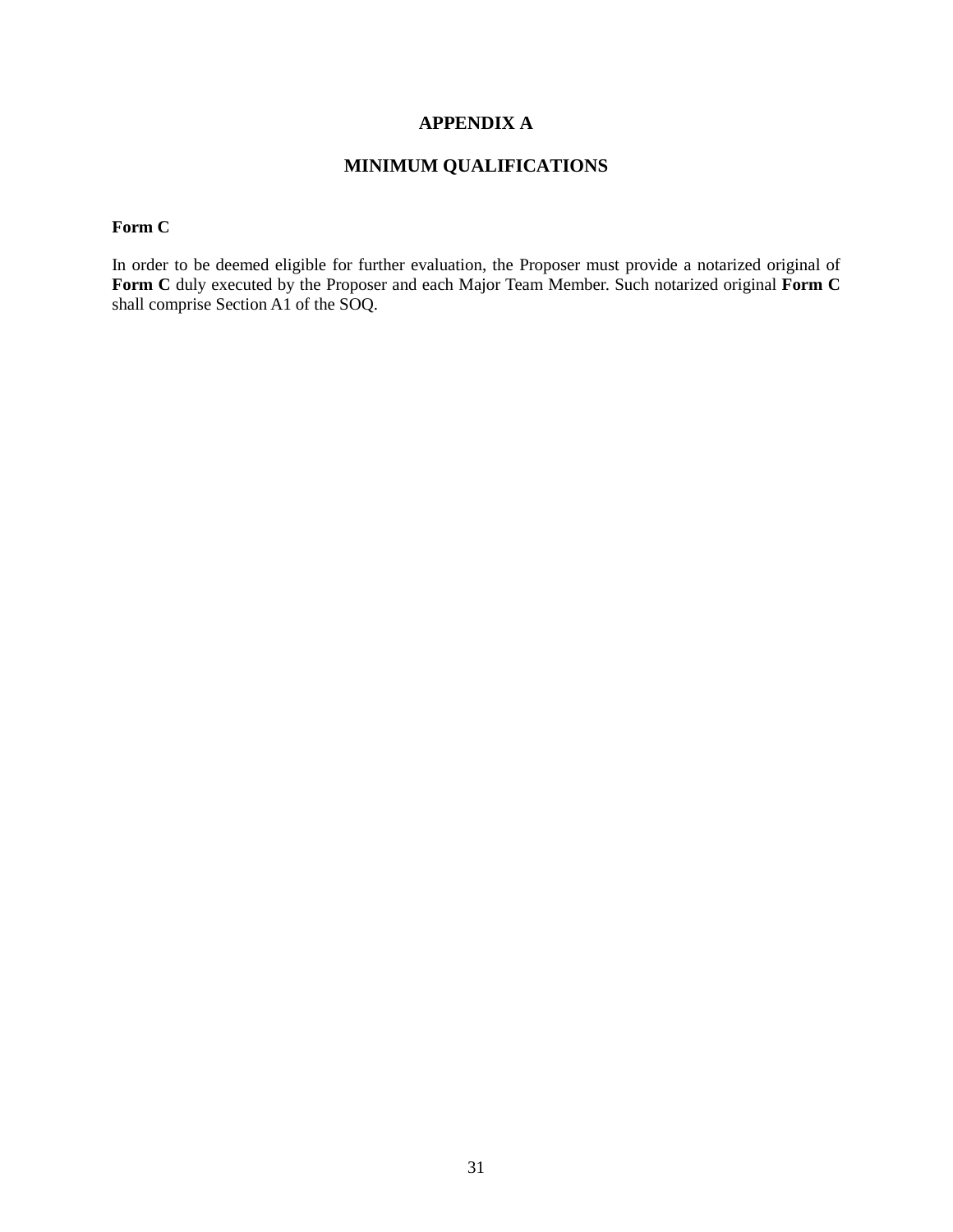# APPENDIX A

## MINIMUM QUALIFICATIONS

**Form C**

In order to be deemed eligible for further evaluation, the Proposer must provide a notarized original of **Form C** duly executed by the Proposer and each Major Team Member. Such notarized original **Form C** shall comprise Section A1 of the SOQ.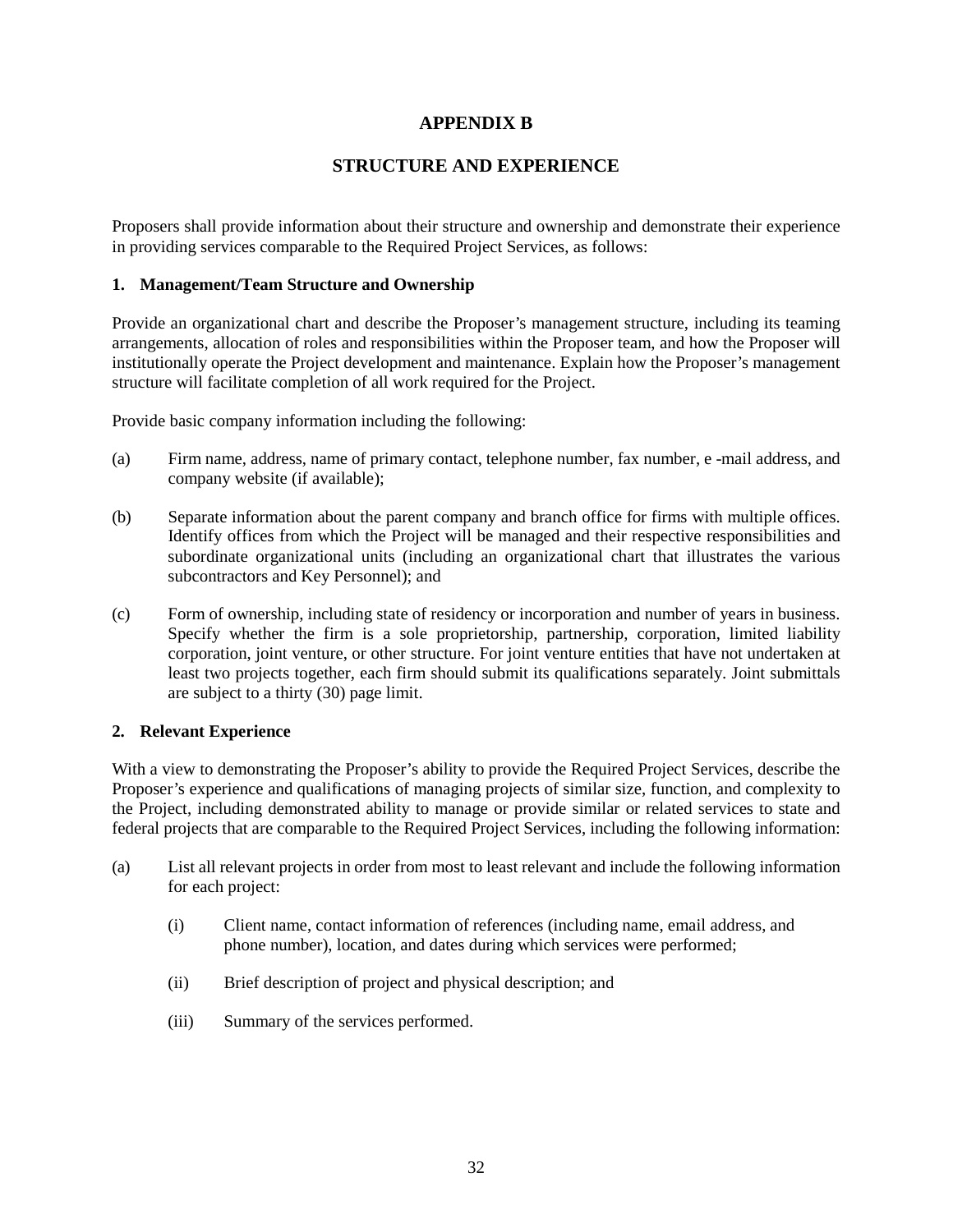# APPENDIX B

# STRUCTURE AND EXPERIENCE

Proposers shall provide information about their structure and ownership and demonstrate their experience in providing services comparable to the Required Project Services, as follows:

### 1. Management/Team Structure and Ownership

Provide an organizational chart and describe the Proposer's management structure, including its teaming arrangements, allocation of roles and responsibilities within the Proposer team, and how the Proposer will institutionally operate the Project development and maintenance. Explain how the Proposer's management structure will facilitate completion of all work required for the Project.

Provide basic company information including the following:

(a) Firm name, address, name of primary contact, telephone number, fax number, e -mail address, and company website (if available);

(b) Separate information about the parent company and branch office for firms with multiple offices. Identify offices from which the Project will be managed and their respective responsibilities and subordinate organizational units (including an organizational chart that illustrates the various subcontractors and Key Personnel); and

(c) Form of ownership, including state of residency or incorporation and number of years in business. Specify whether the firm is a sole proprietorship, partnership, corporation, limited liability corporation, joint venture, or other structure. For joint venture entities that have not undertaken at least two projects together, each firm should submit its qualifications separately. Joint submittals are subject to a thirty (30) page limit.

### 2. Relevant Experience

With a view to demonstrating the Proposer's ability to provide the Required Project Services, describe the Proposer's experience and qualifications of managing projects of similar size, function, and complexity to the Project, including demonstrated ability to manage or provide similar or related services to state and federal projects that are comparable to the Required Project Services, including the following information:

(a) List all relevant projects in order from most to least relevant and include the following information for each project:

(i) Client name, contact information of references (including name, email address, and phone number), location, and dates during which services were performed;

(ii) Brief description of project and physical description; and

(iii) Summary of the services performed.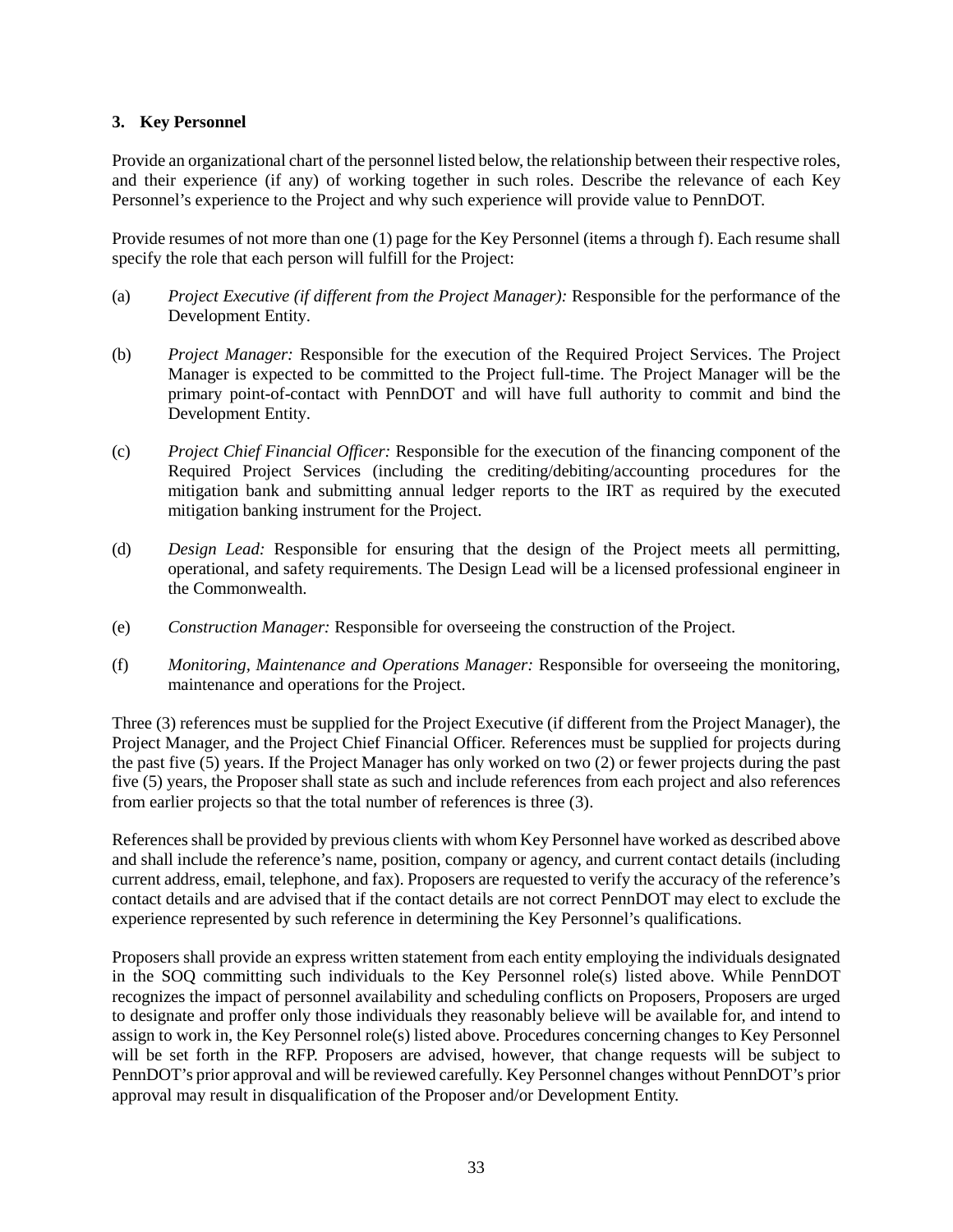### 3. Key Personnel

Provide an organizational chart of the personnel listed below, the relationship between their respective roles, and their experience (if any) of working together in such roles. Describe the relevance of each Key Personnel's experience to the Project and why such experience will provide value to PennDOT.

Provide resumes of not more than one (1) page for the Key Personnel (items a through f). Each resume shall specify the role that each person will fulfill for the Project:

(a) *Project Executive (if different from the Project Manager):* Responsible for the performance of the Development Entity.

(b) *Project Manager:* Responsible for the execution of the Required Project Services. The Project Manager is expected to be committed to the Project full-time. The Project Manager will be the primary point-of-contact with PennDOT and will have full authority to commit and bind the Development Entity.

(c) *Project Chief Financial Officer:* Responsible for the execution of the financing component of the Required Project Services (including the crediting/debiting/accounting procedures for the mitigation bank and submitting annual ledger reports to the IRT as required by the executed mitigation banking instrument for the Project.

(d) *Design Lead:* Responsible for ensuring that the design of the Project meets all permitting, operational, and safety requirements. The Design Lead will be a licensed professional engineer in the Commonwealth.

(e) *Construction Manager:* Responsible for overseeing the construction of the Project.

(f) *Monitoring, Maintenance and Operations Manager:* Responsible for overseeing the monitoring, maintenance and operations for the Project.

Three (3) references must be supplied for the Project Executive (if different from the Project Manager), the Project Manager, and the Project Chief Financial Officer. References must be supplied for projects during the past five (5) years. If the Project Manager has only worked on two (2) or fewer projects during the past five (5) years, the Proposer shall state as such and include references from each project and also references from earlier projects so that the total number of references is three (3).

References shall be provided by previous clients with whom Key Personnel have worked as described above and shall include the reference's name, position, company or agency, and current contact details (including current address, email, telephone, and fax). Proposers are requested to verify the accuracy of the reference's contact details and are advised that if the contact details are not correct PennDOT may elect to exclude the experience represented by such reference in determining the Key Personnel's qualifications.

Proposers shall provide an express written statement from each entity employing the individuals designated in the SOQ committing such individuals to the Key Personnel role(s) listed above. While PennDOT recognizes the impact of personnel availability and scheduling conflicts on Proposers, Proposers are urged to designate and proffer only those individuals they reasonably believe will be available for, and intend to assign to work in, the Key Personnel role(s) listed above. Procedures concerning changes to Key Personnel will be set forth in the RFP. Proposers are advised, however, that change requests will be subject to PennDOT's prior approval and will be reviewed carefully. Key Personnel changes without PennDOT's prior approval may result in disqualification of the Proposer and/or Development Entity.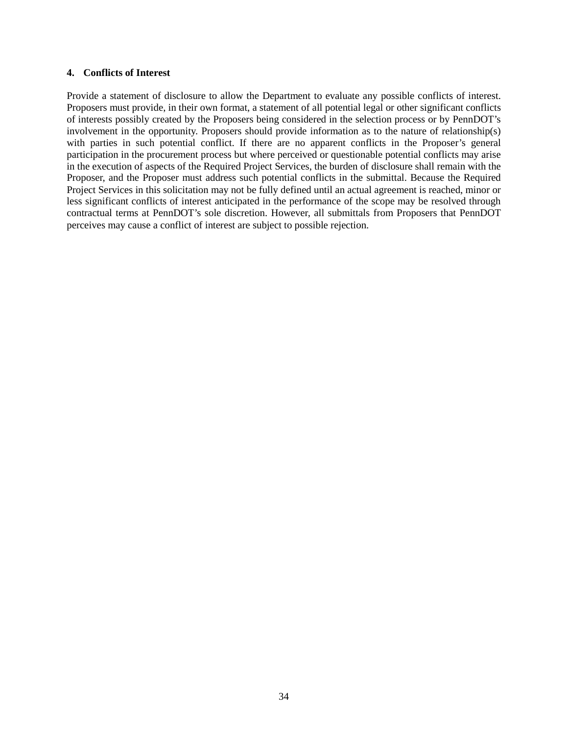**4. Conflicts of Interest**

Provide a statement of disclosure to allow the Department to evaluate any possible conflicts of interest. Proposers must provide, in their own format, a statement of all potential legal or other significant conflicts of interests possibly created by the Proposers being considered in the selection process or by PennDOT's involvement in the opportunity. Proposers should provide information as to the nature of relationship(s) with parties in such potential conflict. If there are no apparent conflicts in the Proposer's general participation in the procurement process but where perceived or questionable potential conflicts may arise in the execution of aspects of the Required Project Services, the burden of disclosure shall remain with the Proposer, and the Proposer must address such potential conflicts in the submittal. Because the Required Project Services in this solicitation may not be fully defined until an actual agreement is reached, minor or less significant conflicts of interest anticipated in the performance of the scope may be resolved through contractual terms at PennDOT's sole discretion. However, all submittals from Proposers that PennDOT perceives may cause a conflict of interest are subject to possible rejection.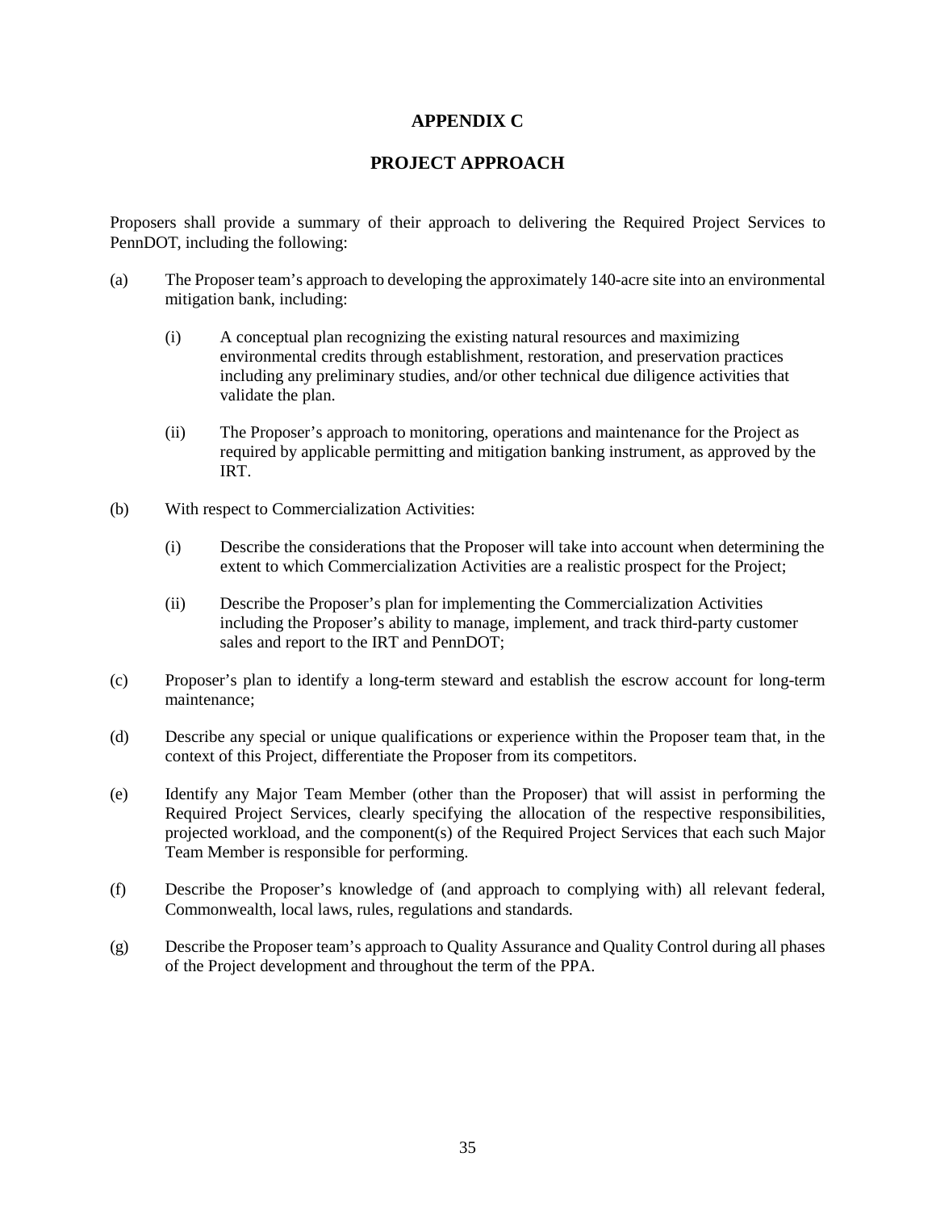# APPENDIX C

## PROJECT APPROACH

Proposers shall provide a summary of their approach to delivering the Required Project Services to PennDOT, including the following:

(a) The Proposer team's approach to developing the approximately 140-acre site into an environmental mitigation bank, including:

  (i) A conceptual plan recognizing the existing natural resources and maximizing environmental credits through establishment, restoration, and preservation practices including any preliminary studies, and/or other technical due diligence activities that validate the plan.

  (ii) The Proposer's approach to monitoring, operations and maintenance for the Project as required by applicable permitting and mitigation banking instrument, as approved by the IRT.

(b) With respect to Commercialization Activities:

  (i) Describe the considerations that the Proposer will take into account when determining the extent to which Commercialization Activities are a realistic prospect for the Project;

  (ii) Describe the Proposer's plan for implementing the Commercialization Activities including the Proposer's ability to manage, implement, and track third-party customer sales and report to the IRT and PennDOT;

(c) Proposer's plan to identify a long-term steward and establish the escrow account for long-term maintenance;

(d) Describe any special or unique qualifications or experience within the Proposer team that, in the context of this Project, differentiate the Proposer from its competitors.

(e) Identify any Major Team Member (other than the Proposer) that will assist in performing the Required Project Services, clearly specifying the allocation of the respective responsibilities, projected workload, and the component(s) of the Required Project Services that each such Major Team Member is responsible for performing.

(f) Describe the Proposer's knowledge of (and approach to complying with) all relevant federal, Commonwealth, local laws, rules, regulations and standards.

(g) Describe the Proposer team's approach to Quality Assurance and Quality Control during all phases of the Project development and throughout the term of the PPA.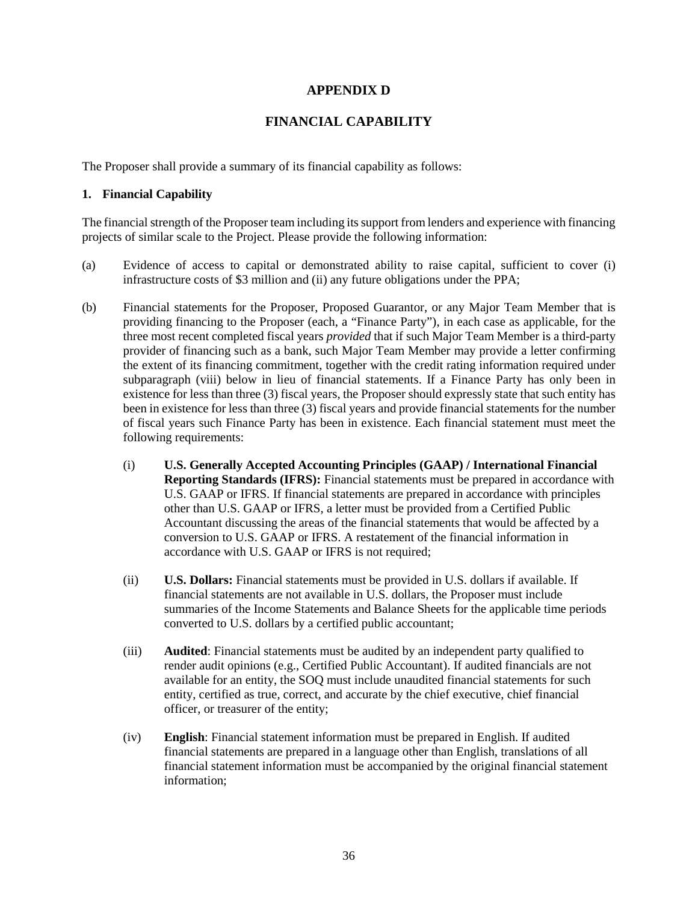# APPENDIX D

## FINANCIAL CAPABILITY

The Proposer shall provide a summary of its financial capability as follows:

### 1. Financial Capability

The financial strength of the Proposer team including its support from lenders and experience with financing projects of similar scale to the Project. Please provide the following information:

(a) Evidence of access to capital or demonstrated ability to raise capital, sufficient to cover (i) infrastructure costs of $3 million and (ii) any future obligations under the PPA;

(b) Financial statements for the Proposer, Proposed Guarantor, or any Major Team Member that is providing financing to the Proposer (each, a "Finance Party"), in each case as applicable, for the three most recent completed fiscal years *provided* that if such Major Team Member is a third-party provider of financing such as a bank, such Major Team Member may provide a letter confirming the extent of its financing commitment, together with the credit rating information required under subparagraph (viii) below in lieu of financial statements. If a Finance Party has only been in existence for less than three (3) fiscal years, the Proposer should expressly state that such entity has been in existence for less than three (3) fiscal years and provide financial statements for the number of fiscal years such Finance Party has been in existence. Each financial statement must meet the following requirements:

(i) **U.S. Generally Accepted Accounting Principles (GAAP) / International Financial Reporting Standards (IFRS):** Financial statements must be prepared in accordance with U.S. GAAP or IFRS. If financial statements are prepared in accordance with principles other than U.S. GAAP or IFRS, a letter must be provided from a Certified Public Accountant discussing the areas of the financial statements that would be affected by a conversion to U.S. GAAP or IFRS. A restatement of the financial information in accordance with U.S. GAAP or IFRS is not required;

(ii) **U.S. Dollars:** Financial statements must be provided in U.S. dollars if available. If financial statements are not available in U.S. dollars, the Proposer must include summaries of the Income Statements and Balance Sheets for the applicable time periods converted to U.S. dollars by a certified public accountant;

(iii) **Audited**: Financial statements must be audited by an independent party qualified to render audit opinions (e.g., Certified Public Accountant). If audited financials are not available for an entity, the SOQ must include unaudited financial statements for such entity, certified as true, correct, and accurate by the chief executive, chief financial officer, or treasurer of the entity;

(iv) **English**: Financial statement information must be prepared in English. If audited financial statements are prepared in a language other than English, translations of all financial statement information must be accompanied by the original financial statement information;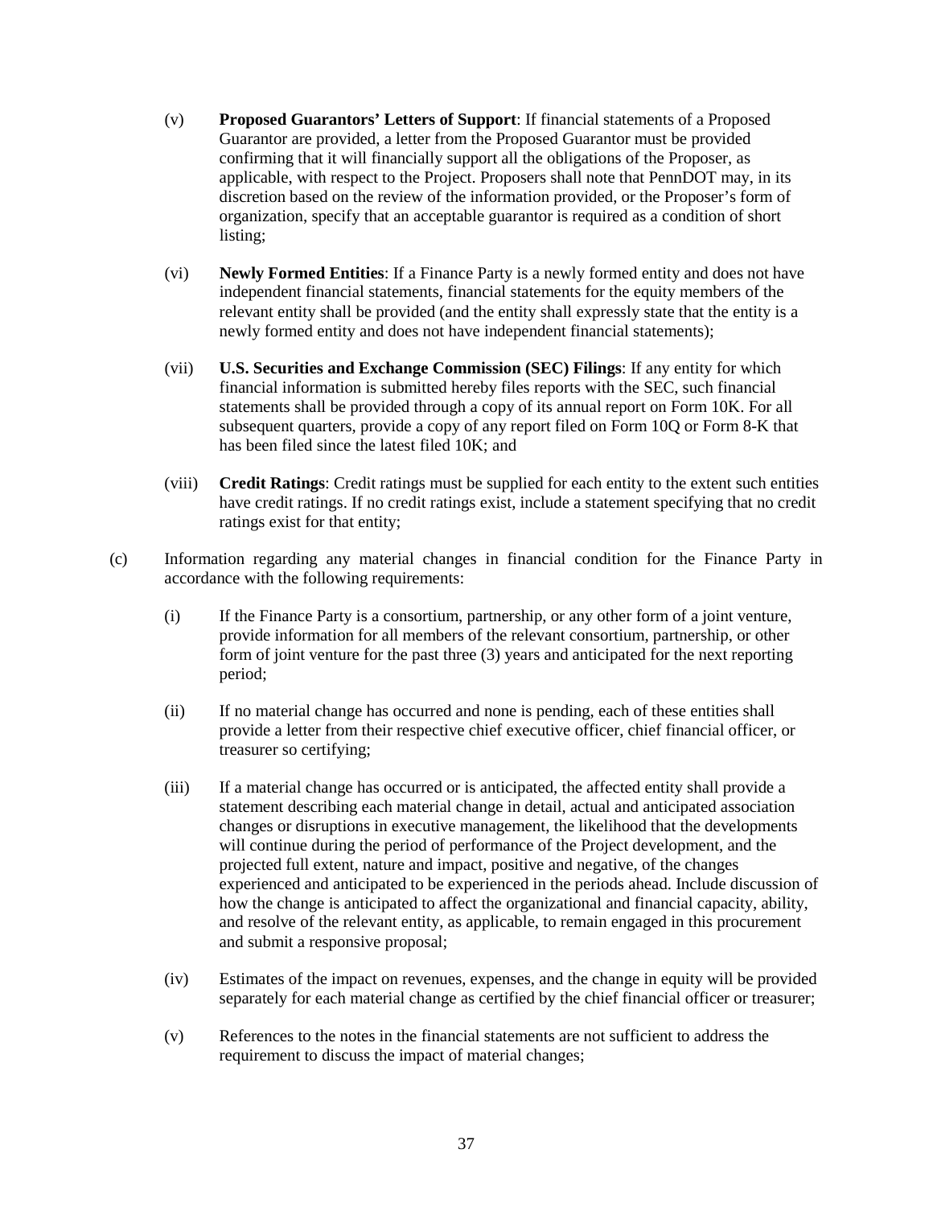(v) **Proposed Guarantors' Letters of Support**: If financial statements of a Proposed Guarantor are provided, a letter from the Proposed Guarantor must be provided confirming that it will financially support all the obligations of the Proposer, as applicable, with respect to the Project. Proposers shall note that PennDOT may, in its discretion based on the review of the information provided, or the Proposer's form of organization, specify that an acceptable guarantor is required as a condition of short listing;

(vi) **Newly Formed Entities**: If a Finance Party is a newly formed entity and does not have independent financial statements, financial statements for the equity members of the relevant entity shall be provided (and the entity shall expressly state that the entity is a newly formed entity and does not have independent financial statements);

(vii) **U.S. Securities and Exchange Commission (SEC) Filings**: If any entity for which financial information is submitted hereby files reports with the SEC, such financial statements shall be provided through a copy of its annual report on Form 10K. For all subsequent quarters, provide a copy of any report filed on Form 10Q or Form 8-K that has been filed since the latest filed 10K; and

(viii) **Credit Ratings**: Credit ratings must be supplied for each entity to the extent such entities have credit ratings. If no credit ratings exist, include a statement specifying that no credit ratings exist for that entity;

(c) Information regarding any material changes in financial condition for the Finance Party in accordance with the following requirements:

(i) If the Finance Party is a consortium, partnership, or any other form of a joint venture, provide information for all members of the relevant consortium, partnership, or other form of joint venture for the past three (3) years and anticipated for the next reporting period;

(ii) If no material change has occurred and none is pending, each of these entities shall provide a letter from their respective chief executive officer, chief financial officer, or treasurer so certifying;

(iii) If a material change has occurred or is anticipated, the affected entity shall provide a statement describing each material change in detail, actual and anticipated association changes or disruptions in executive management, the likelihood that the developments will continue during the period of performance of the Project development, and the projected full extent, nature and impact, positive and negative, of the changes experienced and anticipated to be experienced in the periods ahead. Include discussion of how the change is anticipated to affect the organizational and financial capacity, ability, and resolve of the relevant entity, as applicable, to remain engaged in this procurement and submit a responsive proposal;

(iv) Estimates of the impact on revenues, expenses, and the change in equity will be provided separately for each material change as certified by the chief financial officer or treasurer;

(v) References to the notes in the financial statements are not sufficient to address the requirement to discuss the impact of material changes;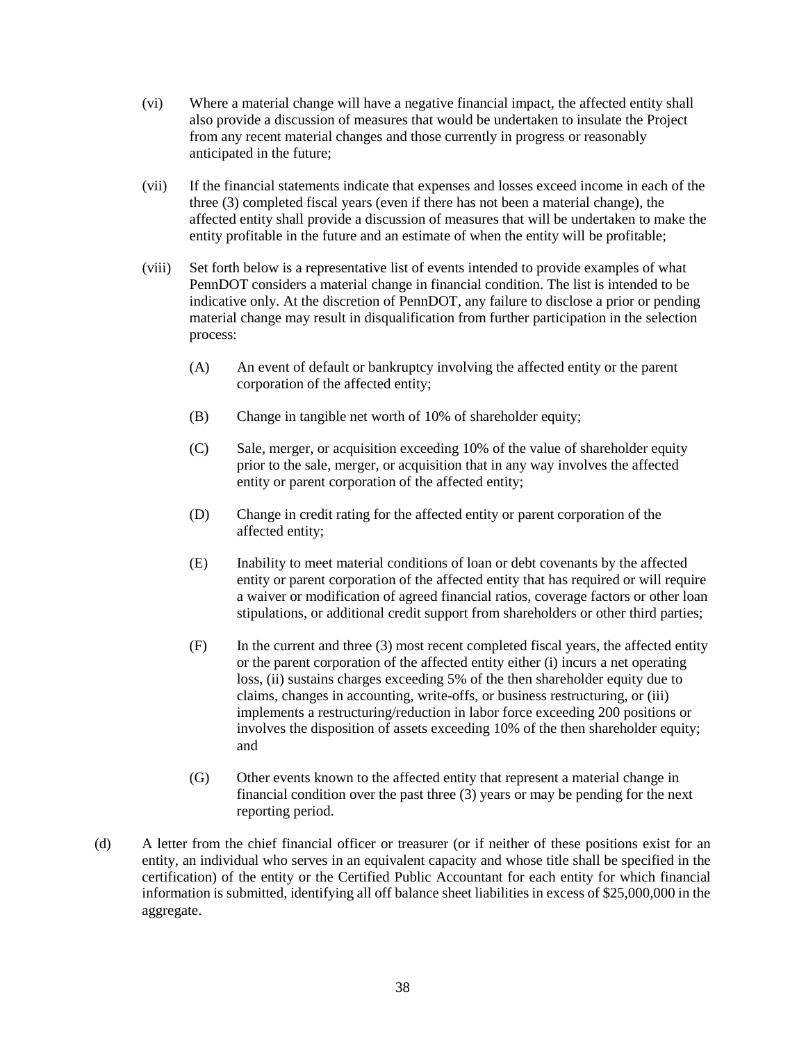(vi) Where a material change will have a negative financial impact, the affected entity shall also provide a discussion of measures that would be undertaken to insulate the Project from any recent material changes and those currently in progress or reasonably anticipated in the future;

(vii) If the financial statements indicate that expenses and losses exceed income in each of the three (3) completed fiscal years (even if there has not been a material change), the affected entity shall provide a discussion of measures that will be undertaken to make the entity profitable in the future and an estimate of when the entity will be profitable;

(viii) Set forth below is a representative list of events intended to provide examples of what PennDOT considers a material change in financial condition. The list is intended to be indicative only. At the discretion of PennDOT, any failure to disclose a prior or pending material change may result in disqualification from further participation in the selection process:

(A) An event of default or bankruptcy involving the affected entity or the parent corporation of the affected entity;

(B) Change in tangible net worth of 10% of shareholder equity;

(C) Sale, merger, or acquisition exceeding 10% of the value of shareholder equity prior to the sale, merger, or acquisition that in any way involves the affected entity or parent corporation of the affected entity;

(D) Change in credit rating for the affected entity or parent corporation of the affected entity;

(E) Inability to meet material conditions of loan or debt covenants by the affected entity or parent corporation of the affected entity that has required or will require a waiver or modification of agreed financial ratios, coverage factors or other loan stipulations, or additional credit support from shareholders or other third parties;

(F) In the current and three (3) most recent completed fiscal years, the affected entity or the parent corporation of the affected entity either (i) incurs a net operating loss, (ii) sustains charges exceeding 5% of the then shareholder equity due to claims, changes in accounting, write-offs, or business restructuring, or (iii) implements a restructuring/reduction in labor force exceeding 200 positions or involves the disposition of assets exceeding 10% of the then shareholder equity; and

(G) Other events known to the affected entity that represent a material change in financial condition over the past three (3) years or may be pending for the next reporting period.

(d) A letter from the chief financial officer or treasurer (or if neither of these positions exist for an entity, an individual who serves in an equivalent capacity and whose title shall be specified in the certification) of the entity or the Certified Public Accountant for each entity for which financial information is submitted, identifying all off balance sheet liabilities in excess of $25,000,000 in the aggregate.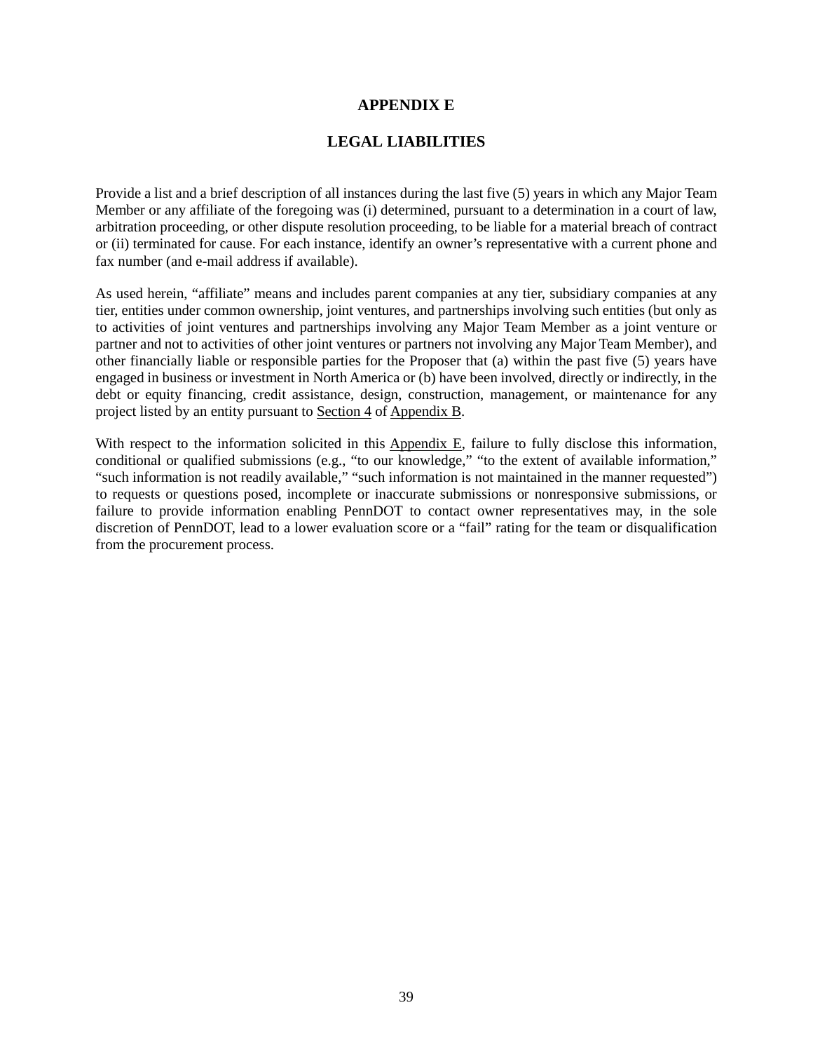# APPENDIX E

# LEGAL LIABILITIES

Provide a list and a brief description of all instances during the last five (5) years in which any Major Team Member or any affiliate of the foregoing was (i) determined, pursuant to a determination in a court of law, arbitration proceeding, or other dispute resolution proceeding, to be liable for a material breach of contract or (ii) terminated for cause. For each instance, identify an owner's representative with a current phone and fax number (and e-mail address if available).

As used herein, "affiliate" means and includes parent companies at any tier, subsidiary companies at any tier, entities under common ownership, joint ventures, and partnerships involving such entities (but only as to activities of joint ventures and partnerships involving any Major Team Member as a joint venture or partner and not to activities of other joint ventures or partners not involving any Major Team Member), and other financially liable or responsible parties for the Proposer that (a) within the past five (5) years have engaged in business or investment in North America or (b) have been involved, directly or indirectly, in the debt or equity financing, credit assistance, design, construction, management, or maintenance for any project listed by an entity pursuant to Section 4 of Appendix B.

With respect to the information solicited in this Appendix E, failure to fully disclose this information, conditional or qualified submissions (e.g., "to our knowledge," "to the extent of available information," "such information is not readily available," "such information is not maintained in the manner requested") to requests or questions posed, incomplete or inaccurate submissions or nonresponsive submissions, or failure to provide information enabling PennDOT to contact owner representatives may, in the sole discretion of PennDOT, lead to a lower evaluation score or a "fail" rating for the team or disqualification from the procurement process.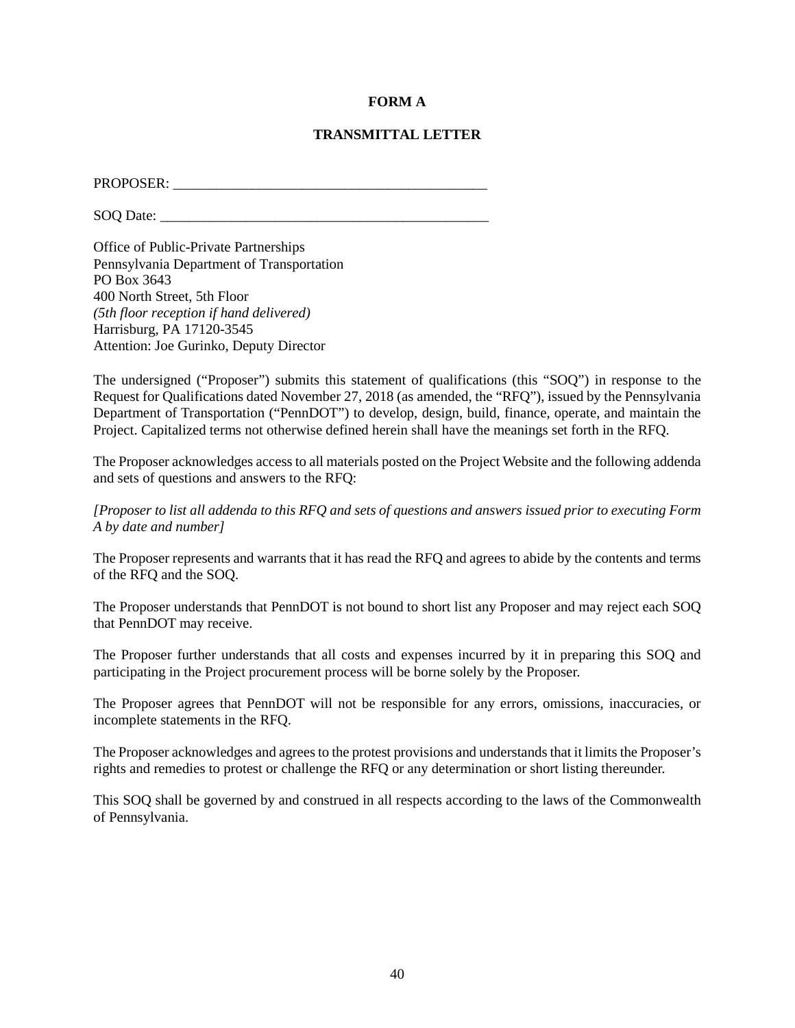**FORM A**

**TRANSMITTAL LETTER**

PROPOSER: ___________________________________________

SOQ Date: ____________________________________________

Office of Public-Private Partnerships
Pennsylvania Department of Transportation
PO Box 3643
400 North Street, 5th Floor
*(5th floor reception if hand delivered)*
Harrisburg, PA 17120-3545
Attention: Joe Gurinko, Deputy Director

The undersigned ("Proposer") submits this statement of qualifications (this "SOQ") in response to the Request for Qualifications dated November 27, 2018 (as amended, the "RFQ"), issued by the Pennsylvania Department of Transportation ("PennDOT") to develop, design, build, finance, operate, and maintain the Project. Capitalized terms not otherwise defined herein shall have the meanings set forth in the RFQ.

The Proposer acknowledges access to all materials posted on the Project Website and the following addenda and sets of questions and answers to the RFQ:

*[Proposer to list all addenda to this RFQ and sets of questions and answers issued prior to executing Form A by date and number]*

The Proposer represents and warrants that it has read the RFQ and agrees to abide by the contents and terms of the RFQ and the SOQ.

The Proposer understands that PennDOT is not bound to short list any Proposer and may reject each SOQ that PennDOT may receive.

The Proposer further understands that all costs and expenses incurred by it in preparing this SOQ and participating in the Project procurement process will be borne solely by the Proposer.

The Proposer agrees that PennDOT will not be responsible for any errors, omissions, inaccuracies, or incomplete statements in the RFQ.

The Proposer acknowledges and agrees to the protest provisions and understands that it limits the Proposer's rights and remedies to protest or challenge the RFQ or any determination or short listing thereunder.

This SOQ shall be governed by and construed in all respects according to the laws of the Commonwealth of Pennsylvania.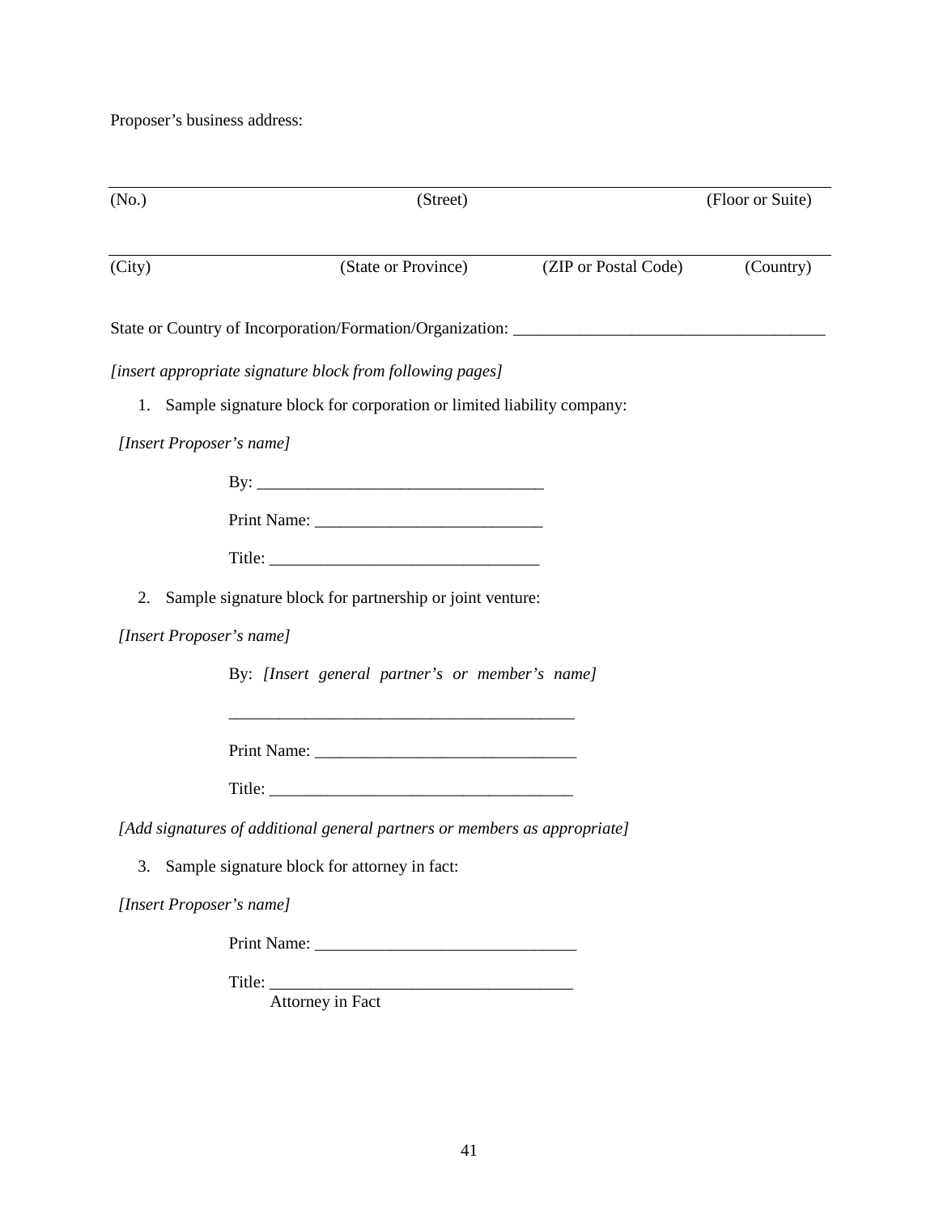Proposer's business address:

| (No.) | (Street) | | (Floor or Suite) |
|---|---|---|---|
| (City) | (State or Province) | (ZIP or Postal Code) | (Country) |

State or Country of Incorporation/Formation/Organization: ____________________________________

*[insert appropriate signature block from following pages]*

1. Sample signature block for corporation or limited liability company:

*[Insert Proposer's name]*

By: __________________________________

Print Name: ___________________________

Title: ________________________________

2. Sample signature block for partnership or joint venture:

*[Insert Proposer's name]*

By: *[Insert general partner's or member's name]*

_________________________________________

Print Name: ______________________________

Title: ___________________________________

*[Add signatures of additional general partners or members as appropriate]*

3. Sample signature block for attorney in fact:

*[Insert Proposer's name]*

Print Name: ______________________________

Title: ___________________________________
Attorney in Fact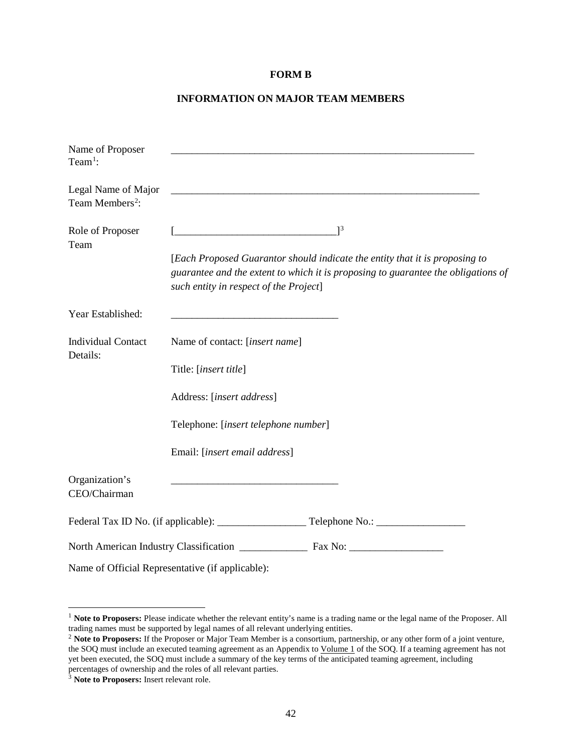**FORM B**

**INFORMATION ON MAJOR TEAM MEMBERS**

| | |
|---|---|
| Name of Proposer Team[1]: | ____________________________________________________________ |
| Legal Name of Major Team Members[2]: | ______________________________________________________________ |
| Role of Proposer Team | [_______________________________][3]<br><br>[*Each Proposed Guarantor should indicate the entity that it is proposing to guarantee and the extent to which it is proposing to guarantee the obligations of such entity in respect of the Project*] |
| Year Established: | ________________________________ |
| Individual Contact Details: | Name of contact: [*insert name*]<br><br>Title: [*insert title*]<br><br>Address: [*insert address*]<br><br>Telephone: [*insert telephone number*]<br><br>Email: [*insert email address*] |
| Organization's CEO/Chairman | ________________________________ |

Federal Tax ID No. (if applicable): _________________ Telephone No.: _________________

North American Industry Classification _____________ Fax No: __________________

Name of Official Representative (if applicable):

---

[1] **Note to Proposers:** Please indicate whether the relevant entity's name is a trading name or the legal name of the Proposer. All trading names must be supported by legal names of all relevant underlying entities.

[2] **Note to Proposers:** If the Proposer or Major Team Member is a consortium, partnership, or any other form of a joint venture, the SOQ must include an executed teaming agreement as an Appendix to Volume 1 of the SOQ. If a teaming agreement has not yet been executed, the SOQ must include a summary of the key terms of the anticipated teaming agreement, including percentages of ownership and the roles of all relevant parties.

[3] **Note to Proposers:** Insert relevant role.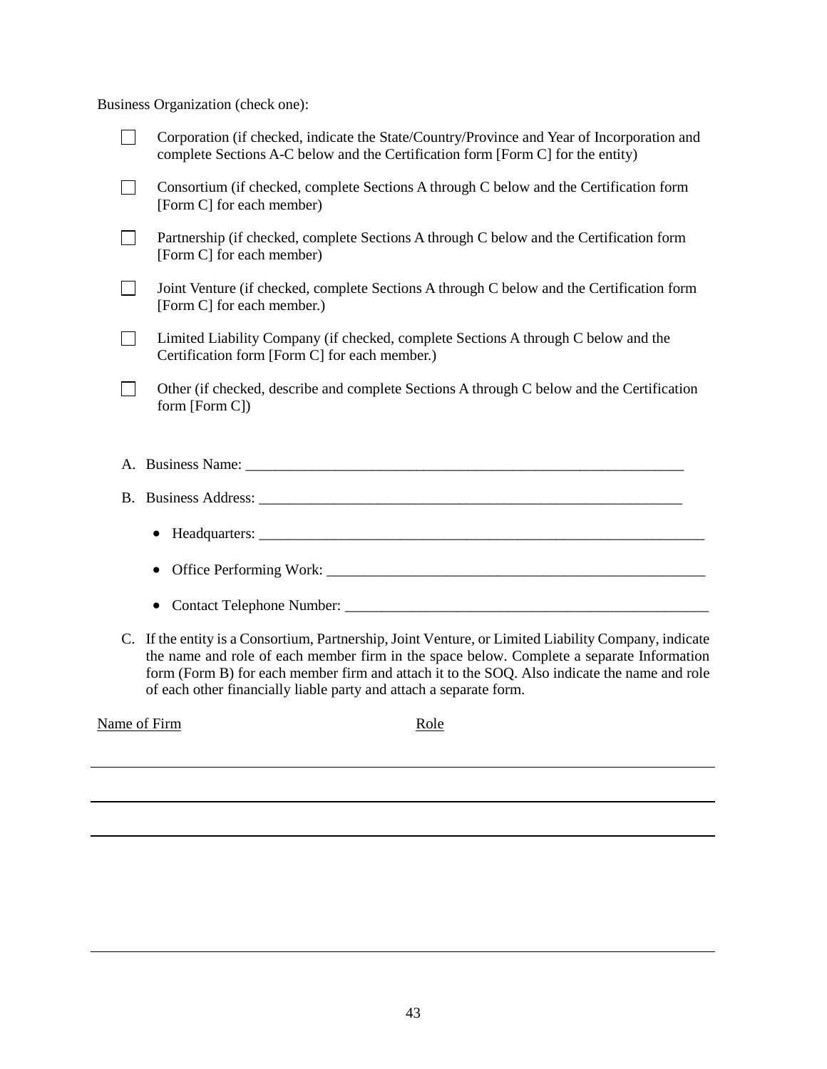Business Organization (check one):

- ☐ Corporation (if checked, indicate the State/Country/Province and Year of Incorporation and complete Sections A-C below and the Certification form [Form C] for the entity)
- ☐ Consortium (if checked, complete Sections A through C below and the Certification form [Form C] for each member)
- ☐ Partnership (if checked, complete Sections A through C below and the Certification form [Form C] for each member)
- ☐ Joint Venture (if checked, complete Sections A through C below and the Certification form [Form C] for each member.)
- ☐ Limited Liability Company (if checked, complete Sections A through C below and the Certification form [Form C] for each member.)
- ☐ Other (if checked, describe and complete Sections A through C below and the Certification form [Form C])

A. Business Name: ____________________________________________________________

B. Business Address: __________________________________________________________

- Headquarters: _______________________________________________________________
- Office Performing Work: _______________________________________________________
- Contact Telephone Number: ____________________________________________________

C. If the entity is a Consortium, Partnership, Joint Venture, or Limited Liability Company, indicate the name and role of each member firm in the space below. Complete a separate Information form (Form B) for each member firm and attach it to the SOQ. Also indicate the name and role of each other financially liable party and attach a separate form.

| Name of Firm | Role |
| --- | --- |
| | |
| | |
| | |
| | |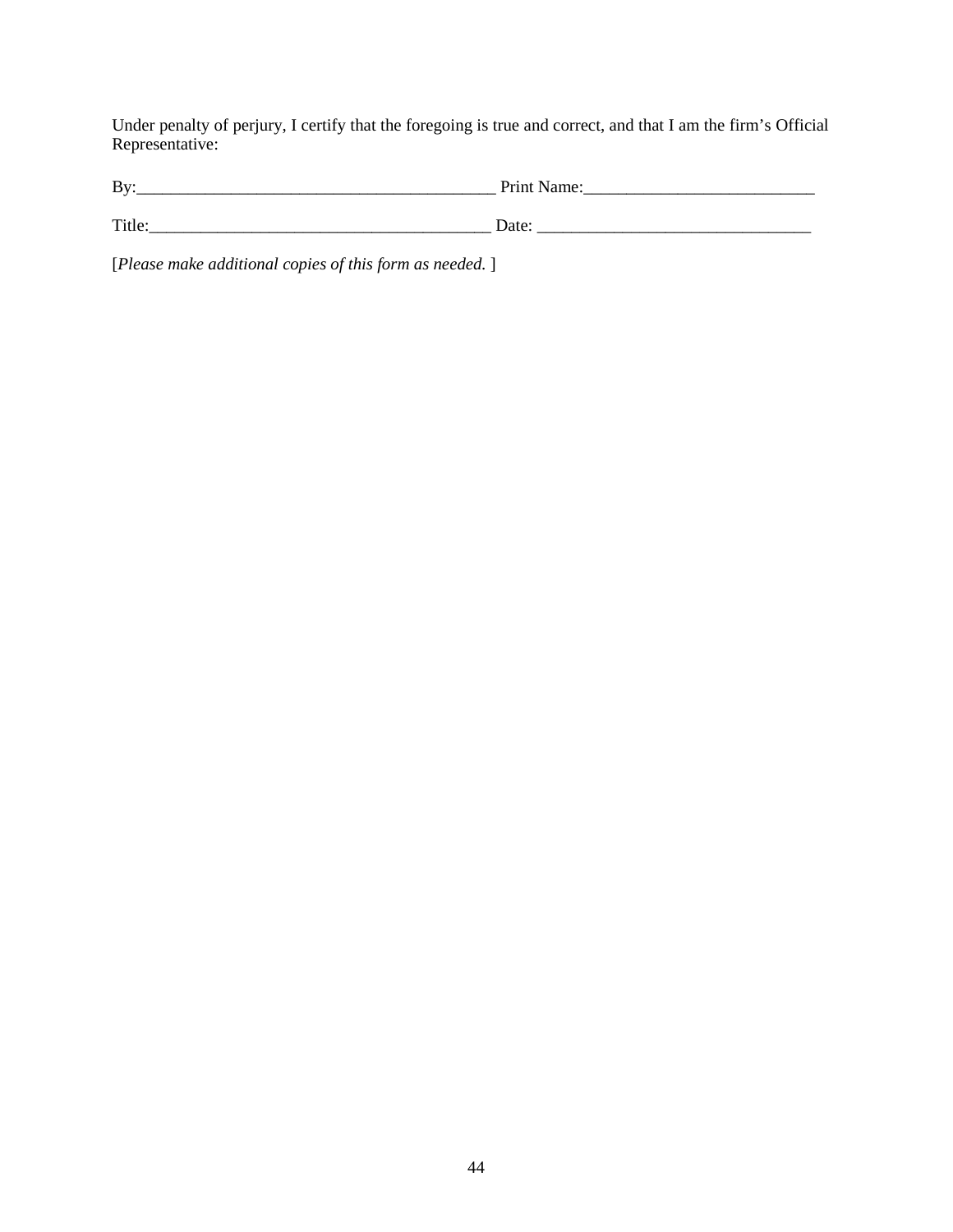Under penalty of perjury, I certify that the foregoing is true and correct, and that I am the firm’s Official Representative:

By:__________________________________________ Print Name:___________________________

Title:________________________________________ Date: ________________________________

[*Please make additional copies of this form as needed.* ]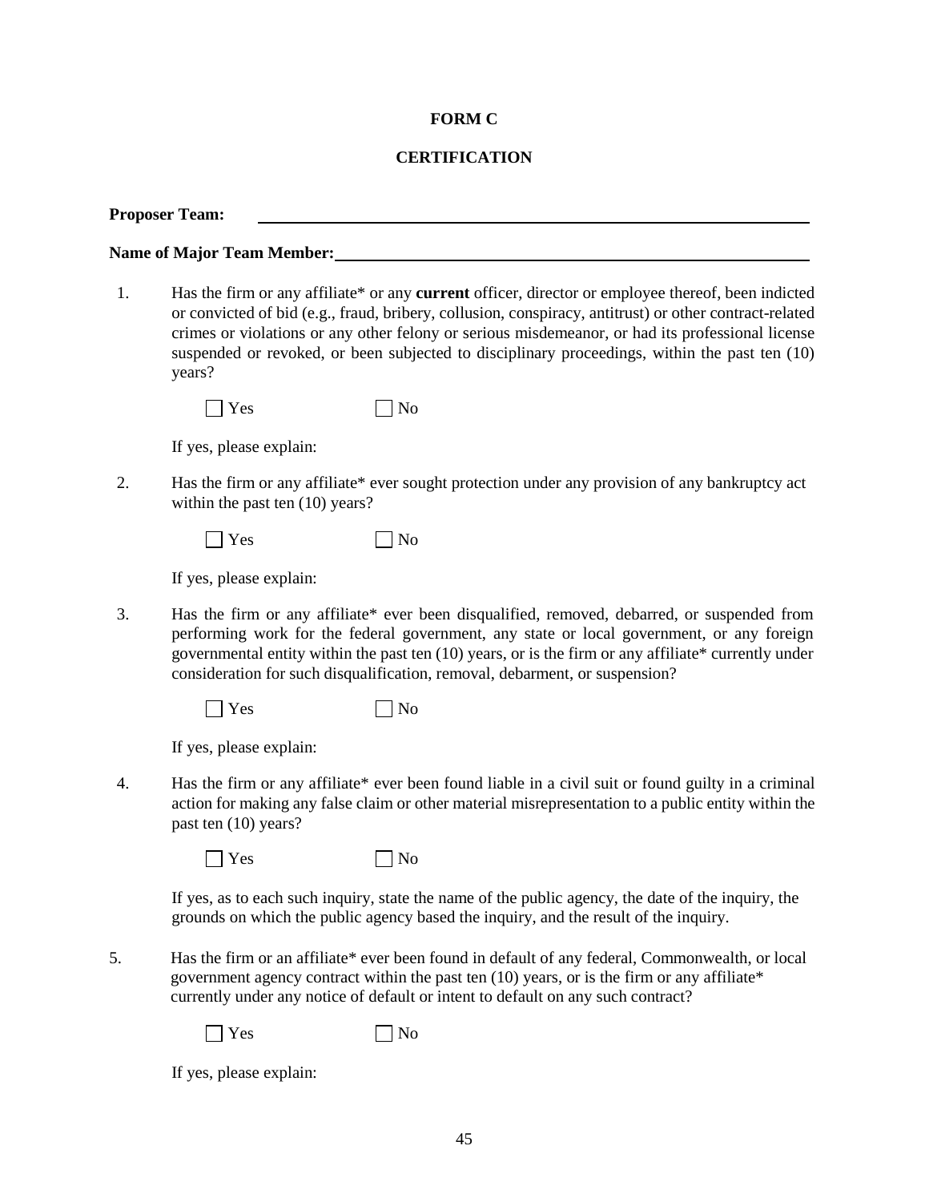# FORM C

## CERTIFICATION

**Proposer Team:** \_\_\_\_\_\_\_\_\_\_\_\_\_\_\_\_\_\_\_\_\_\_\_\_\_\_\_\_\_\_\_\_\_\_\_\_\_\_\_\_\_\_\_\_\_\_\_\_\_\_\_\_

**Name of Major Team Member:** \_\_\_\_\_\_\_\_\_\_\_\_\_\_\_\_\_\_\_\_\_\_\_\_\_\_\_\_\_\_\_\_\_\_\_\_\_\_\_\_\_\_

1. Has the firm or any affiliate* or any **current** officer, director or employee thereof, been indicted or convicted of bid (e.g., fraud, bribery, collusion, conspiracy, antitrust) or other contract-related crimes or violations or any other felony or serious misdemeanor, or had its professional license suspended or revoked, or been subjected to disciplinary proceedings, within the past ten (10) years?

   ☐ Yes ☐ No

   If yes, please explain:

2. Has the firm or any affiliate* ever sought protection under any provision of any bankruptcy act within the past ten (10) years?

   ☐ Yes ☐ No

   If yes, please explain:

3. Has the firm or any affiliate* ever been disqualified, removed, debarred, or suspended from performing work for the federal government, any state or local government, or any foreign governmental entity within the past ten (10) years, or is the firm or any affiliate* currently under consideration for such disqualification, removal, debarment, or suspension?

   ☐ Yes ☐ No

   If yes, please explain:

4. Has the firm or any affiliate* ever been found liable in a civil suit or found guilty in a criminal action for making any false claim or other material misrepresentation to a public entity within the past ten (10) years?

   ☐ Yes ☐ No

   If yes, as to each such inquiry, state the name of the public agency, the date of the inquiry, the grounds on which the public agency based the inquiry, and the result of the inquiry.

5. Has the firm or an affiliate* ever been found in default of any federal, Commonwealth, or local government agency contract within the past ten (10) years, or is the firm or any affiliate* currently under any notice of default or intent to default on any such contract?

   ☐ Yes ☐ No

   If yes, please explain: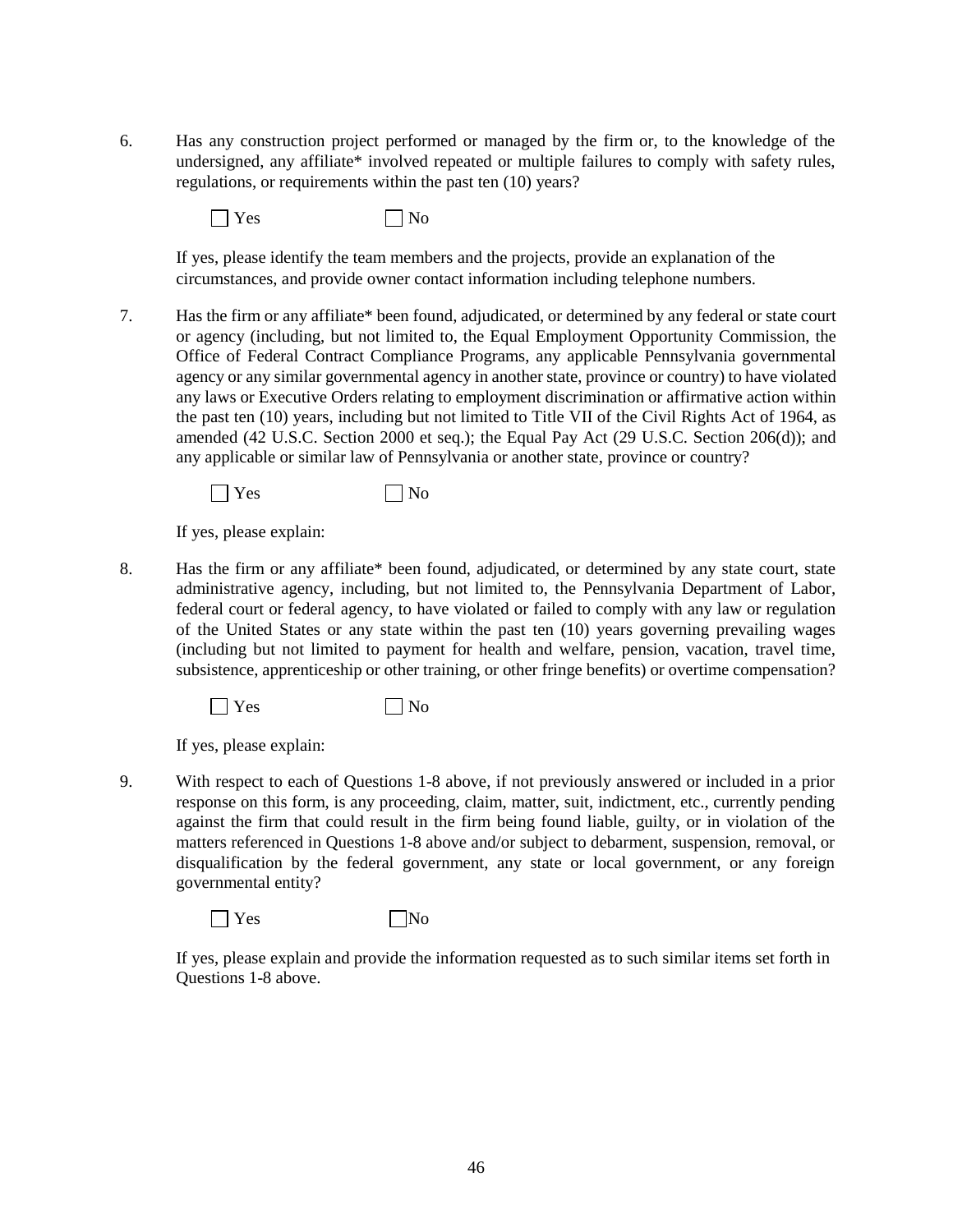6. Has any construction project performed or managed by the firm or, to the knowledge of the undersigned, any affiliate* involved repeated or multiple failures to comply with safety rules, regulations, or requirements within the past ten (10) years?

   ☐ Yes ☐ No

   If yes, please identify the team members and the projects, provide an explanation of the circumstances, and provide owner contact information including telephone numbers.

7. Has the firm or any affiliate* been found, adjudicated, or determined by any federal or state court or agency (including, but not limited to, the Equal Employment Opportunity Commission, the Office of Federal Contract Compliance Programs, any applicable Pennsylvania governmental agency or any similar governmental agency in another state, province or country) to have violated any laws or Executive Orders relating to employment discrimination or affirmative action within the past ten (10) years, including but not limited to Title VII of the Civil Rights Act of 1964, as amended (42 U.S.C. Section 2000 et seq.); the Equal Pay Act (29 U.S.C. Section 206(d)); and any applicable or similar law of Pennsylvania or another state, province or country?

   ☐ Yes ☐ No

   If yes, please explain:

8. Has the firm or any affiliate* been found, adjudicated, or determined by any state court, state administrative agency, including, but not limited to, the Pennsylvania Department of Labor, federal court or federal agency, to have violated or failed to comply with any law or regulation of the United States or any state within the past ten (10) years governing prevailing wages (including but not limited to payment for health and welfare, pension, vacation, travel time, subsistence, apprenticeship or other training, or other fringe benefits) or overtime compensation?

   ☐ Yes ☐ No

   If yes, please explain:

9. With respect to each of Questions 1-8 above, if not previously answered or included in a prior response on this form, is any proceeding, claim, matter, suit, indictment, etc., currently pending against the firm that could result in the firm being found liable, guilty, or in violation of the matters referenced in Questions 1-8 above and/or subject to debarment, suspension, removal, or disqualification by the federal government, any state or local government, or any foreign governmental entity?

   ☐ Yes ☐ No

   If yes, please explain and provide the information requested as to such similar items set forth in Questions 1-8 above.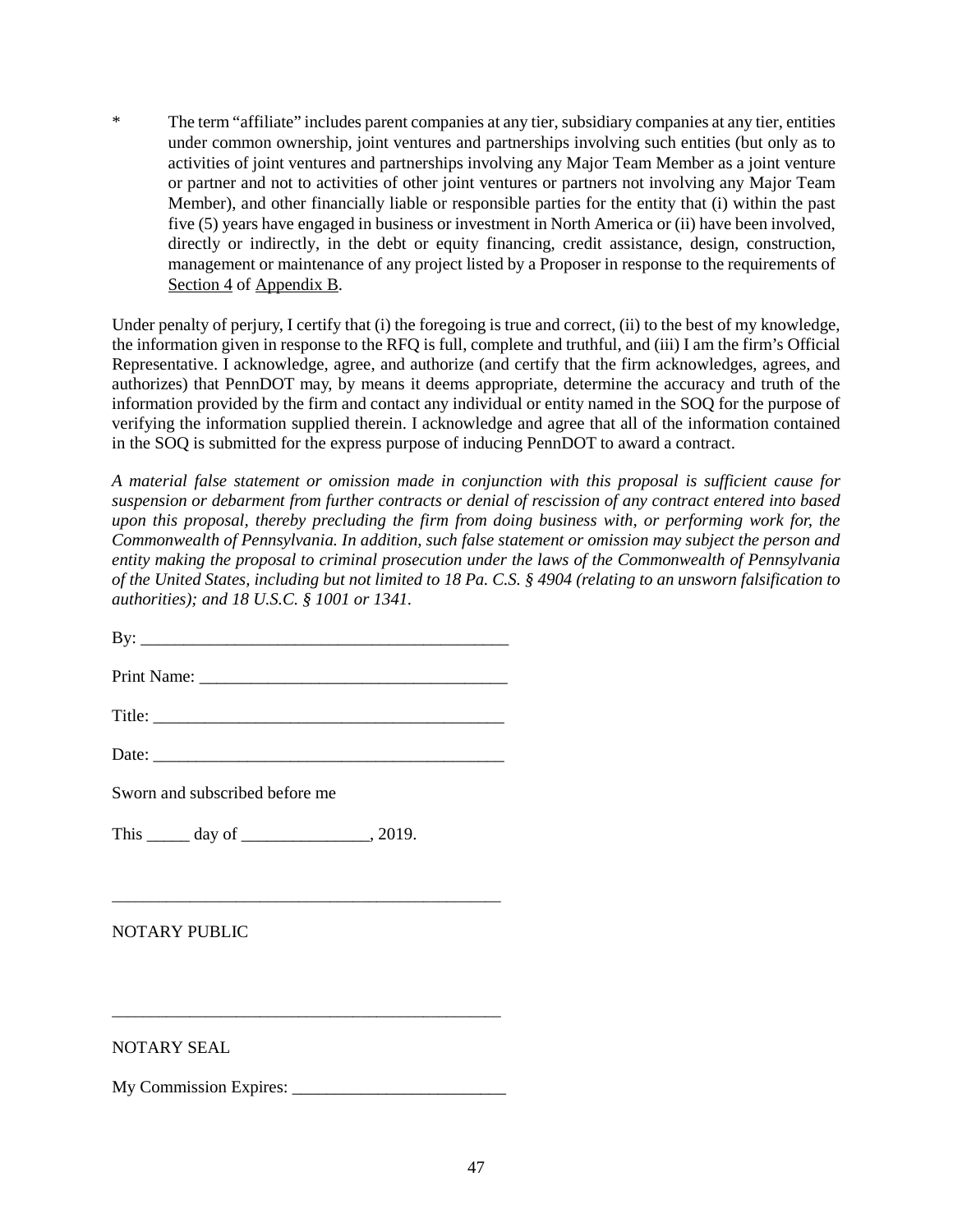\* The term "affiliate" includes parent companies at any tier, subsidiary companies at any tier, entities under common ownership, joint ventures and partnerships involving such entities (but only as to activities of joint ventures and partnerships involving any Major Team Member as a joint venture or partner and not to activities of other joint ventures or partners not involving any Major Team Member), and other financially liable or responsible parties for the entity that (i) within the past five (5) years have engaged in business or investment in North America or (ii) have been involved, directly or indirectly, in the debt or equity financing, credit assistance, design, construction, management or maintenance of any project listed by a Proposer in response to the requirements of Section 4 of Appendix B.

Under penalty of perjury, I certify that (i) the foregoing is true and correct, (ii) to the best of my knowledge, the information given in response to the RFQ is full, complete and truthful, and (iii) I am the firm's Official Representative. I acknowledge, agree, and authorize (and certify that the firm acknowledges, agrees, and authorizes) that PennDOT may, by means it deems appropriate, determine the accuracy and truth of the information provided by the firm and contact any individual or entity named in the SOQ for the purpose of verifying the information supplied therein. I acknowledge and agree that all of the information contained in the SOQ is submitted for the express purpose of inducing PennDOT to award a contract.

*A material false statement or omission made in conjunction with this proposal is sufficient cause for suspension or debarment from further contracts or denial of rescission of any contract entered into based upon this proposal, thereby precluding the firm from doing business with, or performing work for, the Commonwealth of Pennsylvania. In addition, such false statement or omission may subject the person and entity making the proposal to criminal prosecution under the laws of the Commonwealth of Pennsylvania of the United States, including but not limited to 18 Pa. C.S. § 4904 (relating to an unsworn falsification to authorities); and 18 U.S.C. § 1001 or 1341.*

By: ____________________________________________

Print Name: ____________________________________

Title: __________________________________________

Date: __________________________________________

Sworn and subscribed before me

This _____ day of _______________, 2019.

______________________________________________

NOTARY PUBLIC

______________________________________________

NOTARY SEAL

My Commission Expires: _________________________